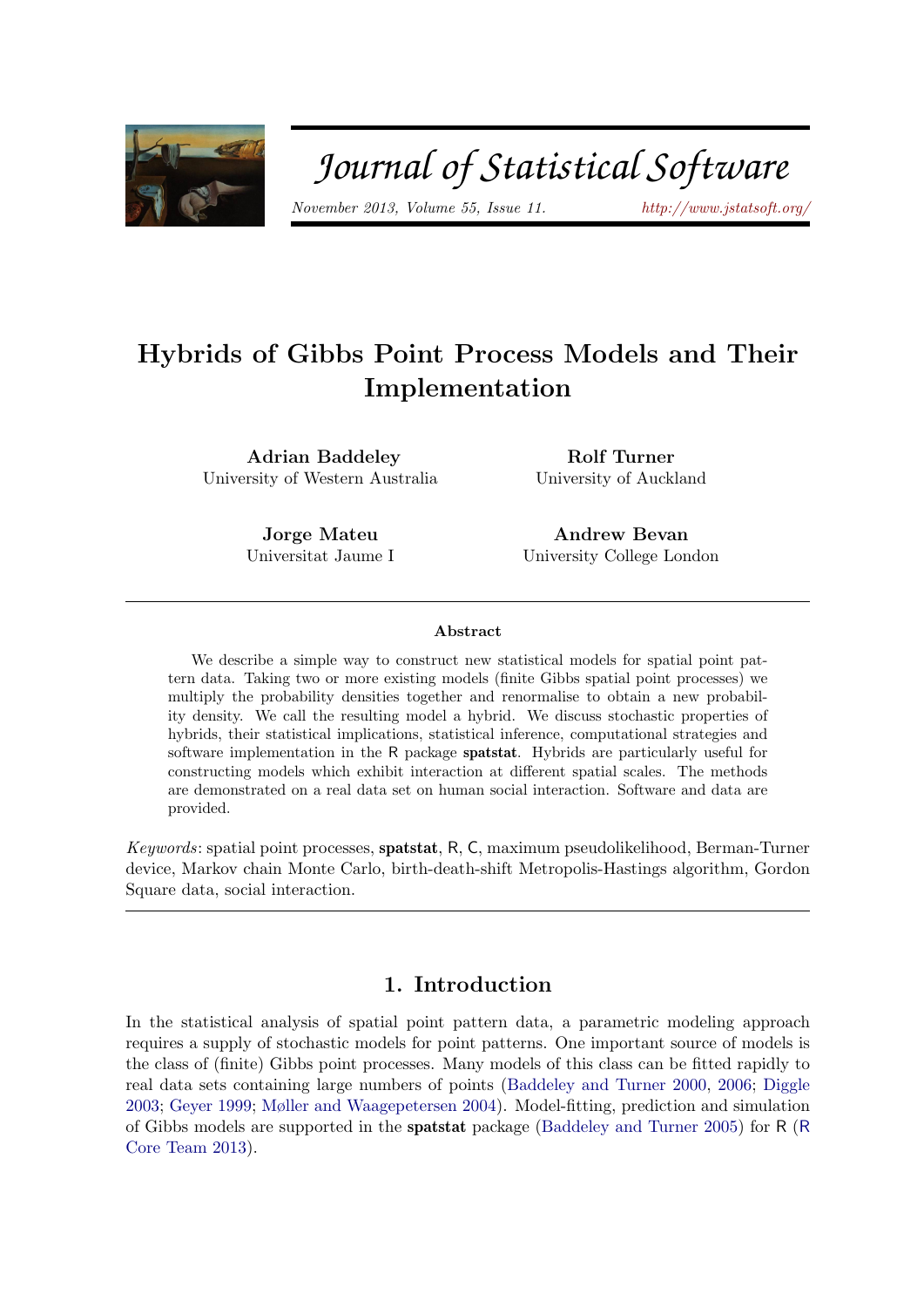# Hybrids of Gibbs Point Process Models and Their Implementation

**Adrian Baddeley**
University of Western Australia

**Rolf Turner**
University of Auckland

**Jorge Mateu**
Universitat Jaume I

**Andrew Bevan**
University College London

## Abstract

We describe a simple way to construct new statistical models for spatial point pattern data. Taking two or more existing models (finite Gibbs spatial point processes) we multiply the probability densities together and renormalise to obtain a new probability density. We call the resulting model a hybrid. We discuss stochastic properties of hybrids, their statistical implications, statistical inference, computational strategies and software implementation in the R package **spatstat**. Hybrids are particularly useful for constructing models which exhibit interaction at different spatial scales. The methods are demonstrated on a real data set on human social interaction. Software and data are provided.

*Keywords*: spatial point processes, **spatstat**, R, C, maximum pseudolikelihood, Berman-Turner device, Markov chain Monte Carlo, birth-death-shift Metropolis-Hastings algorithm, Gordon Square data, social interaction.

## 1. Introduction

In the statistical analysis of spatial point pattern data, a parametric modeling approach requires a supply of stochastic models for point patterns. One important source of models is the class of (finite) Gibbs point processes. Many models of this class can be fitted rapidly to real data sets containing large numbers of points (Baddeley and Turner 2000, 2006; Diggle 2003; Geyer 1999; Møller and Waagepetersen 2004). Model-fitting, prediction and simulation of Gibbs models are supported in the **spatstat** package (Baddeley and Turner 2005) for R (R Core Team 2013).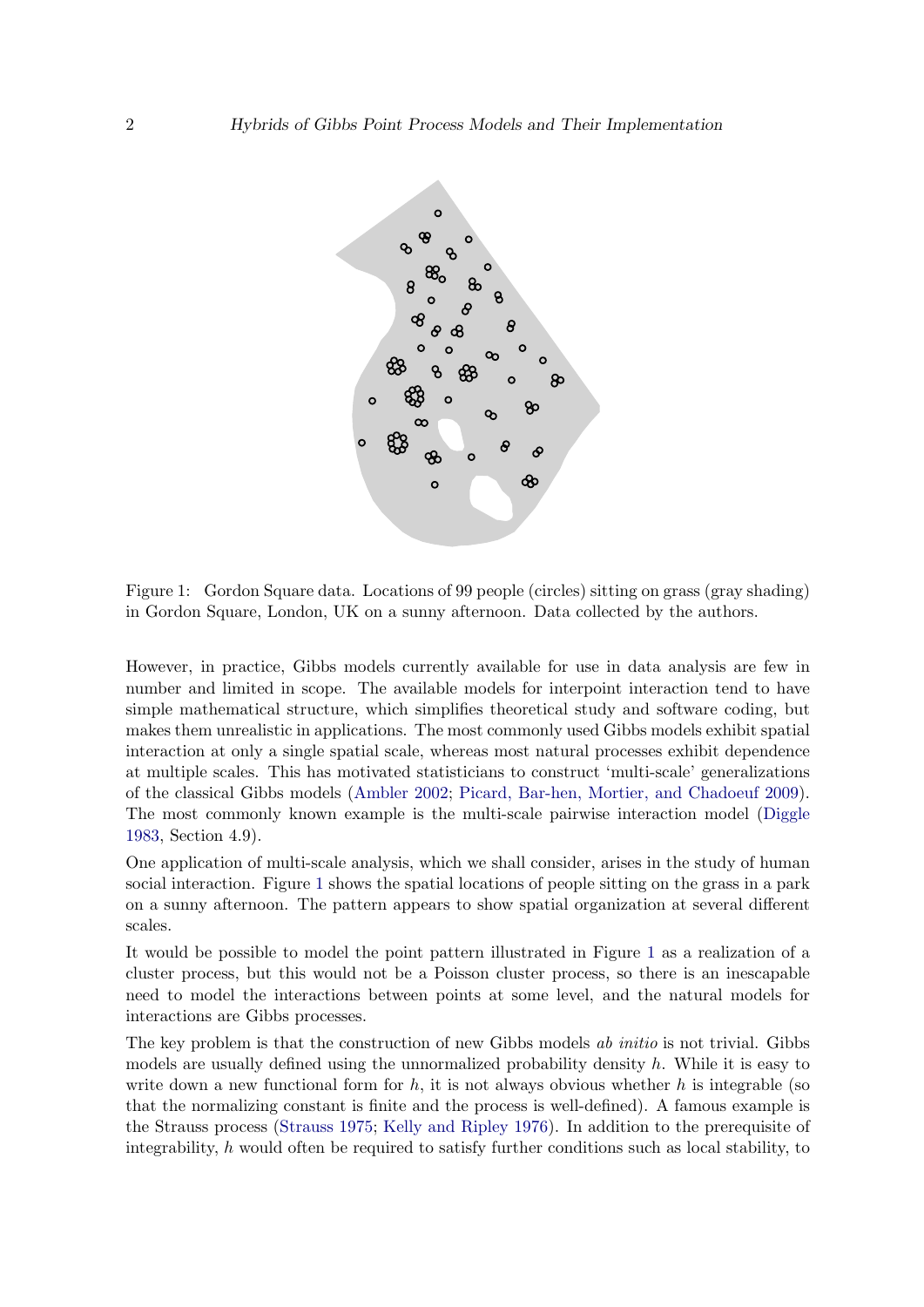Figure 1: Gordon Square data. Locations of 99 people (circles) sitting on grass (gray shading) in Gordon Square, London, UK on a sunny afternoon. Data collected by the authors.

However, in practice, Gibbs models currently available for use in data analysis are few in number and limited in scope. The available models for interpoint interaction tend to have simple mathematical structure, which simplifies theoretical study and software coding, but makes them unrealistic in applications. The most commonly used Gibbs models exhibit spatial interaction at only a single spatial scale, whereas most natural processes exhibit dependence at multiple scales. This has motivated statisticians to construct 'multi-scale' generalizations of the classical Gibbs models (Ambler 2002; Picard, Bar-hen, Mortier, and Chadoeuf 2009). The most commonly known example is the multi-scale pairwise interaction model (Diggle 1983, Section 4.9).

One application of multi-scale analysis, which we shall consider, arises in the study of human social interaction. Figure 1 shows the spatial locations of people sitting on the grass in a park on a sunny afternoon. The pattern appears to show spatial organization at several different scales.

It would be possible to model the point pattern illustrated in Figure 1 as a realization of a cluster process, but this would not be a Poisson cluster process, so there is an inescapable need to model the interactions between points at some level, and the natural models for interactions are Gibbs processes.

The key problem is that the construction of new Gibbs models *ab initio* is not trivial. Gibbs models are usually defined using the unnormalized probability density $h$. While it is easy to write down a new functional form for $h$, it is not always obvious whether $h$ is integrable (so that the normalizing constant is finite and the process is well-defined). A famous example is the Strauss process (Strauss 1975; Kelly and Ripley 1976). In addition to the prerequisite of integrability, $h$ would often be required to satisfy further conditions such as local stability, to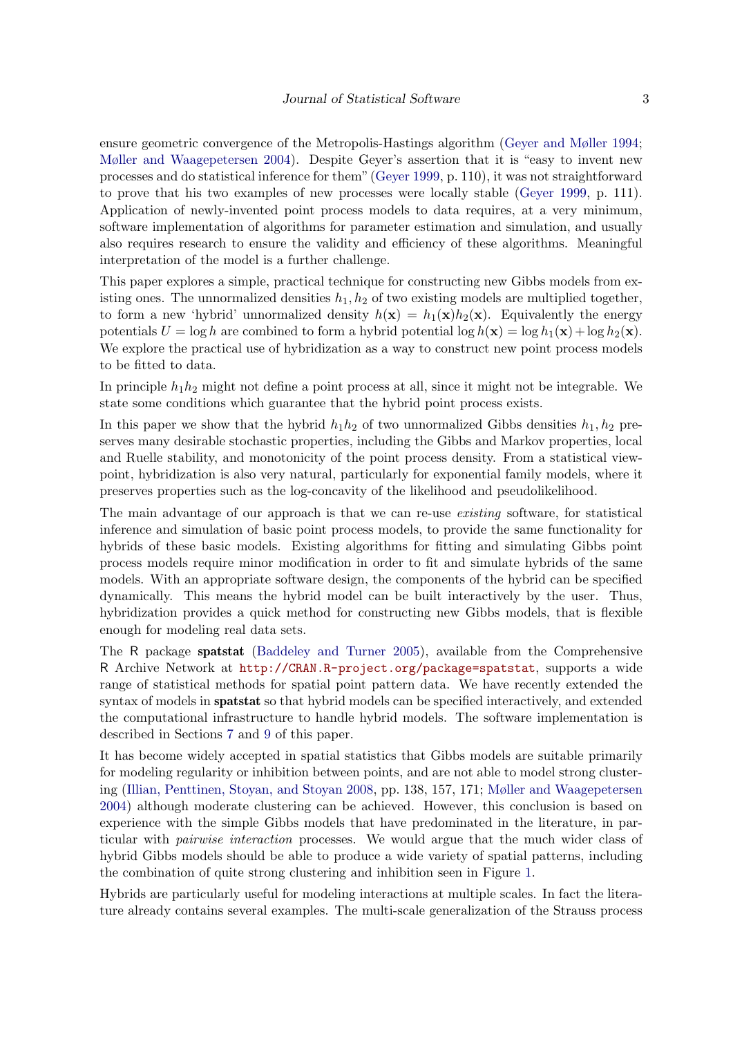ensure geometric convergence of the Metropolis-Hastings algorithm (Geyer and Møller 1994; Møller and Waagepetersen 2004). Despite Geyer's assertion that it is "easy to invent new processes and do statistical inference for them" (Geyer 1999, p. 110), it was not straightforward to prove that his two examples of new processes were locally stable (Geyer 1999, p. 111). Application of newly-invented point process models to data requires, at a very minimum, software implementation of algorithms for parameter estimation and simulation, and usually also requires research to ensure the validity and efficiency of these algorithms. Meaningful interpretation of the model is a further challenge.

This paper explores a simple, practical technique for constructing new Gibbs models from existing ones. The unnormalized densities $h_1, h_2$ of two existing models are multiplied together, to form a new 'hybrid' unnormalized density $h(\mathbf{x}) = h_1(\mathbf{x})h_2(\mathbf{x})$. Equivalently the energy potentials $U = \log h$ are combined to form a hybrid potential $\log h(\mathbf{x}) = \log h_1(\mathbf{x}) + \log h_2(\mathbf{x})$. We explore the practical use of hybridization as a way to construct new point process models to be fitted to data.

In principle $h_1 h_2$ might not define a point process at all, since it might not be integrable. We state some conditions which guarantee that the hybrid point process exists.

In this paper we show that the hybrid $h_1 h_2$ of two unnormalized Gibbs densities $h_1, h_2$ preserves many desirable stochastic properties, including the Gibbs and Markov properties, local and Ruelle stability, and monotonicity of the point process density. From a statistical viewpoint, hybridization is also very natural, particularly for exponential family models, where it preserves properties such as the log-concavity of the likelihood and pseudolikelihood.

The main advantage of our approach is that we can re-use *existing* software, for statistical inference and simulation of basic point process models, to provide the same functionality for hybrids of these basic models. Existing algorithms for fitting and simulating Gibbs point process models require minor modification in order to fit and simulate hybrids of the same models. With an appropriate software design, the components of the hybrid can be specified dynamically. This means the hybrid model can be built interactively by the user. Thus, hybridization provides a quick method for constructing new Gibbs models, that is flexible enough for modeling real data sets.

The R package **spatstat** (Baddeley and Turner 2005), available from the Comprehensive R Archive Network at http://CRAN.R-project.org/package=spatstat, supports a wide range of statistical methods for spatial point pattern data. We have recently extended the syntax of models in **spatstat** so that hybrid models can be specified interactively, and extended the computational infrastructure to handle hybrid models. The software implementation is described in Sections 7 and 9 of this paper.

It has become widely accepted in spatial statistics that Gibbs models are suitable primarily for modeling regularity or inhibition between points, and are not able to model strong clustering (Illian, Penttinen, Stoyan, and Stoyan 2008, pp. 138, 157, 171; Møller and Waagepetersen 2004) although moderate clustering can be achieved. However, this conclusion is based on experience with the simple Gibbs models that have predominated in the literature, in particular with *pairwise interaction* processes. We would argue that the much wider class of hybrid Gibbs models should be able to produce a wide variety of spatial patterns, including the combination of quite strong clustering and inhibition seen in Figure 1.

Hybrids are particularly useful for modeling interactions at multiple scales. In fact the literature already contains several examples. The multi-scale generalization of the Strauss process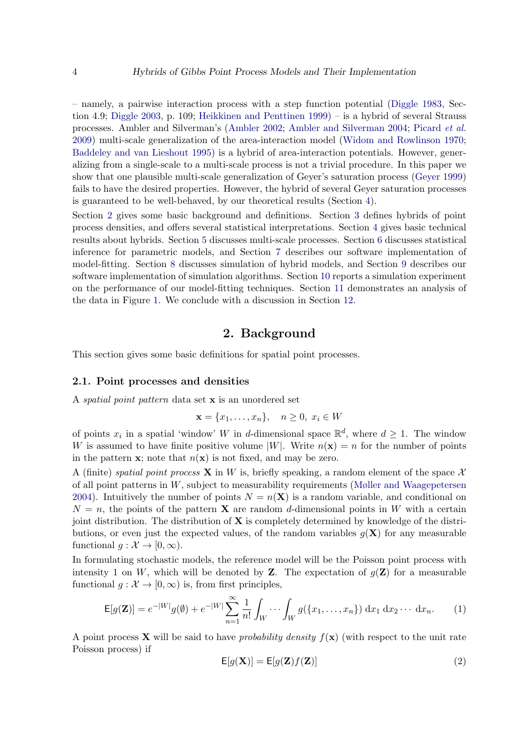– namely, a pairwise interaction process with a step function potential (Diggle 1983, Section 4.9; Diggle 2003, p. 109; Heikkinen and Penttinen 1999) – is a hybrid of several Strauss processes. Ambler and Silverman's (Ambler 2002; Ambler and Silverman 2004; Picard *et al.* 2009) multi-scale generalization of the area-interaction model (Widom and Rowlinson 1970; Baddeley and van Lieshout 1995) is a hybrid of area-interaction potentials. However, generalizing from a single-scale to a multi-scale process is not a trivial procedure. In this paper we show that one plausible multi-scale generalization of Geyer's saturation process (Geyer 1999) fails to have the desired properties. However, the hybrid of several Geyer saturation processes is guaranteed to be well-behaved, by our theoretical results (Section 4).

Section 2 gives some basic background and definitions. Section 3 defines hybrids of point process densities, and offers several statistical interpretations. Section 4 gives basic technical results about hybrids. Section 5 discusses multi-scale processes. Section 6 discusses statistical inference for parametric models, and Section 7 describes our software implementation of model-fitting. Section 8 discusses simulation of hybrid models, and Section 9 describes our software implementation of simulation algorithms. Section 10 reports a simulation experiment on the performance of our model-fitting techniques. Section 11 demonstrates an analysis of the data in Figure 1. We conclude with a discussion in Section 12.

## 2. Background

This section gives some basic definitions for spatial point processes.

### 2.1. Point processes and densities

A *spatial point pattern* data set $\mathbf{x}$ is an unordered set

$$\mathbf{x} = \{x_1, \ldots, x_n\}, \quad n \geq 0, \; x_i \in W$$

of points $x_i$ in a spatial 'window' $W$ in $d$-dimensional space $\mathbb{R}^d$, where $d \geq 1$. The window $W$ is assumed to have finite positive volume $|W|$. Write $n(\mathbf{x}) = n$ for the number of points in the pattern $\mathbf{x}$; note that $n(\mathbf{x})$ is not fixed, and may be zero.

A (finite) *spatial point process* $\mathbf{X}$ in $W$ is, briefly speaking, a random element of the space $\mathcal{X}$ of all point patterns in $W$, subject to measurability requirements (Møller and Waagepetersen 2004). Intuitively the number of points $N = n(\mathbf{X})$ is a random variable, and conditional on $N = n$, the points of the pattern $\mathbf{X}$ are random $d$-dimensional points in $W$ with a certain joint distribution. The distribution of $\mathbf{X}$ is completely determined by knowledge of the distributions, or even just the expected values, of the random variables $g(\mathbf{X})$ for any measurable functional $g : \mathcal{X} \to [0, \infty)$.

In formulating stochastic models, the reference model will be the Poisson point process with intensity 1 on $W$, which will be denoted by $\mathbf{Z}$. The expectation of $g(\mathbf{Z})$ for a measurable functional $g : \mathcal{X} \to [0, \infty)$ is, from first principles,

$$\mathsf{E}[g(\mathbf{Z})] = e^{-|W|} g(\emptyset) + e^{-|W|} \sum_{n=1}^{\infty} \frac{1}{n!} \int_W \cdots \int_W g(\{x_1, \ldots, x_n\}) \, \mathrm{d}x_1 \, \mathrm{d}x_2 \cdots \, \mathrm{d}x_n. \tag{1}$$

A point process $\mathbf{X}$ will be said to have *probability density* $f(\mathbf{x})$ (with respect to the unit rate Poisson process) if

$$\mathsf{E}[g(\mathbf{X})] = \mathsf{E}[g(\mathbf{Z}) f(\mathbf{Z})] \tag{2}$$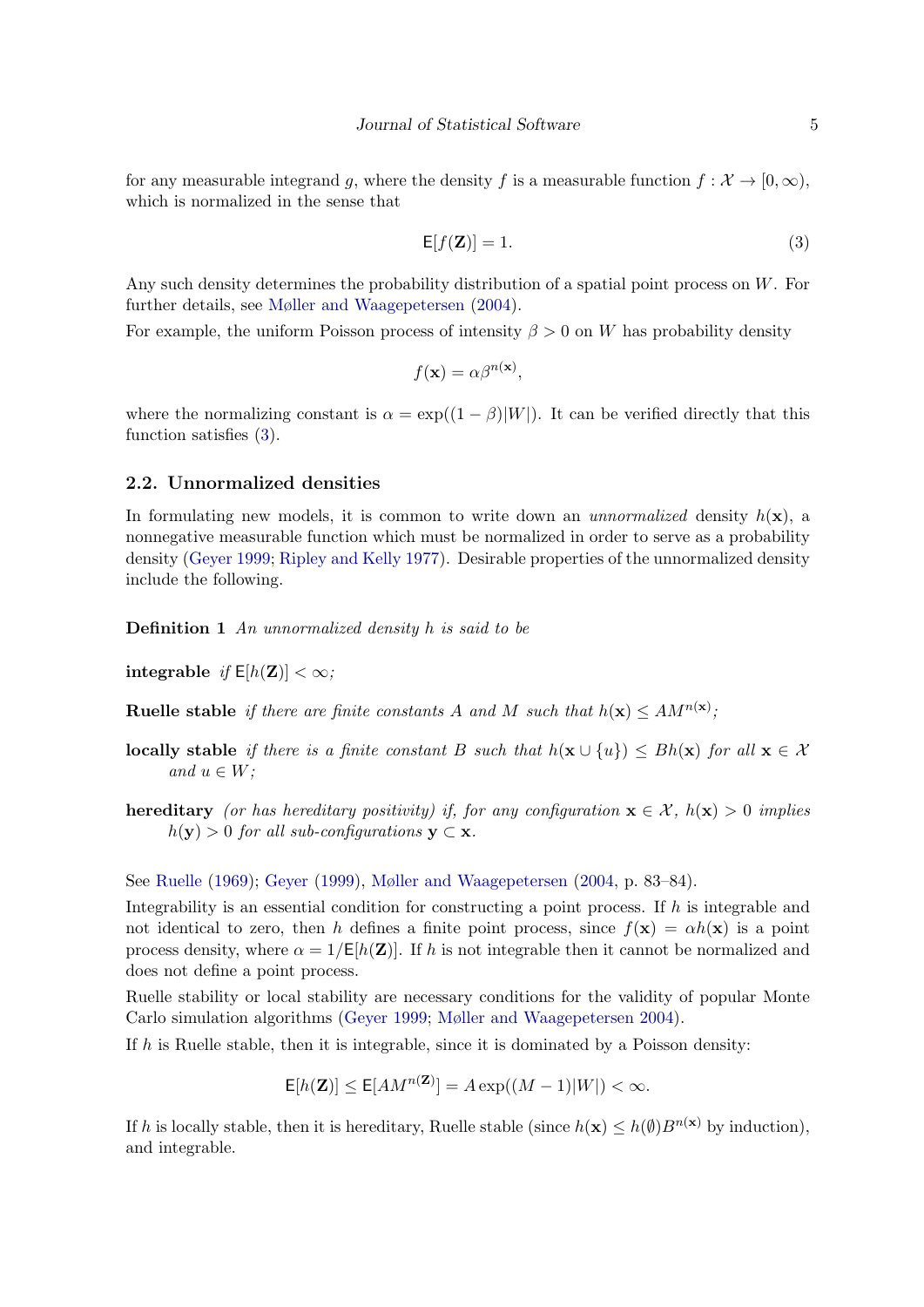for any measurable integrand $g$, where the density $f$ is a measurable function $f : \mathcal{X} \to [0, \infty)$, which is normalized in the sense that

$$\mathsf{E}[f(\mathbf{Z})] = 1. \tag{3}$$

Any such density determines the probability distribution of a spatial point process on $W$. For further details, see Møller and Waagepetersen (2004).

For example, the uniform Poisson process of intensity $\beta > 0$ on $W$ has probability density

$$f(\mathbf{x}) = \alpha \beta^{n(\mathbf{x})},$$

where the normalizing constant is $\alpha = \exp((1 - \beta)|W|)$. It can be verified directly that this function satisfies (3).

### 2.2. Unnormalized densities

In formulating new models, it is common to write down an *unnormalized* density $h(\mathbf{x})$, a nonnegative measurable function which must be normalized in order to serve as a probability density (Geyer 1999; Ripley and Kelly 1977). Desirable properties of the unnormalized density include the following.

**Definition 1** *An unnormalized density $h$ is said to be*

**integrable** *if $\mathsf{E}[h(\mathbf{Z})] < \infty$;*

**Ruelle stable** *if there are finite constants $A$ and $M$ such that $h(\mathbf{x}) \le AM^{n(\mathbf{x})}$;*

**locally stable** *if there is a finite constant $B$ such that $h(\mathbf{x} \cup \{u\}) \le Bh(\mathbf{x})$ for all $\mathbf{x} \in \mathcal{X}$ and $u \in W$;*

**hereditary** *(or has hereditary positivity) if, for any configuration $\mathbf{x} \in \mathcal{X}$, $h(\mathbf{x}) > 0$ implies $h(\mathbf{y}) > 0$ for all sub-configurations $\mathbf{y} \subset \mathbf{x}$.*

See Ruelle (1969); Geyer (1999), Møller and Waagepetersen (2004, p. 83–84).

Integrability is an essential condition for constructing a point process. If $h$ is integrable and not identical to zero, then $h$ defines a finite point process, since $f(\mathbf{x}) = \alpha h(\mathbf{x})$ is a point process density, where $\alpha = 1/\mathsf{E}[h(\mathbf{Z})]$. If $h$ is not integrable then it cannot be normalized and does not define a point process.

Ruelle stability or local stability are necessary conditions for the validity of popular Monte Carlo simulation algorithms (Geyer 1999; Møller and Waagepetersen 2004).

If $h$ is Ruelle stable, then it is integrable, since it is dominated by a Poisson density:

$$\mathsf{E}[h(\mathbf{Z})] \le \mathsf{E}[AM^{n(\mathbf{Z})}] = A \exp((M - 1)|W|) < \infty.$$

If $h$ is locally stable, then it is hereditary, Ruelle stable (since $h(\mathbf{x}) \le h(\emptyset)B^{n(\mathbf{x})}$ by induction), and integrable.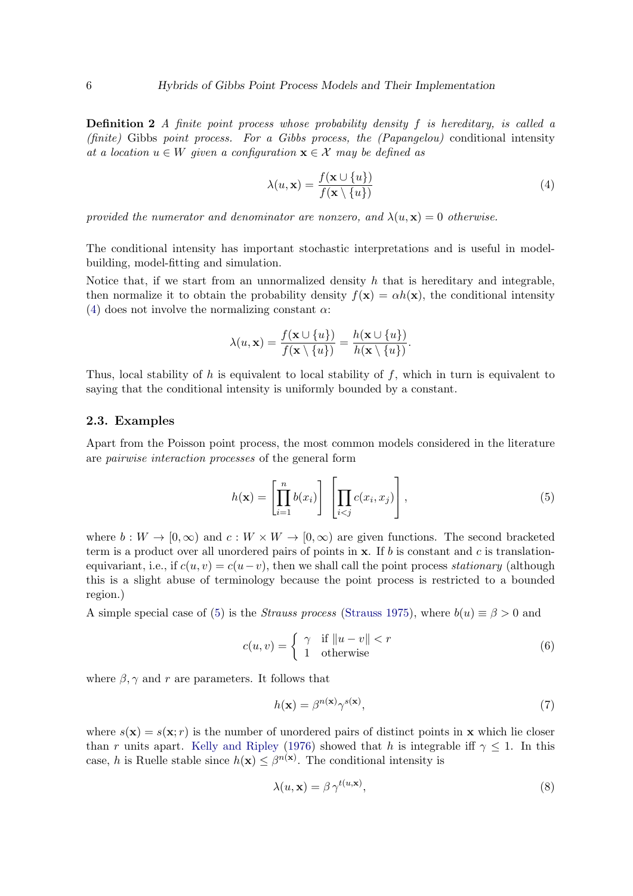**Definition 2** *A finite point process whose probability density $f$ is hereditary, is called a (finite)* Gibbs *point process. For a Gibbs process, the (Papangelou)* conditional intensity *at a location $u \in W$ given a configuration $\mathbf{x} \in \mathcal{X}$ may be defined as*

$$\lambda(u, \mathbf{x}) = \frac{f(\mathbf{x} \cup \{u\})}{f(\mathbf{x} \setminus \{u\})} \tag{4}$$

*provided the numerator and denominator are nonzero, and $\lambda(u, \mathbf{x}) = 0$ otherwise.*

The conditional intensity has important stochastic interpretations and is useful in model-building, model-fitting and simulation.

Notice that, if we start from an unnormalized density $h$ that is hereditary and integrable, then normalize it to obtain the probability density $f(\mathbf{x}) = \alpha h(\mathbf{x})$, the conditional intensity (4) does not involve the normalizing constant $\alpha$:

$$\lambda(u, \mathbf{x}) = \frac{f(\mathbf{x} \cup \{u\})}{f(\mathbf{x} \setminus \{u\})} = \frac{h(\mathbf{x} \cup \{u\})}{h(\mathbf{x} \setminus \{u\})}.$$

Thus, local stability of $h$ is equivalent to local stability of $f$, which in turn is equivalent to saying that the conditional intensity is uniformly bounded by a constant.

### 2.3. Examples

Apart from the Poisson point process, the most common models considered in the literature are *pairwise interaction processes* of the general form

$$h(\mathbf{x}) = \left[\prod_{i=1}^{n} b(x_i)\right] \left[\prod_{i<j} c(x_i, x_j)\right], \tag{5}$$

where $b : W \to [0, \infty)$ and $c : W \times W \to [0, \infty)$ are given functions. The second bracketed term is a product over all unordered pairs of points in $\mathbf{x}$. If $b$ is constant and $c$ is translation-equivariant, i.e., if $c(u, v) = c(u-v)$, then we shall call the point process *stationary* (although this is a slight abuse of terminology because the point process is restricted to a bounded region.)

A simple special case of (5) is the *Strauss process* (Strauss 1975), where $b(u) \equiv \beta > 0$ and

$$c(u, v) = \begin{cases} \gamma & \text{if } \|u - v\| < r \\ 1 & \text{otherwise} \end{cases} \tag{6}$$

where $\beta, \gamma$ and $r$ are parameters. It follows that

$$h(\mathbf{x}) = \beta^{n(\mathbf{x})} \gamma^{s(\mathbf{x})}, \tag{7}$$

where $s(\mathbf{x}) = s(\mathbf{x}; r)$ is the number of unordered pairs of distinct points in $\mathbf{x}$ which lie closer than $r$ units apart. Kelly and Ripley (1976) showed that $h$ is integrable iff $\gamma \leq 1$. In this case, $h$ is Ruelle stable since $h(\mathbf{x}) \leq \beta^{n(\mathbf{x})}$. The conditional intensity is

$$\lambda(u, \mathbf{x}) = \beta \, \gamma^{t(u, \mathbf{x})}, \tag{8}$$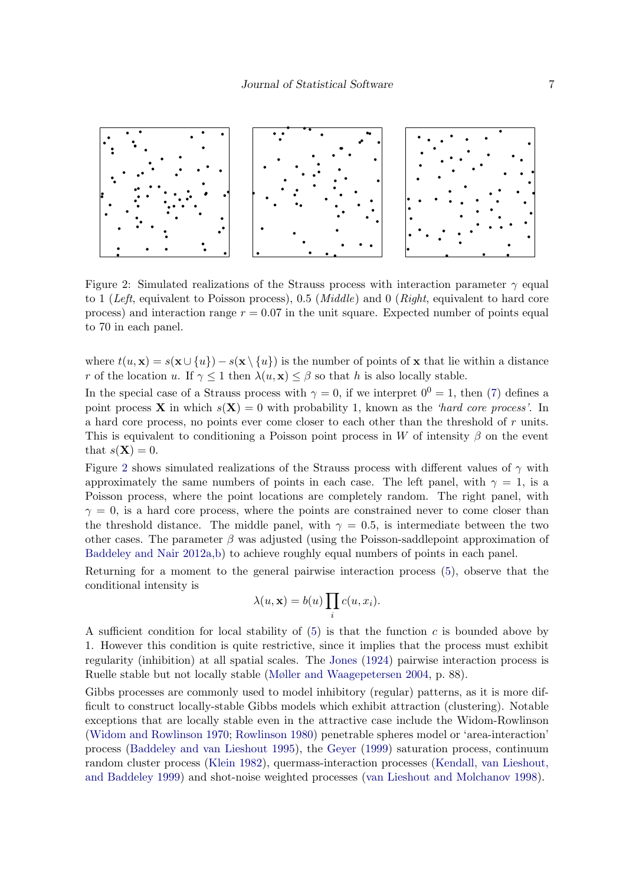Figure 2: Simulated realizations of the Strauss process with interaction parameter $\gamma$ equal to 1 (*Left*, equivalent to Poisson process), 0.5 (*Middle*) and 0 (*Right*, equivalent to hard core process) and interaction range $r = 0.07$ in the unit square. Expected number of points equal to 70 in each panel.

where $t(u, \mathbf{x}) = s(\mathbf{x} \cup \{u\}) - s(\mathbf{x} \setminus \{u\})$ is the number of points of $\mathbf{x}$ that lie within a distance $r$ of the location $u$. If $\gamma \leq 1$ then $\lambda(u, \mathbf{x}) \leq \beta$ so that $h$ is also locally stable.

In the special case of a Strauss process with $\gamma = 0$, if we interpret $0^0 = 1$, then (7) defines a point process $\mathbf{X}$ in which $s(\mathbf{X}) = 0$ with probability 1, known as the *'hard core process'*. In a hard core process, no points ever come closer to each other than the threshold of $r$ units. This is equivalent to conditioning a Poisson point process in $W$ of intensity $\beta$ on the event that $s(\mathbf{X}) = 0$.

Figure 2 shows simulated realizations of the Strauss process with different values of $\gamma$ with approximately the same numbers of points in each case. The left panel, with $\gamma = 1$, is a Poisson process, where the point locations are completely random. The right panel, with $\gamma = 0$, is a hard core process, where the points are constrained never to come closer than the threshold distance. The middle panel, with $\gamma = 0.5$, is intermediate between the two other cases. The parameter $\beta$ was adjusted (using the Poisson-saddlepoint approximation of Baddeley and Nair 2012a,b) to achieve roughly equal numbers of points in each panel.

Returning for a moment to the general pairwise interaction process (5), observe that the conditional intensity is

$$\lambda(u, \mathbf{x}) = b(u) \prod_i c(u, x_i).$$

A sufficient condition for local stability of (5) is that the function $c$ is bounded above by 1. However this condition is quite restrictive, since it implies that the process must exhibit regularity (inhibition) at all spatial scales. The Jones (1924) pairwise interaction process is Ruelle stable but not locally stable (Møller and Waagepetersen 2004, p. 88).

Gibbs processes are commonly used to model inhibitory (regular) patterns, as it is more difficult to construct locally-stable Gibbs models which exhibit attraction (clustering). Notable exceptions that are locally stable even in the attractive case include the Widom-Rowlinson (Widom and Rowlinson 1970; Rowlinson 1980) penetrable spheres model or 'area-interaction' process (Baddeley and van Lieshout 1995), the Geyer (1999) saturation process, continuum random cluster process (Klein 1982), quermass-interaction processes (Kendall, van Lieshout, and Baddeley 1999) and shot-noise weighted processes (van Lieshout and Molchanov 1998).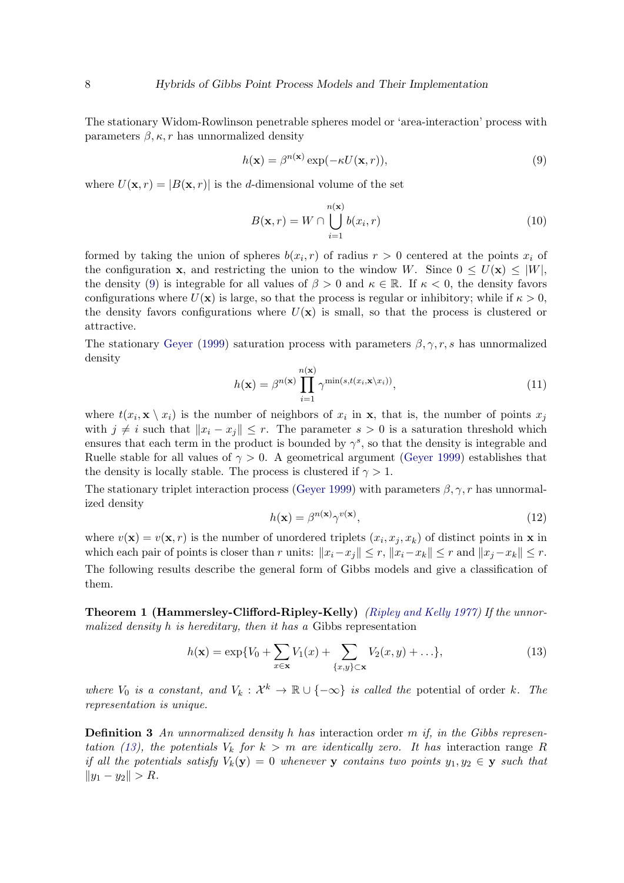The stationary Widom-Rowlinson penetrable spheres model or 'area-interaction' process with parameters $\beta, \kappa, r$ has unnormalized density

$$h(\mathbf{x}) = \beta^{n(\mathbf{x})} \exp(-\kappa U(\mathbf{x}, r)), \tag{9}$$

where $U(\mathbf{x}, r) = |B(\mathbf{x}, r)|$ is the $d$-dimensional volume of the set

$$B(\mathbf{x}, r) = W \cap \bigcup_{i=1}^{n(\mathbf{x})} b(x_i, r) \tag{10}$$

formed by taking the union of spheres $b(x_i, r)$ of radius $r > 0$ centered at the points $x_i$ of the configuration $\mathbf{x}$, and restricting the union to the window $W$. Since $0 \leq U(\mathbf{x}) \leq |W|$, the density (9) is integrable for all values of $\beta > 0$ and $\kappa \in \mathbb{R}$. If $\kappa < 0$, the density favors configurations where $U(\mathbf{x})$ is large, so that the process is regular or inhibitory; while if $\kappa > 0$, the density favors configurations where $U(\mathbf{x})$ is small, so that the process is clustered or attractive.

The stationary Geyer (1999) saturation process with parameters $\beta, \gamma, r, s$ has unnormalized density

$$h(\mathbf{x}) = \beta^{n(\mathbf{x})} \prod_{i=1}^{n(\mathbf{x})} \gamma^{\min(s, t(x_i, \mathbf{x} \setminus x_i))}, \tag{11}$$

where $t(x_i, \mathbf{x} \setminus x_i)$ is the number of neighbors of $x_i$ in $\mathbf{x}$, that is, the number of points $x_j$ with $j \neq i$ such that $\|x_i - x_j\| \leq r$. The parameter $s > 0$ is a saturation threshold which ensures that each term in the product is bounded by $\gamma^s$, so that the density is integrable and Ruelle stable for all values of $\gamma > 0$. A geometrical argument (Geyer 1999) establishes that the density is locally stable. The process is clustered if $\gamma > 1$.

The stationary triplet interaction process (Geyer 1999) with parameters $\beta, \gamma, r$ has unnormalized density

$$h(\mathbf{x}) = \beta^{n(\mathbf{x})} \gamma^{v(\mathbf{x})}, \tag{12}$$

where $v(\mathbf{x}) = v(\mathbf{x}, r)$ is the number of unordered triplets $(x_i, x_j, x_k)$ of distinct points in $\mathbf{x}$ in which each pair of points is closer than $r$ units: $\|x_i - x_j\| \leq r$, $\|x_i - x_k\| \leq r$ and $\|x_j - x_k\| \leq r$.

The following results describe the general form of Gibbs models and give a classification of them.

**Theorem 1 (Hammersley-Clifford-Ripley-Kelly)** *(Ripley and Kelly 1977) If the unnormalized density $h$ is hereditary, then it has a* Gibbs representation

$$h(\mathbf{x}) = \exp\{V_0 + \sum_{x \in \mathbf{x}} V_1(x) + \sum_{\{x,y\} \subset \mathbf{x}} V_2(x, y) + \ldots\}, \tag{13}$$

*where $V_0$ is a constant, and $V_k : \mathcal{X}^k \to \mathbb{R} \cup \{-\infty\}$ is called the* potential of order $k$. *The representation is unique.*

**Definition 3** *An unnormalized density $h$ has* interaction order $m$ *if, in the Gibbs representation (13), the potentials $V_k$ for $k > m$ are identically zero. It has* interaction range $R$ *if all the potentials satisfy $V_k(\mathbf{y}) = 0$ whenever $\mathbf{y}$ contains two points $y_1, y_2 \in \mathbf{y}$ such that $\|y_1 - y_2\| > R$.*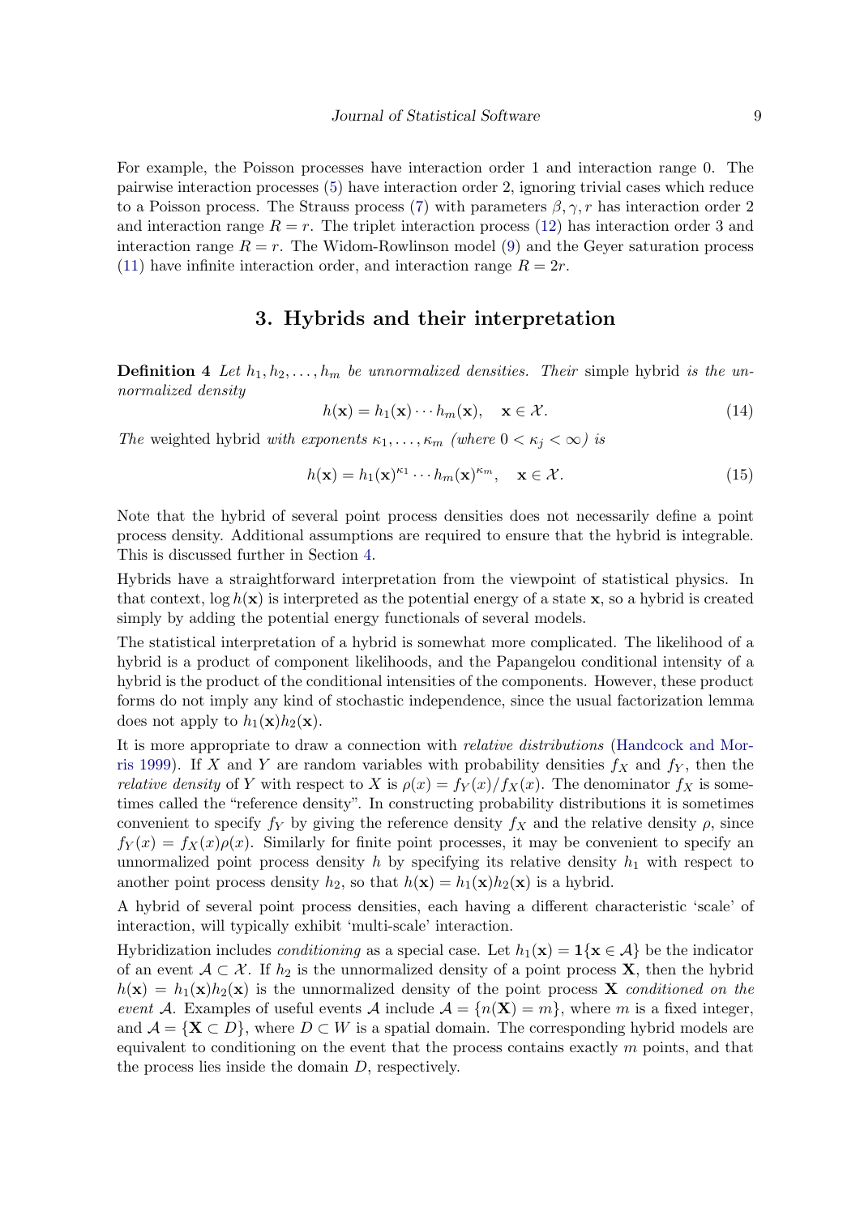For example, the Poisson processes have interaction order 1 and interaction range 0. The pairwise interaction processes (5) have interaction order 2, ignoring trivial cases which reduce to a Poisson process. The Strauss process (7) with parameters $\beta, \gamma, r$ has interaction order 2 and interaction range $R = r$. The triplet interaction process (12) has interaction order 3 and interaction range $R = r$. The Widom-Rowlinson model (9) and the Geyer saturation process (11) have infinite interaction order, and interaction range $R = 2r$.

# 3. Hybrids and their interpretation

**Definition 4** *Let $h_1, h_2, \ldots, h_m$ be unnormalized densities. Their* simple hybrid *is the unnormalized density*

$$h(\mathbf{x}) = h_1(\mathbf{x}) \cdots h_m(\mathbf{x}), \quad \mathbf{x} \in \mathcal{X}. \tag{14}$$

*The* weighted hybrid *with exponents $\kappa_1, \ldots, \kappa_m$ (where $0 < \kappa_j < \infty$) is*

$$h(\mathbf{x}) = h_1(\mathbf{x})^{\kappa_1} \cdots h_m(\mathbf{x})^{\kappa_m}, \quad \mathbf{x} \in \mathcal{X}. \tag{15}$$

Note that the hybrid of several point process densities does not necessarily define a point process density. Additional assumptions are required to ensure that the hybrid is integrable. This is discussed further in Section 4.

Hybrids have a straightforward interpretation from the viewpoint of statistical physics. In that context, $\log h(\mathbf{x})$ is interpreted as the potential energy of a state $\mathbf{x}$, so a hybrid is created simply by adding the potential energy functionals of several models.

The statistical interpretation of a hybrid is somewhat more complicated. The likelihood of a hybrid is a product of component likelihoods, and the Papangelou conditional intensity of a hybrid is the product of the conditional intensities of the components. However, these product forms do not imply any kind of stochastic independence, since the usual factorization lemma does not apply to $h_1(\mathbf{x})h_2(\mathbf{x})$.

It is more appropriate to draw a connection with *relative distributions* (Handcock and Morris 1999). If $X$ and $Y$ are random variables with probability densities $f_X$ and $f_Y$, then the *relative density* of $Y$ with respect to $X$ is $\rho(x) = f_Y(x)/f_X(x)$. The denominator $f_X$ is sometimes called the "reference density". In constructing probability distributions it is sometimes convenient to specify $f_Y$ by giving the reference density $f_X$ and the relative density $\rho$, since $f_Y(x) = f_X(x)\rho(x)$. Similarly for finite point processes, it may be convenient to specify an unnormalized point process density $h$ by specifying its relative density $h_1$ with respect to another point process density $h_2$, so that $h(\mathbf{x}) = h_1(\mathbf{x})h_2(\mathbf{x})$ is a hybrid.

A hybrid of several point process densities, each having a different characteristic 'scale' of interaction, will typically exhibit 'multi-scale' interaction.

Hybridization includes *conditioning* as a special case. Let $h_1(\mathbf{x}) = \mathbf{1}\{\mathbf{x} \in \mathcal{A}\}$ be the indicator of an event $\mathcal{A} \subset \mathcal{X}$. If $h_2$ is the unnormalized density of a point process $\mathbf{X}$, then the hybrid $h(\mathbf{x}) = h_1(\mathbf{x})h_2(\mathbf{x})$ is the unnormalized density of the point process $\mathbf{X}$ *conditioned on the event* $\mathcal{A}$. Examples of useful events $\mathcal{A}$ include $\mathcal{A} = \{n(\mathbf{X}) = m\}$, where $m$ is a fixed integer, and $\mathcal{A} = \{\mathbf{X} \subset D\}$, where $D \subset W$ is a spatial domain. The corresponding hybrid models are equivalent to conditioning on the event that the process contains exactly $m$ points, and that the process lies inside the domain $D$, respectively.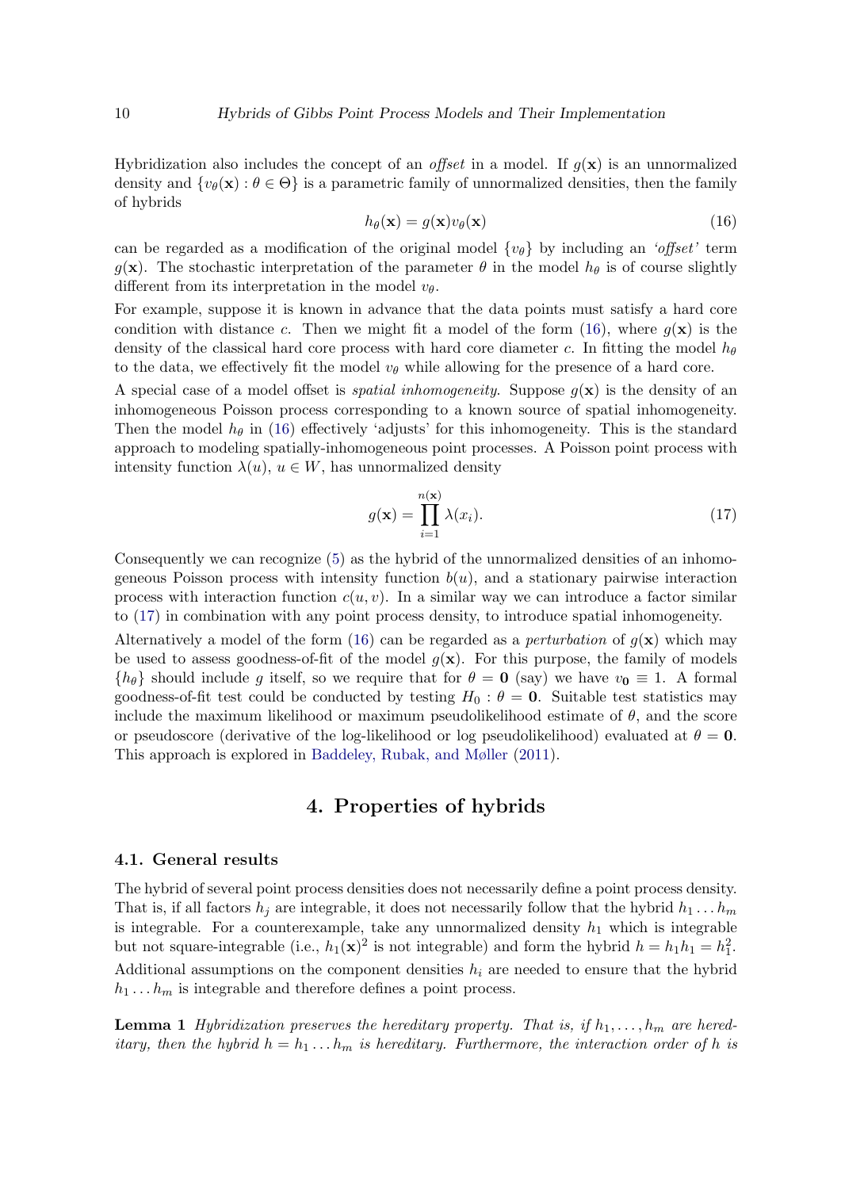Hybridization also includes the concept of an *offset* in a model. If $g(\mathbf{x})$ is an unnormalized density and $\{v_\theta(\mathbf{x}) : \theta \in \Theta\}$ is a parametric family of unnormalized densities, then the family of hybrids

$$h_\theta(\mathbf{x}) = g(\mathbf{x}) v_\theta(\mathbf{x}) \tag{16}$$

can be regarded as a modification of the original model $\{v_\theta\}$ by including an *'offset'* term $g(\mathbf{x})$. The stochastic interpretation of the parameter $\theta$ in the model $h_\theta$ is of course slightly different from its interpretation in the model $v_\theta$.

For example, suppose it is known in advance that the data points must satisfy a hard core condition with distance $c$. Then we might fit a model of the form (16), where $g(\mathbf{x})$ is the density of the classical hard core process with hard core diameter $c$. In fitting the model $h_\theta$ to the data, we effectively fit the model $v_\theta$ while allowing for the presence of a hard core.

A special case of a model offset is *spatial inhomogeneity*. Suppose $g(\mathbf{x})$ is the density of an inhomogeneous Poisson process corresponding to a known source of spatial inhomogeneity. Then the model $h_\theta$ in (16) effectively 'adjusts' for this inhomogeneity. This is the standard approach to modeling spatially-inhomogeneous point processes. A Poisson point process with intensity function $\lambda(u)$, $u \in W$, has unnormalized density

$$g(\mathbf{x}) = \prod_{i=1}^{n(\mathbf{x})} \lambda(x_i). \tag{17}$$

Consequently we can recognize (5) as the hybrid of the unnormalized densities of an inhomogeneous Poisson process with intensity function $b(u)$, and a stationary pairwise interaction process with interaction function $c(u, v)$. In a similar way we can introduce a factor similar to (17) in combination with any point process density, to introduce spatial inhomogeneity.

Alternatively a model of the form (16) can be regarded as a *perturbation* of $g(\mathbf{x})$ which may be used to assess goodness-of-fit of the model $g(\mathbf{x})$. For this purpose, the family of models $\{h_\theta\}$ should include $g$ itself, so we require that for $\theta = \mathbf{0}$ (say) we have $v_{\mathbf{0}} \equiv 1$. A formal goodness-of-fit test could be conducted by testing $H_0 : \theta = \mathbf{0}$. Suitable test statistics may include the maximum likelihood or maximum pseudolikelihood estimate of $\theta$, and the score or pseudoscore (derivative of the log-likelihood or log pseudolikelihood) evaluated at $\theta = \mathbf{0}$. This approach is explored in Baddeley, Rubak, and Møller (2011).

## 4. Properties of hybrids

### 4.1. General results

The hybrid of several point process densities does not necessarily define a point process density. That is, if all factors $h_j$ are integrable, it does not necessarily follow that the hybrid $h_1 \dots h_m$ is integrable. For a counterexample, take any unnormalized density $h_1$ which is integrable but not square-integrable (i.e., $h_1(\mathbf{x})^2$ is not integrable) and form the hybrid $h = h_1 h_1 = h_1^2$. Additional assumptions on the component densities $h_i$ are needed to ensure that the hybrid $h_1 \dots h_m$ is integrable and therefore defines a point process.

**Lemma 1** *Hybridization preserves the hereditary property. That is, if $h_1, \dots, h_m$ are hereditary, then the hybrid $h = h_1 \dots h_m$ is hereditary. Furthermore, the interaction order of $h$ is*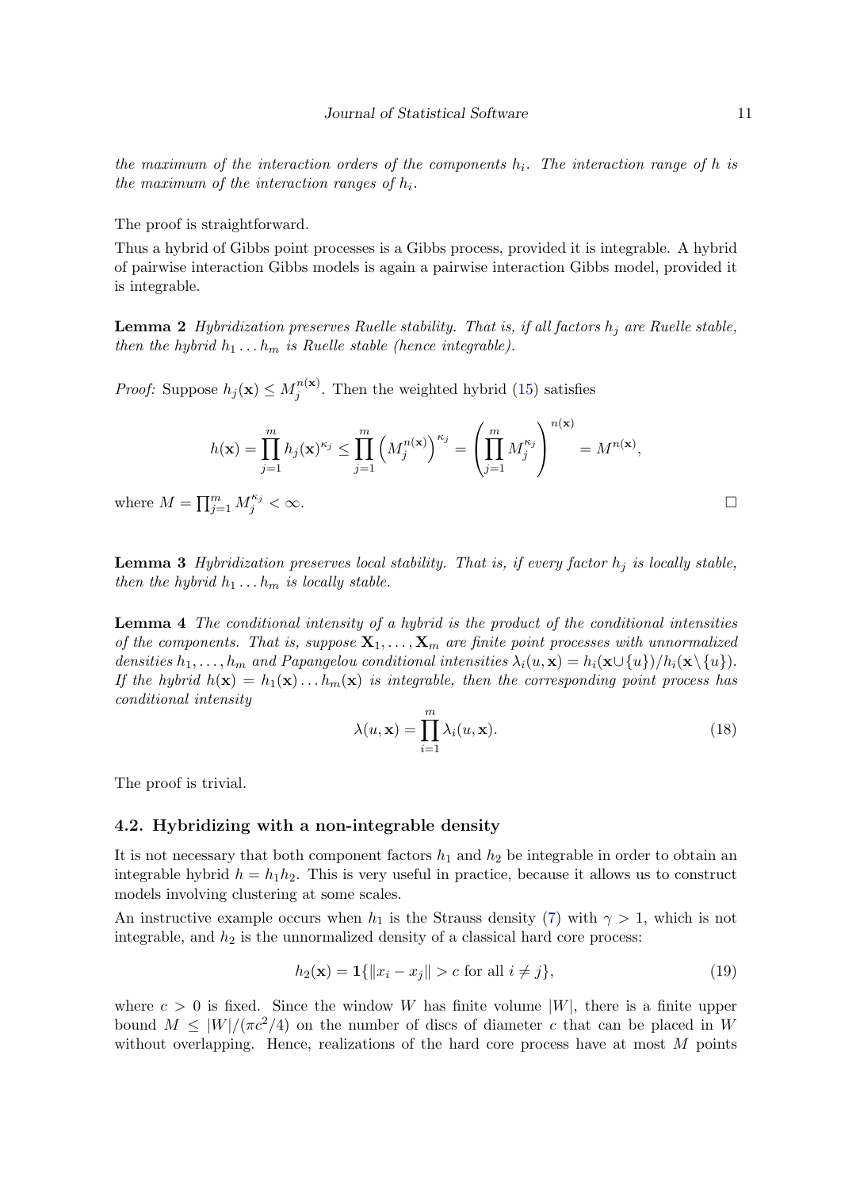*the maximum of the interaction orders of the components $h_i$. The interaction range of $h$ is the maximum of the interaction ranges of $h_i$.*

The proof is straightforward.

Thus a hybrid of Gibbs point processes is a Gibbs process, provided it is integrable. A hybrid of pairwise interaction Gibbs models is again a pairwise interaction Gibbs model, provided it is integrable.

**Lemma 2** *Hybridization preserves Ruelle stability. That is, if all factors $h_j$ are Ruelle stable, then the hybrid $h_1 \dots h_m$ is Ruelle stable (hence integrable).*

*Proof:* Suppose $h_j(\mathbf{x}) \leq M_j^{n(\mathbf{x})}$. Then the weighted hybrid (15) satisfies

$$h(\mathbf{x}) = \prod_{j=1}^{m} h_j(\mathbf{x})^{\kappa_j} \leq \prod_{j=1}^{m} \left( M_j^{n(\mathbf{x})} \right)^{\kappa_j} = \left( \prod_{j=1}^{m} M_j^{\kappa_j} \right)^{n(\mathbf{x})} = M^{n(\mathbf{x})},$$

where $M = \prod_{j=1}^{m} M_j^{\kappa_j} < \infty$. □

**Lemma 3** *Hybridization preserves local stability. That is, if every factor $h_j$ is locally stable, then the hybrid $h_1 \dots h_m$ is locally stable.*

**Lemma 4** *The conditional intensity of a hybrid is the product of the conditional intensities of the components. That is, suppose $\mathbf{X}_1, \dots, \mathbf{X}_m$ are finite point processes with unnormalized densities $h_1, \dots, h_m$ and Papangelou conditional intensities $\lambda_i(u, \mathbf{x}) = h_i(\mathbf{x} \cup \{u\}) / h_i(\mathbf{x} \setminus \{u\})$. If the hybrid $h(\mathbf{x}) = h_1(\mathbf{x}) \dots h_m(\mathbf{x})$ is integrable, then the corresponding point process has conditional intensity*

$$\lambda(u, \mathbf{x}) = \prod_{i=1}^{m} \lambda_i(u, \mathbf{x}). \tag{18}$$

The proof is trivial.

### 4.2. Hybridizing with a non-integrable density

It is not necessary that both component factors $h_1$ and $h_2$ be integrable in order to obtain an integrable hybrid $h = h_1 h_2$. This is very useful in practice, because it allows us to construct models involving clustering at some scales.

An instructive example occurs when $h_1$ is the Strauss density (7) with $\gamma > 1$, which is not integrable, and $h_2$ is the unnormalized density of a classical hard core process:

$$h_2(\mathbf{x}) = \mathbf{1}\{\|x_i - x_j\| > c \text{ for all } i \neq j\}, \tag{19}$$

where $c > 0$ is fixed. Since the window $W$ has finite volume $|W|$, there is a finite upper bound $M \leq |W|/(\pi c^2/4)$ on the number of discs of diameter $c$ that can be placed in $W$ without overlapping. Hence, realizations of the hard core process have at most $M$ points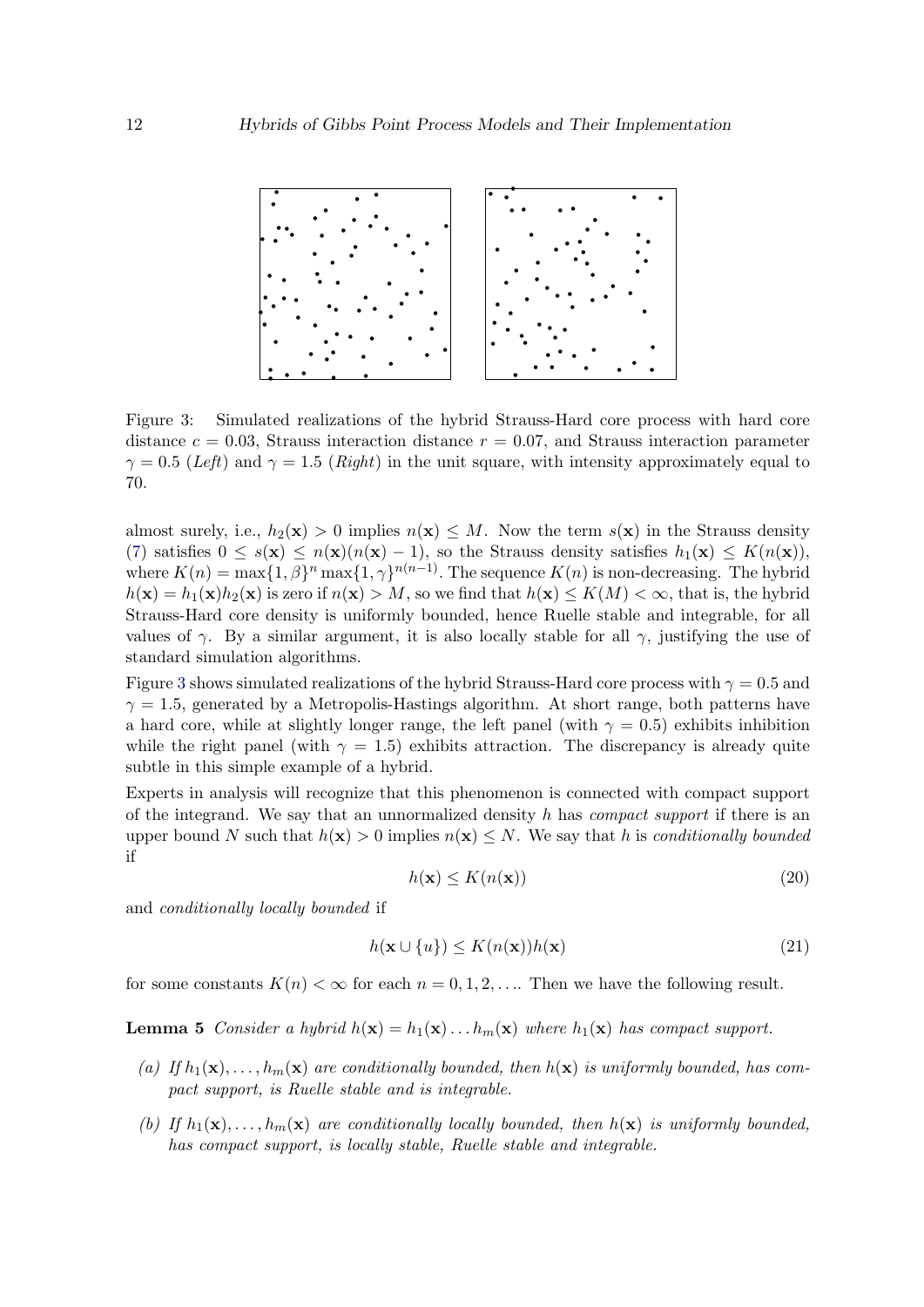Figure 3: Simulated realizations of the hybrid Strauss-Hard core process with hard core distance $c = 0.03$, Strauss interaction distance $r = 0.07$, and Strauss interaction parameter $\gamma = 0.5$ (*Left*) and $\gamma = 1.5$ (*Right*) in the unit square, with intensity approximately equal to 70.

almost surely, i.e., $h_2(\mathbf{x}) > 0$ implies $n(\mathbf{x}) \leq M$. Now the term $s(\mathbf{x})$ in the Strauss density (7) satisfies $0 \leq s(\mathbf{x}) \leq n(\mathbf{x})(n(\mathbf{x}) - 1)$, so the Strauss density satisfies $h_1(\mathbf{x}) \leq K(n(\mathbf{x}))$, where $K(n) = \max\{1, \beta\}^n \max\{1, \gamma\}^{n(n-1)}$. The sequence $K(n)$ is non-decreasing. The hybrid $h(\mathbf{x}) = h_1(\mathbf{x})h_2(\mathbf{x})$ is zero if $n(\mathbf{x}) > M$, so we find that $h(\mathbf{x}) \leq K(M) < \infty$, that is, the hybrid Strauss-Hard core density is uniformly bounded, hence Ruelle stable and integrable, for all values of $\gamma$. By a similar argument, it is also locally stable for all $\gamma$, justifying the use of standard simulation algorithms.

Figure 3 shows simulated realizations of the hybrid Strauss-Hard core process with $\gamma = 0.5$ and $\gamma = 1.5$, generated by a Metropolis-Hastings algorithm. At short range, both patterns have a hard core, while at slightly longer range, the left panel (with $\gamma = 0.5$) exhibits inhibition while the right panel (with $\gamma = 1.5$) exhibits attraction. The discrepancy is already quite subtle in this simple example of a hybrid.

Experts in analysis will recognize that this phenomenon is connected with compact support of the integrand. We say that an unnormalized density $h$ has *compact support* if there is an upper bound $N$ such that $h(\mathbf{x}) > 0$ implies $n(\mathbf{x}) \leq N$. We say that $h$ is *conditionally bounded* if

$$h(\mathbf{x}) \leq K(n(\mathbf{x})) \tag{20}$$

and *conditionally locally bounded* if

$$h(\mathbf{x} \cup \{u\}) \leq K(n(\mathbf{x}))h(\mathbf{x}) \tag{21}$$

for some constants $K(n) < \infty$ for each $n = 0, 1, 2, \ldots$. Then we have the following result.

**Lemma 5** *Consider a hybrid $h(\mathbf{x}) = h_1(\mathbf{x}) \ldots h_m(\mathbf{x})$ where $h_1(\mathbf{x})$ has compact support.*

- *(a) If $h_1(\mathbf{x}), \ldots, h_m(\mathbf{x})$ are conditionally bounded, then $h(\mathbf{x})$ is uniformly bounded, has compact support, is Ruelle stable and is integrable.*
- *(b) If $h_1(\mathbf{x}), \ldots, h_m(\mathbf{x})$ are conditionally locally bounded, then $h(\mathbf{x})$ is uniformly bounded, has compact support, is locally stable, Ruelle stable and integrable.*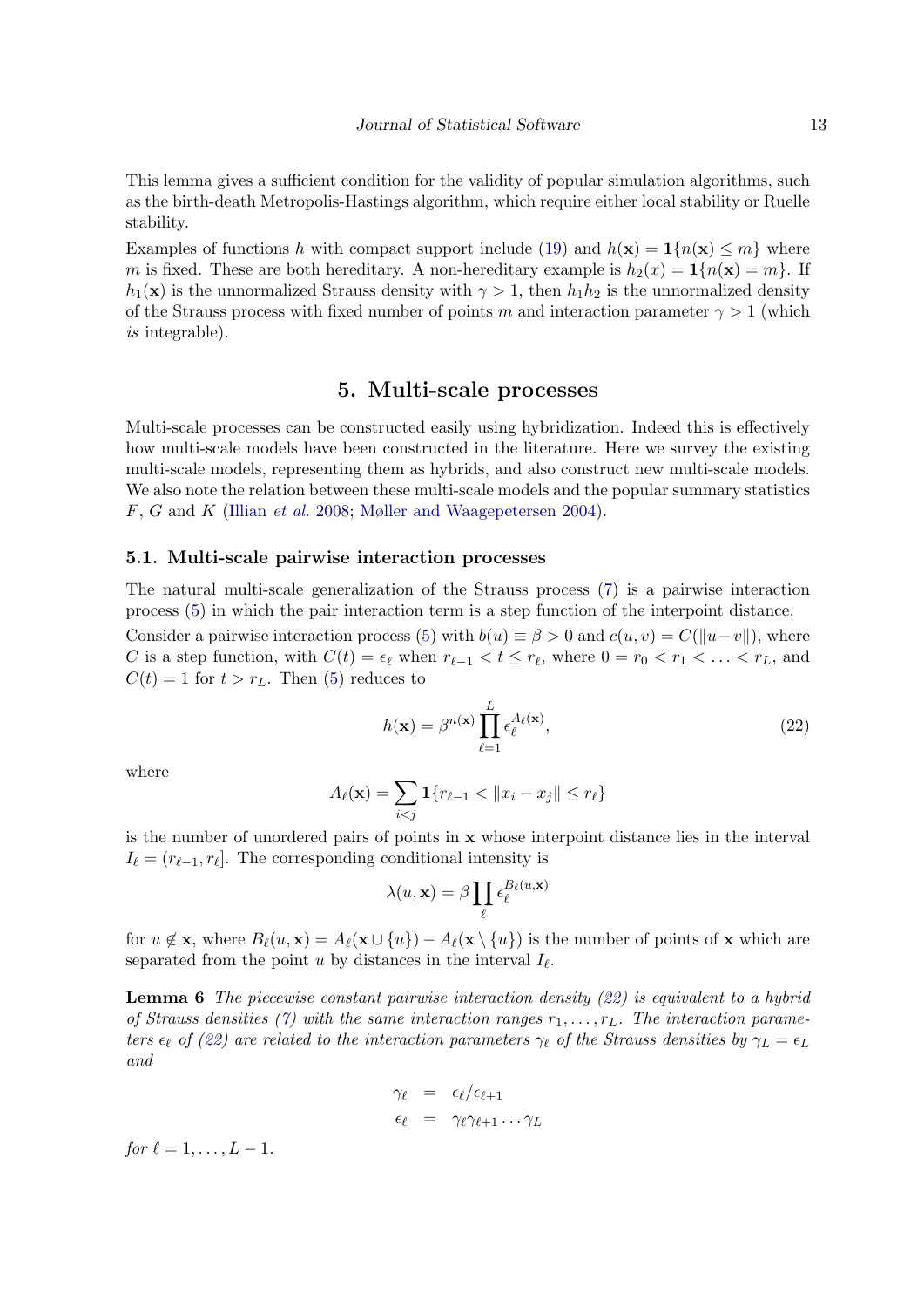This lemma gives a sufficient condition for the validity of popular simulation algorithms, such as the birth-death Metropolis-Hastings algorithm, which require either local stability or Ruelle stability.

Examples of functions $h$ with compact support include (19) and $h(\mathbf{x}) = \mathbf{1}\{n(\mathbf{x}) \leq m\}$ where $m$ is fixed. These are both hereditary. A non-hereditary example is $h_2(x) = \mathbf{1}\{n(\mathbf{x}) = m\}$. If $h_1(\mathbf{x})$ is the unnormalized Strauss density with $\gamma > 1$, then $h_1 h_2$ is the unnormalized density of the Strauss process with fixed number of points $m$ and interaction parameter $\gamma > 1$ (which *is* integrable).

# 5. Multi-scale processes

Multi-scale processes can be constructed easily using hybridization. Indeed this is effectively how multi-scale models have been constructed in the literature. Here we survey the existing multi-scale models, representing them as hybrids, and also construct new multi-scale models. We also note the relation between these multi-scale models and the popular summary statistics $F$, $G$ and $K$ (Illian *et al.* 2008; Møller and Waagepetersen 2004).

## 5.1. Multi-scale pairwise interaction processes

The natural multi-scale generalization of the Strauss process (7) is a pairwise interaction process (5) in which the pair interaction term is a step function of the interpoint distance.

Consider a pairwise interaction process (5) with $b(u) \equiv \beta > 0$ and $c(u,v) = C(\|u-v\|)$, where $C$ is a step function, with $C(t) = \epsilon_\ell$ when $r_{\ell-1} < t \leq r_\ell$, where $0 = r_0 < r_1 < \ldots < r_L$, and $C(t) = 1$ for $t > r_L$. Then (5) reduces to

$$h(\mathbf{x}) = \beta^{n(\mathbf{x})} \prod_{\ell=1}^{L} \epsilon_\ell^{A_\ell(\mathbf{x})}, \tag{22}$$

where

$$A_\ell(\mathbf{x}) = \sum_{i<j} \mathbf{1}\{r_{\ell-1} < \|x_i - x_j\| \leq r_\ell\}$$

is the number of unordered pairs of points in $\mathbf{x}$ whose interpoint distance lies in the interval $I_\ell = (r_{\ell-1}, r_\ell]$. The corresponding conditional intensity is

$$\lambda(u, \mathbf{x}) = \beta \prod_{\ell} \epsilon_\ell^{B_\ell(u,\mathbf{x})}$$

for $u \notin \mathbf{x}$, where $B_\ell(u, \mathbf{x}) = A_\ell(\mathbf{x} \cup \{u\}) - A_\ell(\mathbf{x} \setminus \{u\})$ is the number of points of $\mathbf{x}$ which are separated from the point $u$ by distances in the interval $I_\ell$.

**Lemma 6** *The piecewise constant pairwise interaction density (22) is equivalent to a hybrid of Strauss densities (7) with the same interaction ranges $r_1, \ldots, r_L$. The interaction parameters $\epsilon_\ell$ of (22) are related to the interaction parameters $\gamma_\ell$ of the Strauss densities by $\gamma_L = \epsilon_L$ and*

$$\begin{aligned} \gamma_\ell &= \epsilon_\ell / \epsilon_{\ell+1} \\ \epsilon_\ell &= \gamma_\ell \gamma_{\ell+1} \ldots \gamma_L \end{aligned}$$

*for $\ell = 1, \ldots, L-1$.*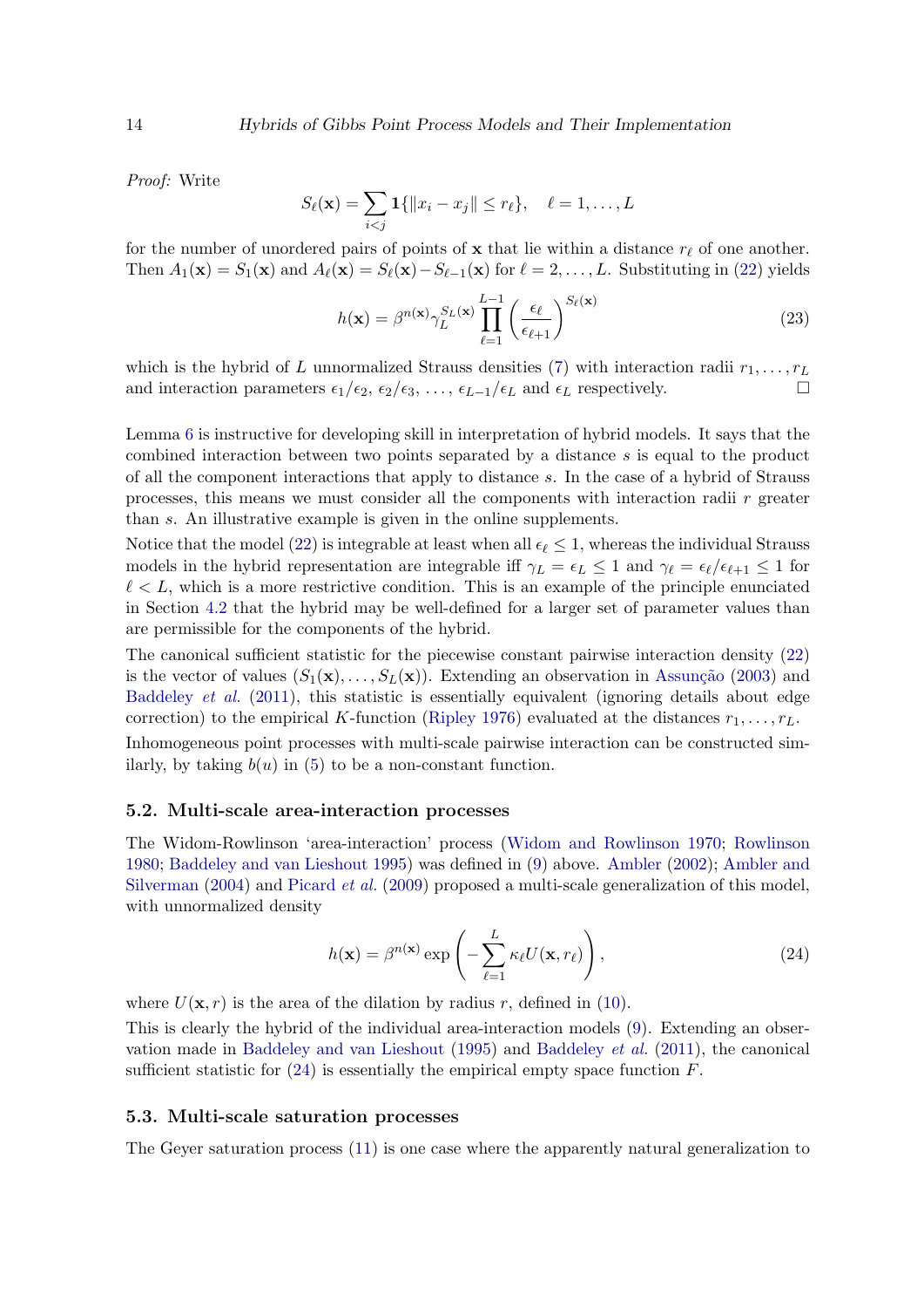*Proof:* Write

$$S_\ell(\mathbf{x}) = \sum_{i<j} \mathbf{1}\{\|x_i - x_j\| \le r_\ell\}, \quad \ell = 1, \ldots, L$$

for the number of unordered pairs of points of $\mathbf{x}$ that lie within a distance $r_\ell$ of one another. Then $A_1(\mathbf{x}) = S_1(\mathbf{x})$ and $A_\ell(\mathbf{x}) = S_\ell(\mathbf{x}) - S_{\ell-1}(\mathbf{x})$ for $\ell = 2, \ldots, L$. Substituting in (22) yields

$$h(\mathbf{x}) = \beta^{n(\mathbf{x})} \gamma_L^{S_L(\mathbf{x})} \prod_{\ell=1}^{L-1} \left( \frac{\epsilon_\ell}{\epsilon_{\ell+1}} \right)^{S_\ell(\mathbf{x})} \tag{23}$$

which is the hybrid of $L$ unnormalized Strauss densities (7) with interaction radii $r_1, \ldots, r_L$ and interaction parameters $\epsilon_1/\epsilon_2$, $\epsilon_2/\epsilon_3$, $\ldots$, $\epsilon_{L-1}/\epsilon_L$ and $\epsilon_L$ respectively. □

Lemma 6 is instructive for developing skill in interpretation of hybrid models. It says that the combined interaction between two points separated by a distance $s$ is equal to the product of all the component interactions that apply to distance $s$. In the case of a hybrid of Strauss processes, this means we must consider all the components with interaction radii $r$ greater than $s$. An illustrative example is given in the online supplements.

Notice that the model (22) is integrable at least when all $\epsilon_\ell \le 1$, whereas the individual Strauss models in the hybrid representation are integrable iff $\gamma_L = \epsilon_L \le 1$ and $\gamma_\ell = \epsilon_\ell/\epsilon_{\ell+1} \le 1$ for $\ell < L$, which is a more restrictive condition. This is an example of the principle enunciated in Section 4.2 that the hybrid may be well-defined for a larger set of parameter values than are permissible for the components of the hybrid.

The canonical sufficient statistic for the piecewise constant pairwise interaction density (22) is the vector of values $(S_1(\mathbf{x}), \ldots, S_L(\mathbf{x}))$. Extending an observation in Assunção (2003) and Baddeley *et al.* (2011), this statistic is essentially equivalent (ignoring details about edge correction) to the empirical $K$-function (Ripley 1976) evaluated at the distances $r_1, \ldots, r_L$.

Inhomogeneous point processes with multi-scale pairwise interaction can be constructed similarly, by taking $b(u)$ in (5) to be a non-constant function.

### 5.2. Multi-scale area-interaction processes

The Widom-Rowlinson 'area-interaction' process (Widom and Rowlinson 1970; Rowlinson 1980; Baddeley and van Lieshout 1995) was defined in (9) above. Ambler (2002); Ambler and Silverman (2004) and Picard *et al.* (2009) proposed a multi-scale generalization of this model, with unnormalized density

$$h(\mathbf{x}) = \beta^{n(\mathbf{x})} \exp\left( - \sum_{\ell=1}^{L} \kappa_\ell U(\mathbf{x}, r_\ell) \right), \tag{24}$$

where $U(\mathbf{x}, r)$ is the area of the dilation by radius $r$, defined in (10).

This is clearly the hybrid of the individual area-interaction models (9). Extending an observation made in Baddeley and van Lieshout (1995) and Baddeley *et al.* (2011), the canonical sufficient statistic for (24) is essentially the empirical empty space function $F$.

### 5.3. Multi-scale saturation processes

The Geyer saturation process (11) is one case where the apparently natural generalization to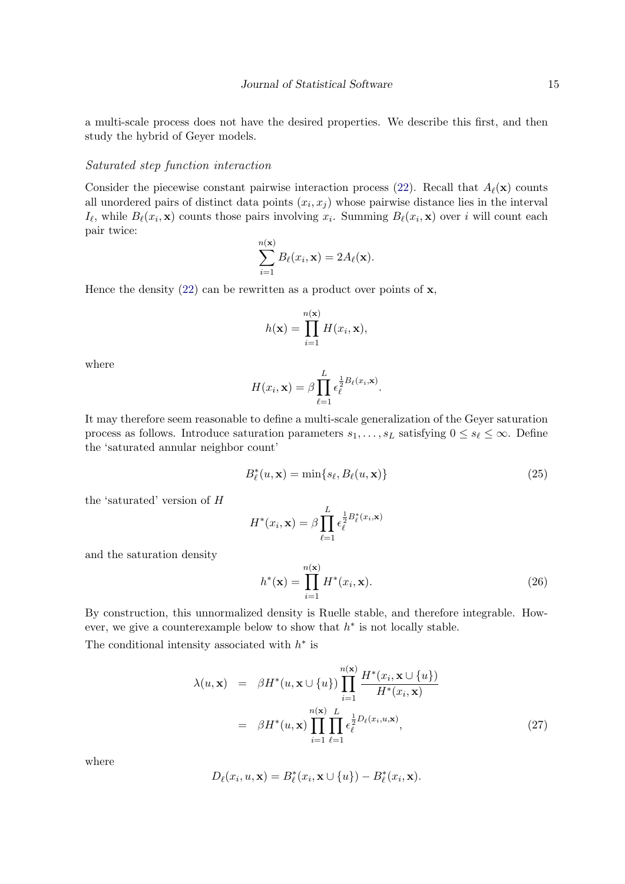a multi-scale process does not have the desired properties. We describe this first, and then study the hybrid of Geyer models.

*Saturated step function interaction*

Consider the piecewise constant pairwise interaction process (22). Recall that $A_\ell(\mathbf{x})$ counts all unordered pairs of distinct data points $(x_i, x_j)$ whose pairwise distance lies in the interval $I_\ell$, while $B_\ell(x_i, \mathbf{x})$ counts those pairs involving $x_i$. Summing $B_\ell(x_i, \mathbf{x})$ over $i$ will count each pair twice:

$$\sum_{i=1}^{n(\mathbf{x})} B_\ell(x_i, \mathbf{x}) = 2A_\ell(\mathbf{x}).$$

Hence the density (22) can be rewritten as a product over points of $\mathbf{x}$,

$$h(\mathbf{x}) = \prod_{i=1}^{n(\mathbf{x})} H(x_i, \mathbf{x}),$$

where

$$H(x_i, \mathbf{x}) = \beta \prod_{\ell=1}^{L} \epsilon_\ell^{\frac{1}{2} B_\ell(x_i, \mathbf{x})}.$$

It may therefore seem reasonable to define a multi-scale generalization of the Geyer saturation process as follows. Introduce saturation parameters $s_1, \ldots, s_L$ satisfying $0 \le s_\ell \le \infty$. Define the 'saturated annular neighbor count'

$$B^*_\ell(u, \mathbf{x}) = \min\{s_\ell, B_\ell(u, \mathbf{x})\} \tag{25}$$

the 'saturated' version of $H$

$$H^*(x_i, \mathbf{x}) = \beta \prod_{\ell=1}^{L} \epsilon_\ell^{\frac{1}{2} B^*_\ell(x_i, \mathbf{x})}$$

and the saturation density

$$h^*(\mathbf{x}) = \prod_{i=1}^{n(\mathbf{x})} H^*(x_i, \mathbf{x}). \tag{26}$$

By construction, this unnormalized density is Ruelle stable, and therefore integrable. However, we give a counterexample below to show that $h^*$ is not locally stable.

The conditional intensity associated with $h^*$ is

$$\begin{aligned}
\lambda(u, \mathbf{x}) &= \beta H^*(u, \mathbf{x} \cup \{u\}) \prod_{i=1}^{n(\mathbf{x})} \frac{H^*(x_i, \mathbf{x} \cup \{u\})}{H^*(x_i, \mathbf{x})} \\
&= \beta H^*(u, \mathbf{x}) \prod_{i=1}^{n(\mathbf{x})} \prod_{\ell=1}^{L} \epsilon_\ell^{\frac{1}{2} D_\ell(x_i, u, \mathbf{x})},
\end{aligned} \tag{27}$$

where

$$D_\ell(x_i, u, \mathbf{x}) = B^*_\ell(x_i, \mathbf{x} \cup \{u\}) - B^*_\ell(x_i, \mathbf{x}).$$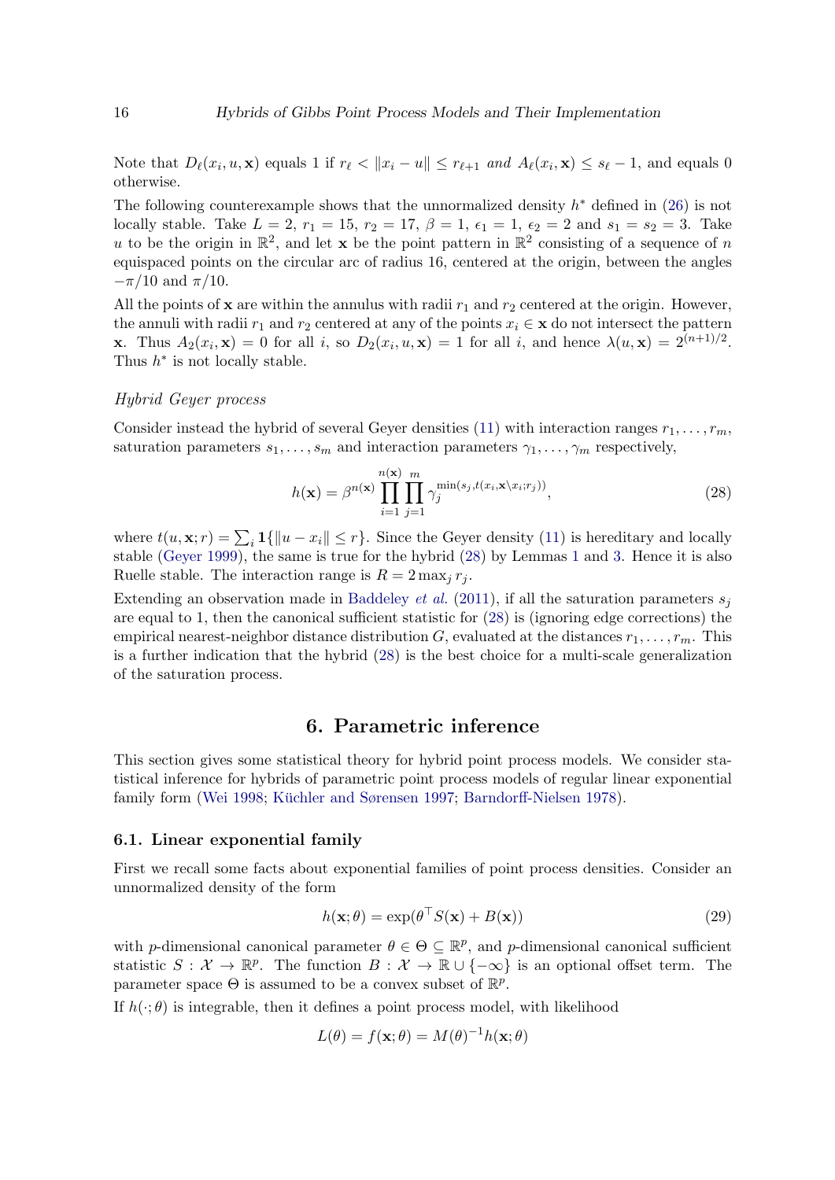Note that $D_\ell(x_i, u, \mathbf{x})$ equals 1 if $r_\ell < \|x_i - u\| \leq r_{\ell+1}$ *and* $A_\ell(x_i, \mathbf{x}) \leq s_\ell - 1$, and equals 0 otherwise.

The following counterexample shows that the unnormalized density $h^*$ defined in (26) is not locally stable. Take $L = 2$, $r_1 = 15$, $r_2 = 17$, $\beta = 1$, $\epsilon_1 = 1$, $\epsilon_2 = 2$ and $s_1 = s_2 = 3$. Take $u$ to be the origin in $\mathbb{R}^2$, and let $\mathbf{x}$ be the point pattern in $\mathbb{R}^2$ consisting of a sequence of $n$ equispaced points on the circular arc of radius 16, centered at the origin, between the angles $-\pi/10$ and $\pi/10$.

All the points of $\mathbf{x}$ are within the annulus with radii $r_1$ and $r_2$ centered at the origin. However, the annuli with radii $r_1$ and $r_2$ centered at any of the points $x_i \in \mathbf{x}$ do not intersect the pattern $\mathbf{x}$. Thus $A_2(x_i, \mathbf{x}) = 0$ for all $i$, so $D_2(x_i, u, \mathbf{x}) = 1$ for all $i$, and hence $\lambda(u, \mathbf{x}) = 2^{(n+1)/2}$. Thus $h^*$ is not locally stable.

*Hybrid Geyer process*

Consider instead the hybrid of several Geyer densities (11) with interaction ranges $r_1, \ldots, r_m$, saturation parameters $s_1, \ldots, s_m$ and interaction parameters $\gamma_1, \ldots, \gamma_m$ respectively,

$$h(\mathbf{x}) = \beta^{n(\mathbf{x})} \prod_{i=1}^{n(\mathbf{x})} \prod_{j=1}^{m} \gamma_j^{\min(s_j, t(x_i, \mathbf{x} \setminus x_i; r_j))}, \tag{28}$$

where $t(u, \mathbf{x}; r) = \sum_i \mathbf{1}\{\|u - x_i\| \leq r\}$. Since the Geyer density (11) is hereditary and locally stable (Geyer 1999), the same is true for the hybrid (28) by Lemmas 1 and 3. Hence it is also Ruelle stable. The interaction range is $R = 2 \max_j r_j$.

Extending an observation made in Baddeley *et al.* (2011), if all the saturation parameters $s_j$ are equal to 1, then the canonical sufficient statistic for (28) is (ignoring edge corrections) the empirical nearest-neighbor distance distribution $G$, evaluated at the distances $r_1, \ldots, r_m$. This is a further indication that the hybrid (28) is the best choice for a multi-scale generalization of the saturation process.

## 6. Parametric inference

This section gives some statistical theory for hybrid point process models. We consider statistical inference for hybrids of parametric point process models of regular linear exponential family form (Wei 1998; Küchler and Sørensen 1997; Barndorff-Nielsen 1978).

### 6.1. Linear exponential family

First we recall some facts about exponential families of point process densities. Consider an unnormalized density of the form

$$h(\mathbf{x}; \theta) = \exp(\theta^\top S(\mathbf{x}) + B(\mathbf{x})) \tag{29}$$

with $p$-dimensional canonical parameter $\theta \in \Theta \subseteq \mathbb{R}^p$, and $p$-dimensional canonical sufficient statistic $S : \mathcal{X} \to \mathbb{R}^p$. The function $B : \mathcal{X} \to \mathbb{R} \cup \{-\infty\}$ is an optional offset term. The parameter space $\Theta$ is assumed to be a convex subset of $\mathbb{R}^p$.

If $h(\cdot; \theta)$ is integrable, then it defines a point process model, with likelihood

$$L(\theta) = f(\mathbf{x}; \theta) = M(\theta)^{-1} h(\mathbf{x}; \theta)$$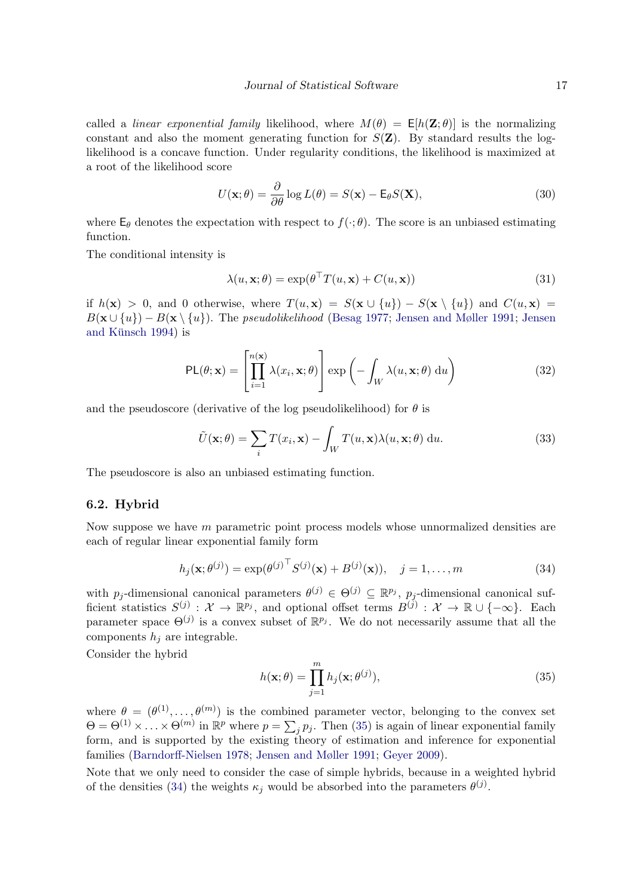called a *linear exponential family* likelihood, where $M(\theta) = \mathsf{E}[h(\mathbf{Z};\theta)]$ is the normalizing constant and also the moment generating function for $S(\mathbf{Z})$. By standard results the log-likelihood is a concave function. Under regularity conditions, the likelihood is maximized at a root of the likelihood score

$$U(\mathbf{x};\theta) = \frac{\partial}{\partial\theta}\log L(\theta) = S(\mathbf{x}) - \mathsf{E}_\theta S(\mathbf{X}), \tag{30}$$

where $\mathsf{E}_\theta$ denotes the expectation with respect to $f(\cdot;\theta)$. The score is an unbiased estimating function.

The conditional intensity is

$$\lambda(u,\mathbf{x};\theta) = \exp(\theta^\top T(u,\mathbf{x}) + C(u,\mathbf{x})) \tag{31}$$

if $h(\mathbf{x}) > 0$, and 0 otherwise, where $T(u,\mathbf{x}) = S(\mathbf{x}\cup\{u\}) - S(\mathbf{x}\setminus\{u\})$ and $C(u,\mathbf{x}) = B(\mathbf{x}\cup\{u\}) - B(\mathbf{x}\setminus\{u\})$. The *pseudolikelihood* (Besag 1977; Jensen and Møller 1991; Jensen and Künsch 1994) is

$$\mathsf{PL}(\theta;\mathbf{x}) = \left[\prod_{i=1}^{n(\mathbf{x})}\lambda(x_i,\mathbf{x};\theta)\right]\exp\left(-\int_W \lambda(u,\mathbf{x};\theta)\,\mathrm{d}u\right) \tag{32}$$

and the pseudoscore (derivative of the log pseudolikelihood) for $\theta$ is

$$\tilde{U}(\mathbf{x};\theta) = \sum_i T(x_i,\mathbf{x}) - \int_W T(u,\mathbf{x})\lambda(u,\mathbf{x};\theta)\,\mathrm{d}u. \tag{33}$$

The pseudoscore is also an unbiased estimating function.

### 6.2. Hybrid

Now suppose we have $m$ parametric point process models whose unnormalized densities are each of regular linear exponential family form

$$h_j(\mathbf{x};\theta^{(j)}) = \exp({\theta^{(j)}}^\top S^{(j)}(\mathbf{x}) + B^{(j)}(\mathbf{x})), \quad j = 1,\ldots,m \tag{34}$$

with $p_j$-dimensional canonical parameters $\theta^{(j)} \in \Theta^{(j)} \subseteq \mathbb{R}^{p_j}$, $p_j$-dimensional canonical sufficient statistics $S^{(j)} : \mathcal{X} \to \mathbb{R}^{p_j}$, and optional offset terms $B^{(j)} : \mathcal{X} \to \mathbb{R}\cup\{-\infty\}$. Each parameter space $\Theta^{(j)}$ is a convex subset of $\mathbb{R}^{p_j}$. We do not necessarily assume that all the components $h_j$ are integrable.

Consider the hybrid

$$h(\mathbf{x};\theta) = \prod_{j=1}^{m} h_j(\mathbf{x};\theta^{(j)}), \tag{35}$$

where $\theta = (\theta^{(1)},\ldots,\theta^{(m)})$ is the combined parameter vector, belonging to the convex set $\Theta = \Theta^{(1)}\times\ldots\times\Theta^{(m)}$ in $\mathbb{R}^p$ where $p = \sum_j p_j$. Then (35) is again of linear exponential family form, and is supported by the existing theory of estimation and inference for exponential families (Barndorff-Nielsen 1978; Jensen and Møller 1991; Geyer 2009).

Note that we only need to consider the case of simple hybrids, because in a weighted hybrid of the densities (34) the weights $\kappa_j$ would be absorbed into the parameters $\theta^{(j)}$.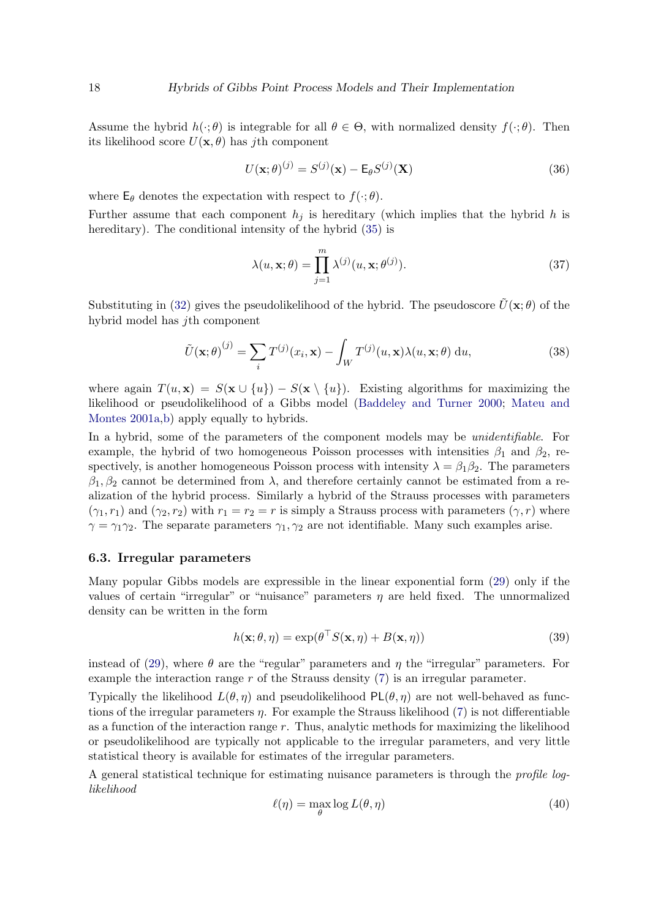Assume the hybrid $h(\cdot;\theta)$ is integrable for all $\theta \in \Theta$, with normalized density $f(\cdot;\theta)$. Then its likelihood score $U(\mathbf{x},\theta)$ has $j$th component

$$U(\mathbf{x};\theta)^{(j)} = S^{(j)}(\mathbf{x}) - \mathsf{E}_\theta S^{(j)}(\mathbf{X}) \tag{36}$$

where $\mathsf{E}_\theta$ denotes the expectation with respect to $f(\cdot;\theta)$.

Further assume that each component $h_j$ is hereditary (which implies that the hybrid $h$ is hereditary). The conditional intensity of the hybrid (35) is

$$\lambda(u,\mathbf{x};\theta) = \prod_{j=1}^{m} \lambda^{(j)}(u,\mathbf{x};\theta^{(j)}). \tag{37}$$

Substituting in (32) gives the pseudolikelihood of the hybrid. The pseudoscore $\tilde{U}(\mathbf{x};\theta)$ of the hybrid model has $j$th component

$$\tilde{U}(\mathbf{x};\theta)^{(j)} = \sum_i T^{(j)}(x_i,\mathbf{x}) - \int_W T^{(j)}(u,\mathbf{x})\lambda(u,\mathbf{x};\theta)\,\mathrm{d}u, \tag{38}$$

where again $T(u,\mathbf{x}) = S(\mathbf{x}\cup\{u\}) - S(\mathbf{x}\setminus\{u\})$. Existing algorithms for maximizing the likelihood or pseudolikelihood of a Gibbs model (Baddeley and Turner 2000; Mateu and Montes 2001a,b) apply equally to hybrids.

In a hybrid, some of the parameters of the component models may be *unidentifiable*. For example, the hybrid of two homogeneous Poisson processes with intensities $\beta_1$ and $\beta_2$, respectively, is another homogeneous Poisson process with intensity $\lambda = \beta_1\beta_2$. The parameters $\beta_1, \beta_2$ cannot be determined from $\lambda$, and therefore certainly cannot be estimated from a realization of the hybrid process. Similarly a hybrid of the Strauss processes with parameters $(\gamma_1, r_1)$ and $(\gamma_2, r_2)$ with $r_1 = r_2 = r$ is simply a Strauss process with parameters $(\gamma, r)$ where $\gamma = \gamma_1\gamma_2$. The separate parameters $\gamma_1, \gamma_2$ are not identifiable. Many such examples arise.

### 6.3. Irregular parameters

Many popular Gibbs models are expressible in the linear exponential form (29) only if the values of certain "irregular" or "nuisance" parameters $\eta$ are held fixed. The unnormalized density can be written in the form

$$h(\mathbf{x};\theta,\eta) = \exp(\theta^\top S(\mathbf{x},\eta) + B(\mathbf{x},\eta)) \tag{39}$$

instead of (29), where $\theta$ are the "regular" parameters and $\eta$ the "irregular" parameters. For example the interaction range $r$ of the Strauss density (7) is an irregular parameter.

Typically the likelihood $L(\theta,\eta)$ and pseudolikelihood $\mathsf{PL}(\theta,\eta)$ are not well-behaved as functions of the irregular parameters $\eta$. For example the Strauss likelihood (7) is not differentiable as a function of the interaction range $r$. Thus, analytic methods for maximizing the likelihood or pseudolikelihood are typically not applicable to the irregular parameters, and very little statistical theory is available for estimates of the irregular parameters.

A general statistical technique for estimating nuisance parameters is through the *profile log-likelihood*

$$\ell(\eta) = \max_\theta \log L(\theta,\eta) \tag{40}$$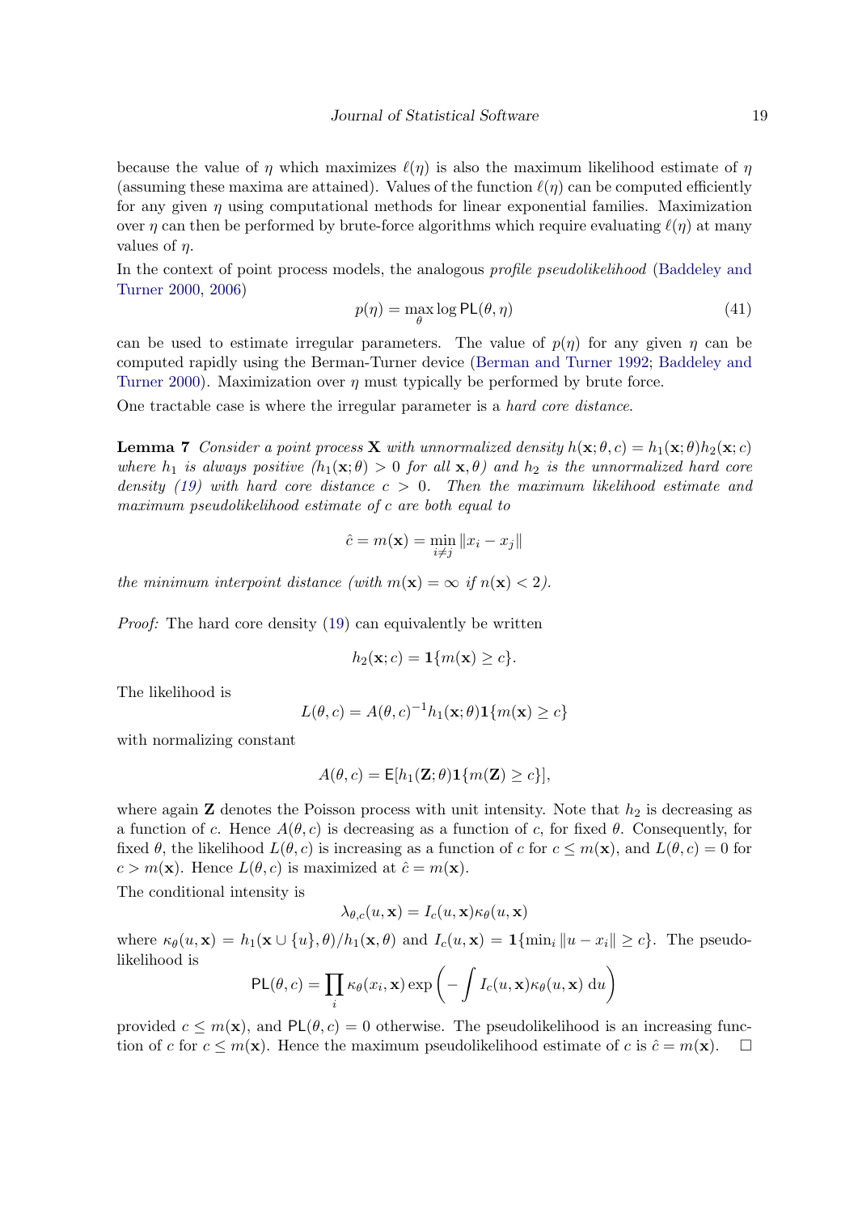because the value of $\eta$ which maximizes $\ell(\eta)$ is also the maximum likelihood estimate of $\eta$ (assuming these maxima are attained). Values of the function $\ell(\eta)$ can be computed efficiently for any given $\eta$ using computational methods for linear exponential families. Maximization over $\eta$ can then be performed by brute-force algorithms which require evaluating $\ell(\eta)$ at many values of $\eta$.

In the context of point process models, the analogous *profile pseudolikelihood* (Baddeley and Turner 2000, 2006)

$$p(\eta) = \max_{\theta} \log \mathsf{PL}(\theta, \eta) \tag{41}$$

can be used to estimate irregular parameters. The value of $p(\eta)$ for any given $\eta$ can be computed rapidly using the Berman-Turner device (Berman and Turner 1992; Baddeley and Turner 2000). Maximization over $\eta$ must typically be performed by brute force.

One tractable case is where the irregular parameter is a *hard core distance*.

**Lemma 7** *Consider a point process* $\mathbf{X}$ *with unnormalized density* $h(\mathbf{x}; \theta, c) = h_1(\mathbf{x}; \theta) h_2(\mathbf{x}; c)$ *where* $h_1$ *is always positive* ($h_1(\mathbf{x}; \theta) > 0$ *for all* $\mathbf{x}, \theta$) *and* $h_2$ *is the unnormalized hard core density (19) with hard core distance* $c > 0$. *Then the maximum likelihood estimate and maximum pseudolikelihood estimate of* $c$ *are both equal to*

$$\hat{c} = m(\mathbf{x}) = \min_{i \neq j} \|x_i - x_j\|$$

*the minimum interpoint distance (with* $m(\mathbf{x}) = \infty$ *if* $n(\mathbf{x}) < 2$*).*

*Proof:* The hard core density (19) can equivalently be written

$$h_2(\mathbf{x}; c) = \mathbf{1}\{m(\mathbf{x}) \geq c\}.$$

The likelihood is

$$L(\theta, c) = A(\theta, c)^{-1} h_1(\mathbf{x}; \theta) \mathbf{1}\{m(\mathbf{x}) \geq c\}$$

with normalizing constant

$$A(\theta, c) = \mathsf{E}[h_1(\mathbf{Z}; \theta) \mathbf{1}\{m(\mathbf{Z}) \geq c\}],$$

where again $\mathbf{Z}$ denotes the Poisson process with unit intensity. Note that $h_2$ is decreasing as a function of $c$. Hence $A(\theta, c)$ is decreasing as a function of $c$, for fixed $\theta$. Consequently, for fixed $\theta$, the likelihood $L(\theta, c)$ is increasing as a function of $c$ for $c \leq m(\mathbf{x})$, and $L(\theta, c) = 0$ for $c > m(\mathbf{x})$. Hence $L(\theta, c)$ is maximized at $\hat{c} = m(\mathbf{x})$.

The conditional intensity is

$$\lambda_{\theta, c}(u, \mathbf{x}) = I_c(u, \mathbf{x}) \kappa_\theta(u, \mathbf{x})$$

where $\kappa_\theta(u, \mathbf{x}) = h_1(\mathbf{x} \cup \{u\}, \theta) / h_1(\mathbf{x}, \theta)$ and $I_c(u, \mathbf{x}) = \mathbf{1}\{\min_i \|u - x_i\| \geq c\}$. The pseudolikelihood is

$$\mathsf{PL}(\theta, c) = \prod_i \kappa_\theta(x_i, \mathbf{x}) \exp\left( - \int I_c(u, \mathbf{x}) \kappa_\theta(u, \mathbf{x}) \, \mathrm{d}u \right)$$

provided $c \leq m(\mathbf{x})$, and $\mathsf{PL}(\theta, c) = 0$ otherwise. The pseudolikelihood is an increasing function of $c$ for $c \leq m(\mathbf{x})$. Hence the maximum pseudolikelihood estimate of $c$ is $\hat{c} = m(\mathbf{x})$. $\square$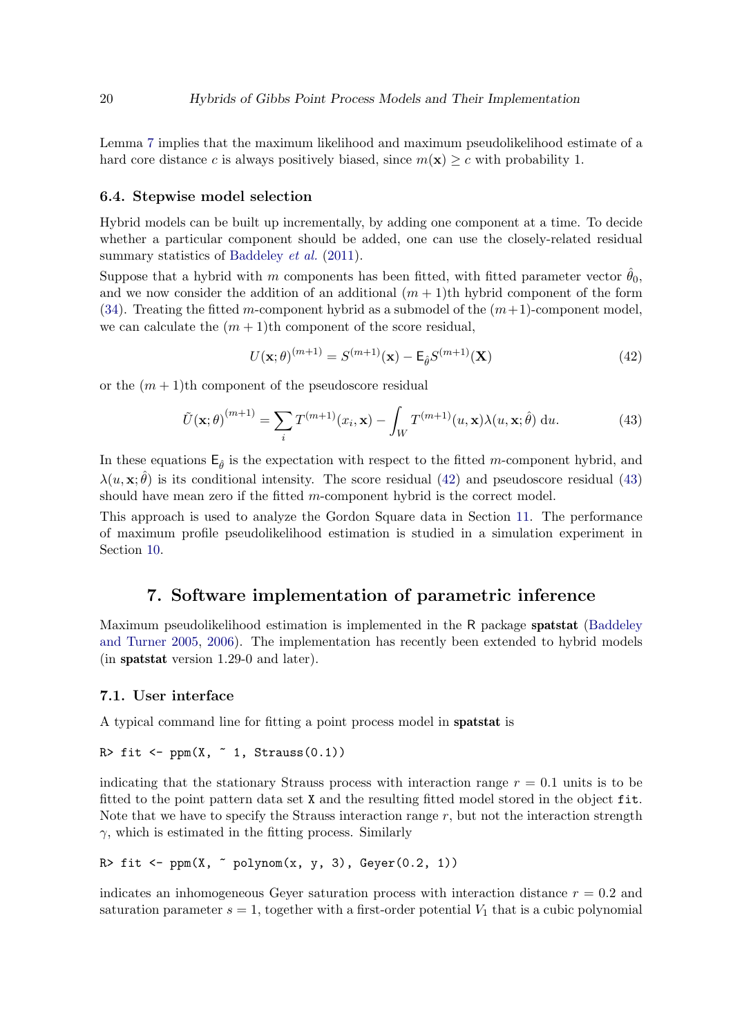Lemma 7 implies that the maximum likelihood and maximum pseudolikelihood estimate of a hard core distance $c$ is always positively biased, since $m(\mathbf{x}) \geq c$ with probability 1.

### 6.4. Stepwise model selection

Hybrid models can be built up incrementally, by adding one component at a time. To decide whether a particular component should be added, one can use the closely-related residual summary statistics of Baddeley *et al.* (2011).

Suppose that a hybrid with $m$ components has been fitted, with fitted parameter vector $\hat{\theta}_0$, and we now consider the addition of an additional $(m+1)$th hybrid component of the form (34). Treating the fitted $m$-component hybrid as a submodel of the $(m+1)$-component model, we can calculate the $(m+1)$th component of the score residual,

$$U(\mathbf{x}; \theta)^{(m+1)} = S^{(m+1)}(\mathbf{x}) - \mathsf{E}_{\hat{\theta}} S^{(m+1)}(\mathbf{X}) \tag{42}$$

or the $(m+1)$th component of the pseudoscore residual

$$\tilde{U}(\mathbf{x}; \theta)^{(m+1)} = \sum_i T^{(m+1)}(x_i, \mathbf{x}) - \int_W T^{(m+1)}(u, \mathbf{x}) \lambda(u, \mathbf{x}; \hat{\theta}) \, \mathrm{d}u. \tag{43}$$

In these equations $\mathsf{E}_{\hat{\theta}}$ is the expectation with respect to the fitted $m$-component hybrid, and $\lambda(u, \mathbf{x}; \hat{\theta})$ is its conditional intensity. The score residual (42) and pseudoscore residual (43) should have mean zero if the fitted $m$-component hybrid is the correct model.

This approach is used to analyze the Gordon Square data in Section 11. The performance of maximum profile pseudolikelihood estimation is studied in a simulation experiment in Section 10.

## 7. Software implementation of parametric inference

Maximum pseudolikelihood estimation is implemented in the R package **spatstat** (Baddeley and Turner 2005, 2006). The implementation has recently been extended to hybrid models (in **spatstat** version 1.29-0 and later).

### 7.1. User interface

A typical command line for fitting a point process model in **spatstat** is

```
R> fit <- ppm(X, ~ 1, Strauss(0.1))
```

indicating that the stationary Strauss process with interaction range $r = 0.1$ units is to be fitted to the point pattern data set `X` and the resulting fitted model stored in the object `fit`. Note that we have to specify the Strauss interaction range $r$, but not the interaction strength $\gamma$, which is estimated in the fitting process. Similarly

```
R> fit <- ppm(X, ~ polynom(x, y, 3), Geyer(0.2, 1))
```

indicates an inhomogeneous Geyer saturation process with interaction distance $r = 0.2$ and saturation parameter $s = 1$, together with a first-order potential $V_1$ that is a cubic polynomial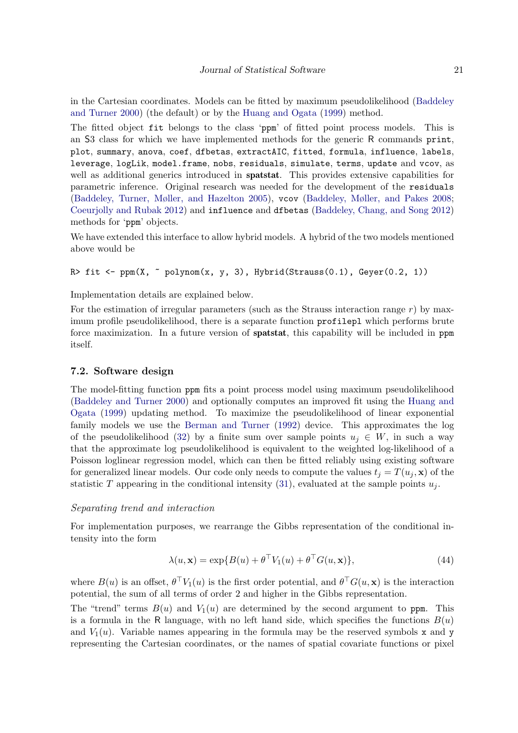in the Cartesian coordinates. Models can be fitted by maximum pseudolikelihood (Baddeley and Turner 2000) (the default) or by the Huang and Ogata (1999) method.

The fitted object `fit` belongs to the class 'ppm' of fitted point process models. This is an S3 class for which we have implemented methods for the generic R commands `print`, `plot`, `summary`, `anova`, `coef`, `dfbetas`, `extractAIC`, `fitted`, `formula`, `influence`, `labels`, `leverage`, `logLik`, `model.frame`, `nobs`, `residuals`, `simulate`, `terms`, `update` and `vcov`, as well as additional generics introduced in **spatstat**. This provides extensive capabilities for parametric inference. Original research was needed for the development of the `residuals` (Baddeley, Turner, Møller, and Hazelton 2005), `vcov` (Baddeley, Møller, and Pakes 2008; Coeurjolly and Rubak 2012) and `influence` and `dfbetas` (Baddeley, Chang, and Song 2012) methods for 'ppm' objects.

We have extended this interface to allow hybrid models. A hybrid of the two models mentioned above would be

```
R> fit <- ppm(X, ~ polynom(x, y, 3), Hybrid(Strauss(0.1), Geyer(0.2, 1))
```

Implementation details are explained below.

For the estimation of irregular parameters (such as the Strauss interaction range $r$) by maximum profile pseudolikelihood, there is a separate function `profilepl` which performs brute force maximization. In a future version of **spatstat**, this capability will be included in `ppm` itself.

### 7.2. Software design

The model-fitting function `ppm` fits a point process model using maximum pseudolikelihood (Baddeley and Turner 2000) and optionally computes an improved fit using the Huang and Ogata (1999) updating method. To maximize the pseudolikelihood of linear exponential family models we use the Berman and Turner (1992) device. This approximates the log of the pseudolikelihood (32) by a finite sum over sample points $u_j \in W$, in such a way that the approximate log pseudolikelihood is equivalent to the weighted log-likelihood of a Poisson loglinear regression model, which can then be fitted reliably using existing software for generalized linear models. Our code only needs to compute the values $t_j = T(u_j, \mathbf{x})$ of the statistic $T$ appearing in the conditional intensity (31), evaluated at the sample points $u_j$.

*Separating trend and interaction*

For implementation purposes, we rearrange the Gibbs representation of the conditional intensity into the form

$$\lambda(u, \mathbf{x}) = \exp\{B(u) + \theta^\top V_1(u) + \theta^\top G(u, \mathbf{x})\}, \tag{44}$$

where $B(u)$ is an offset, $\theta^\top V_1(u)$ is the first order potential, and $\theta^\top G(u, \mathbf{x})$ is the interaction potential, the sum of all terms of order 2 and higher in the Gibbs representation.

The "trend" terms $B(u)$ and $V_1(u)$ are determined by the second argument to `ppm`. This is a formula in the R language, with no left hand side, which specifies the functions $B(u)$ and $V_1(u)$. Variable names appearing in the formula may be the reserved symbols `x` and `y` representing the Cartesian coordinates, or the names of spatial covariate functions or pixel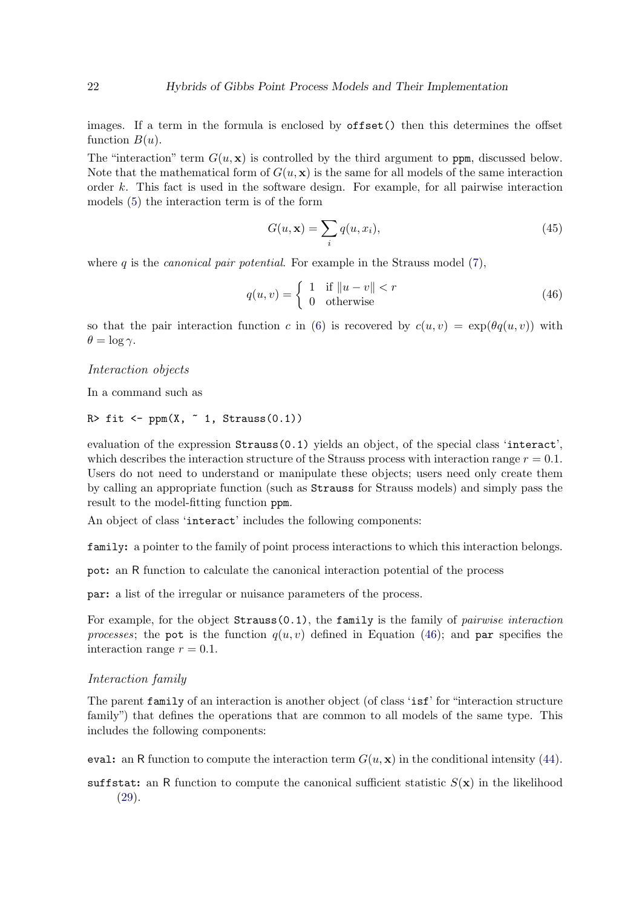images. If a term in the formula is enclosed by `offset()` then this determines the offset function $B(u)$.

The "interaction" term $G(u, \mathbf{x})$ is controlled by the third argument to `ppm`, discussed below. Note that the mathematical form of $G(u, \mathbf{x})$ is the same for all models of the same interaction order $k$. This fact is used in the software design. For example, for all pairwise interaction models (5) the interaction term is of the form

$$G(u, \mathbf{x}) = \sum_i q(u, x_i), \tag{45}$$

where $q$ is the *canonical pair potential*. For example in the Strauss model (7),

$$q(u, v) = \begin{cases} 1 & \text{if } \|u - v\| < r \\ 0 & \text{otherwise} \end{cases} \tag{46}$$

so that the pair interaction function $c$ in (6) is recovered by $c(u, v) = \exp(\theta q(u, v))$ with $\theta = \log \gamma$.

*Interaction objects*

In a command such as

```
R> fit <- ppm(X, ~ 1, Strauss(0.1))
```

evaluation of the expression `Strauss(0.1)` yields an object, of the special class '`interact`', which describes the interaction structure of the Strauss process with interaction range $r = 0.1$. Users do not need to understand or manipulate these objects; users need only create them by calling an appropriate function (such as `Strauss` for Strauss models) and simply pass the result to the model-fitting function `ppm`.

An object of class '`interact`' includes the following components:

`family`: a pointer to the family of point process interactions to which this interaction belongs.

`pot`: an R function to calculate the canonical interaction potential of the process

`par`: a list of the irregular or nuisance parameters of the process.

For example, for the object `Strauss(0.1)`, the `family` is the family of *pairwise interaction processes*; the `pot` is the function $q(u, v)$ defined in Equation (46); and `par` specifies the interaction range $r = 0.1$.

*Interaction family*

The parent `family` of an interaction is another object (of class '`isf`' for "interaction structure family") that defines the operations that are common to all models of the same type. This includes the following components:

`eval`: an R function to compute the interaction term $G(u, \mathbf{x})$ in the conditional intensity (44).

`suffstat`: an R function to compute the canonical sufficient statistic $S(\mathbf{x})$ in the likelihood (29).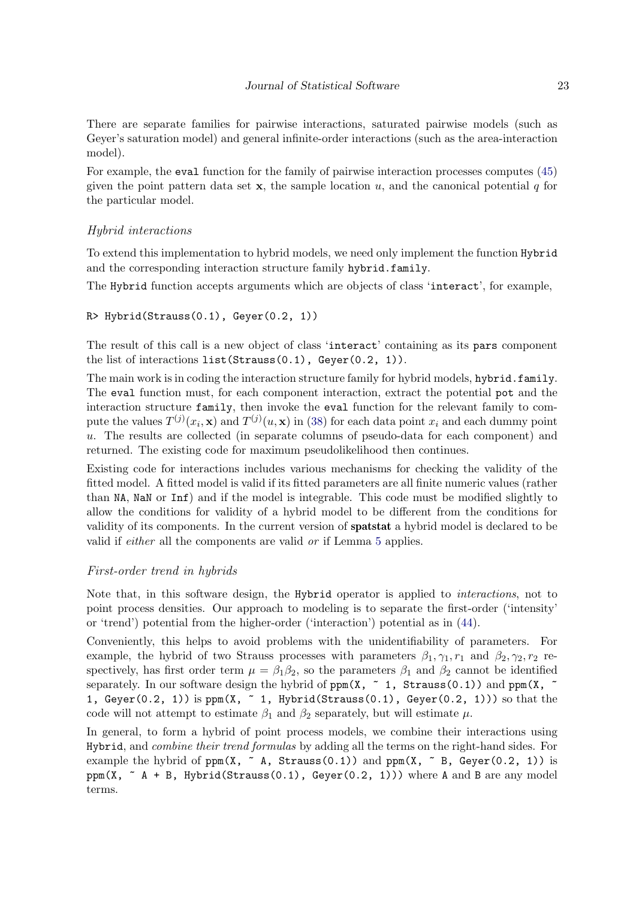There are separate families for pairwise interactions, saturated pairwise models (such as Geyer's saturation model) and general infinite-order interactions (such as the area-interaction model).

For example, the `eval` function for the family of pairwise interaction processes computes (45) given the point pattern data set $\mathbf{x}$, the sample location $u$, and the canonical potential $q$ for the particular model.

### *Hybrid interactions*

To extend this implementation to hybrid models, we need only implement the function `Hybrid` and the corresponding interaction structure family `hybrid.family`.

The `Hybrid` function accepts arguments which are objects of class '`interact`', for example,

```
R> Hybrid(Strauss(0.1), Geyer(0.2, 1))
```

The result of this call is a new object of class '`interact`' containing as its `pars` component the list of interactions `list(Strauss(0.1), Geyer(0.2, 1))`.

The main work is in coding the interaction structure family for hybrid models, `hybrid.family`. The `eval` function must, for each component interaction, extract the potential `pot` and the interaction structure `family`, then invoke the `eval` function for the relevant family to compute the values $T^{(j)}(x_i, \mathbf{x})$ and $T^{(j)}(u, \mathbf{x})$ in (38) for each data point $x_i$ and each dummy point $u$. The results are collected (in separate columns of pseudo-data for each component) and returned. The existing code for maximum pseudolikelihood then continues.

Existing code for interactions includes various mechanisms for checking the validity of the fitted model. A fitted model is valid if its fitted parameters are all finite numeric values (rather than `NA`, `NaN` or `Inf`) and if the model is integrable. This code must be modified slightly to allow the conditions for validity of a hybrid model to be different from the conditions for validity of its components. In the current version of **spatstat** a hybrid model is declared to be valid if *either* all the components are valid *or* if Lemma 5 applies.

### *First-order trend in hybrids*

Note that, in this software design, the `Hybrid` operator is applied to *interactions*, not to point process densities. Our approach to modeling is to separate the first-order ('intensity' or 'trend') potential from the higher-order ('interaction') potential as in (44).

Conveniently, this helps to avoid problems with the unidentifiability of parameters. For example, the hybrid of two Strauss processes with parameters $\beta_1, \gamma_1, r_1$ and $\beta_2, \gamma_2, r_2$ respectively, has first order term $\mu = \beta_1 \beta_2$, so the parameters $\beta_1$ and $\beta_2$ cannot be identified separately. In our software design the hybrid of `ppm(X, ~ 1, Strauss(0.1))` and `ppm(X, ~ 1, Geyer(0.2, 1))` is `ppm(X, ~ 1, Hybrid(Strauss(0.1), Geyer(0.2, 1)))` so that the code will not attempt to estimate $\beta_1$ and $\beta_2$ separately, but will estimate $\mu$.

In general, to form a hybrid of point process models, we combine their interactions using `Hybrid`, and *combine their trend formulas* by adding all the terms on the right-hand sides. For example the hybrid of `ppm(X, ~ A, Strauss(0.1))` and `ppm(X, ~ B, Geyer(0.2, 1))` is `ppm(X, ~ A + B, Hybrid(Strauss(0.1), Geyer(0.2, 1)))` where `A` and `B` are any model terms.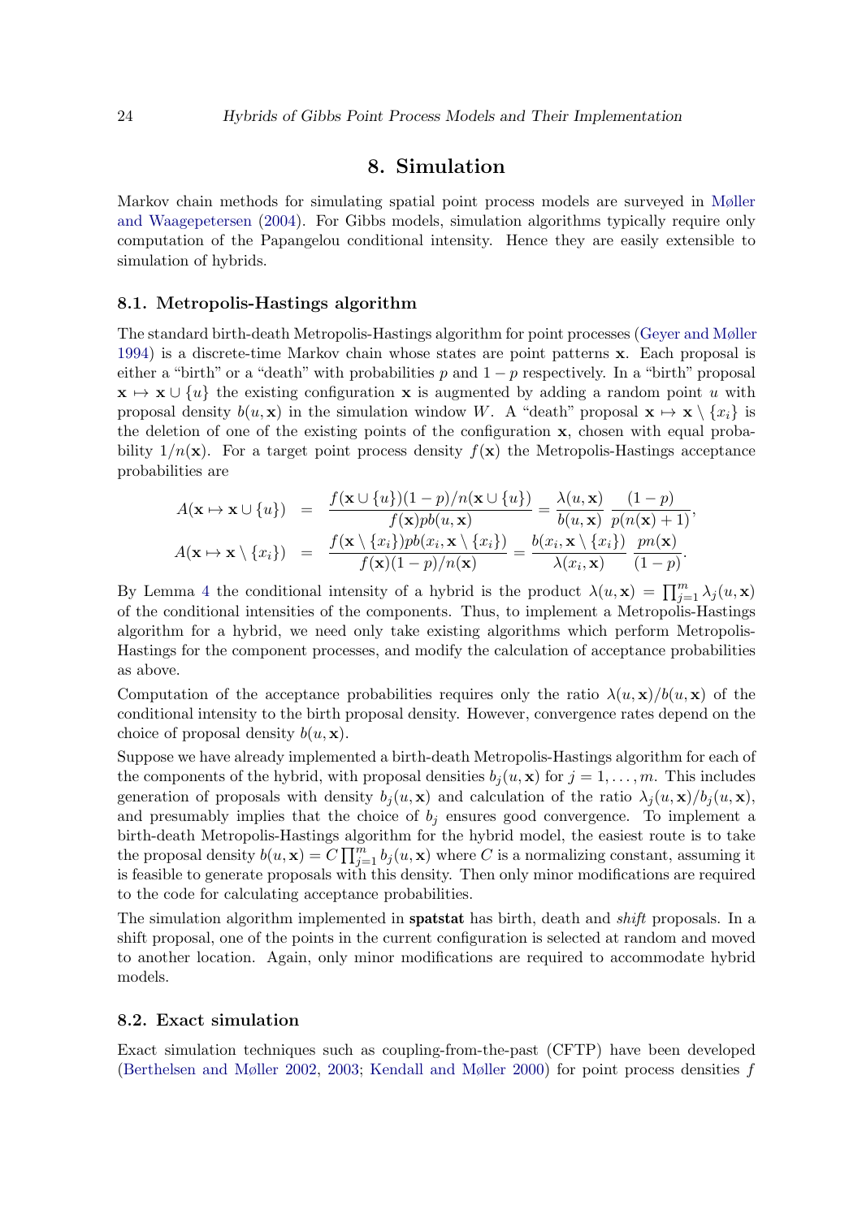## 8. Simulation

Markov chain methods for simulating spatial point process models are surveyed in Møller and Waagepetersen (2004). For Gibbs models, simulation algorithms typically require only computation of the Papangelou conditional intensity. Hence they are easily extensible to simulation of hybrids.

### 8.1. Metropolis-Hastings algorithm

The standard birth-death Metropolis-Hastings algorithm for point processes (Geyer and Møller 1994) is a discrete-time Markov chain whose states are point patterns $\mathbf{x}$. Each proposal is either a "birth" or a "death" with probabilities $p$ and $1-p$ respectively. In a "birth" proposal $\mathbf{x} \mapsto \mathbf{x} \cup \{u\}$ the existing configuration $\mathbf{x}$ is augmented by adding a random point $u$ with proposal density $b(u, \mathbf{x})$ in the simulation window $W$. A "death" proposal $\mathbf{x} \mapsto \mathbf{x} \setminus \{x_i\}$ is the deletion of one of the existing points of the configuration $\mathbf{x}$, chosen with equal probability $1/n(\mathbf{x})$. For a target point process density $f(\mathbf{x})$ the Metropolis-Hastings acceptance probabilities are

$$
\begin{aligned}
A(\mathbf{x} \mapsto \mathbf{x} \cup \{u\}) &= \frac{f(\mathbf{x} \cup \{u\})(1-p)/n(\mathbf{x} \cup \{u\})}{f(\mathbf{x}) p b(u, \mathbf{x})} = \frac{\lambda(u, \mathbf{x})}{b(u, \mathbf{x})} \, \frac{(1-p)}{p(n(\mathbf{x})+1)}, \\
A(\mathbf{x} \mapsto \mathbf{x} \setminus \{x_i\}) &= \frac{f(\mathbf{x} \setminus \{x_i\}) p b(x_i, \mathbf{x} \setminus \{x_i\})}{f(\mathbf{x})(1-p)/n(\mathbf{x})} = \frac{b(x_i, \mathbf{x} \setminus \{x_i\})}{\lambda(x_i, \mathbf{x})} \, \frac{p n(\mathbf{x})}{(1-p)}.
\end{aligned}
$$

By Lemma 4 the conditional intensity of a hybrid is the product $\lambda(u, \mathbf{x}) = \prod_{j=1}^{m} \lambda_j(u, \mathbf{x})$ of the conditional intensities of the components. Thus, to implement a Metropolis-Hastings algorithm for a hybrid, we need only take existing algorithms which perform Metropolis-Hastings for the component processes, and modify the calculation of acceptance probabilities as above.

Computation of the acceptance probabilities requires only the ratio $\lambda(u, \mathbf{x})/b(u, \mathbf{x})$ of the conditional intensity to the birth proposal density. However, convergence rates depend on the choice of proposal density $b(u, \mathbf{x})$.

Suppose we have already implemented a birth-death Metropolis-Hastings algorithm for each of the components of the hybrid, with proposal densities $b_j(u, \mathbf{x})$ for $j = 1, \ldots, m$. This includes generation of proposals with density $b_j(u, \mathbf{x})$ and calculation of the ratio $\lambda_j(u, \mathbf{x})/b_j(u, \mathbf{x})$, and presumably implies that the choice of $b_j$ ensures good convergence. To implement a birth-death Metropolis-Hastings algorithm for the hybrid model, the easiest route is to take the proposal density $b(u, \mathbf{x}) = C \prod_{j=1}^{m} b_j(u, \mathbf{x})$ where $C$ is a normalizing constant, assuming it is feasible to generate proposals with this density. Then only minor modifications are required to the code for calculating acceptance probabilities.

The simulation algorithm implemented in **spatstat** has birth, death and *shift* proposals. In a shift proposal, one of the points in the current configuration is selected at random and moved to another location. Again, only minor modifications are required to accommodate hybrid models.

### 8.2. Exact simulation

Exact simulation techniques such as coupling-from-the-past (CFTP) have been developed (Berthelsen and Møller 2002, 2003; Kendall and Møller 2000) for point process densities $f$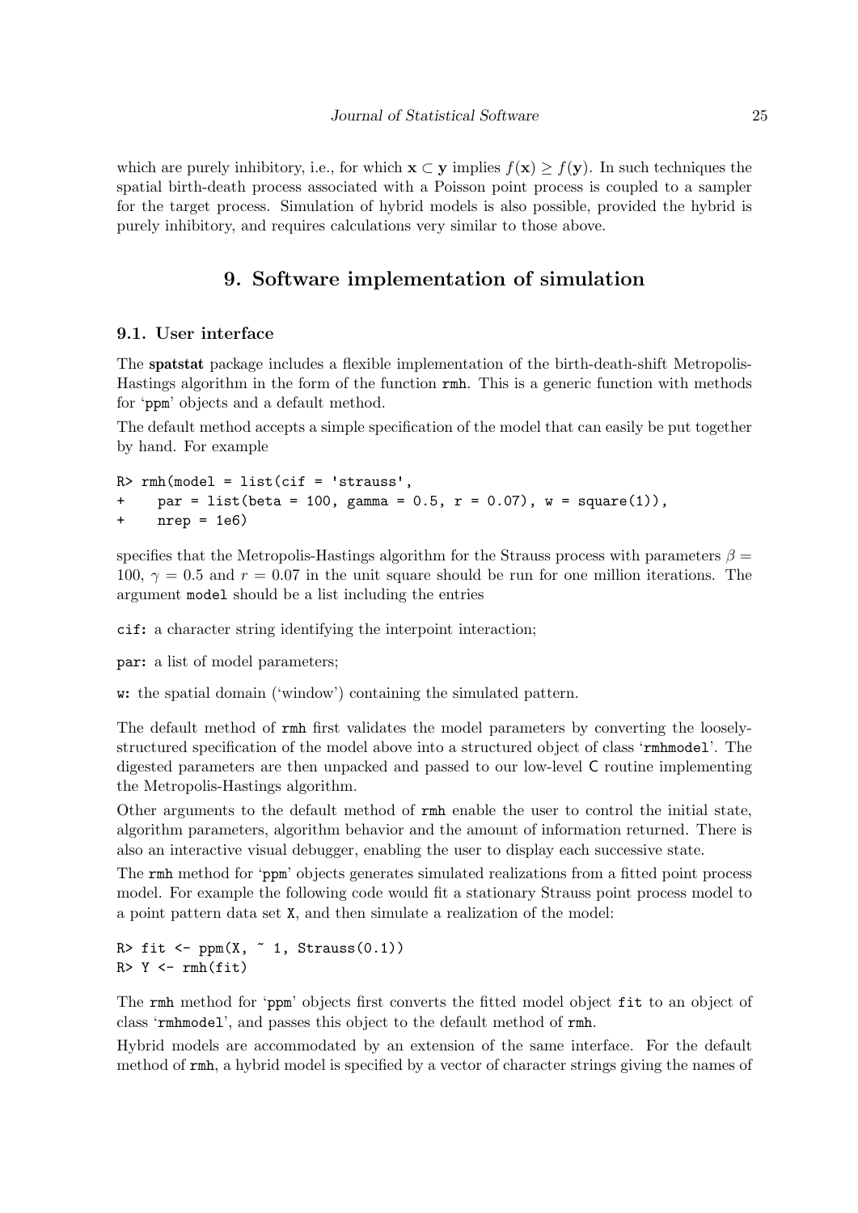which are purely inhibitory, i.e., for which $\mathbf{x} \subset \mathbf{y}$ implies $f(\mathbf{x}) \geq f(\mathbf{y})$. In such techniques the spatial birth-death process associated with a Poisson point process is coupled to a sampler for the target process. Simulation of hybrid models is also possible, provided the hybrid is purely inhibitory, and requires calculations very similar to those above.

# 9. Software implementation of simulation

## 9.1. User interface

The **spatstat** package includes a flexible implementation of the birth-death-shift Metropolis-Hastings algorithm in the form of the function `rmh`. This is a generic function with methods for '`ppm`' objects and a default method.

The default method accepts a simple specification of the model that can easily be put together by hand. For example

```
R> rmh(model = list(cif = 'strauss',
+     par = list(beta = 100, gamma = 0.5, r = 0.07), w = square(1)),
+     nrep = 1e6)
```

specifies that the Metropolis-Hastings algorithm for the Strauss process with parameters $\beta = 100$, $\gamma = 0.5$ and $r = 0.07$ in the unit square should be run for one million iterations. The argument `model` should be a list including the entries

`cif`: a character string identifying the interpoint interaction;

`par`: a list of model parameters;

`w`: the spatial domain ('window') containing the simulated pattern.

The default method of `rmh` first validates the model parameters by converting the loosely-structured specification of the model above into a structured object of class '`rmhmodel`'. The digested parameters are then unpacked and passed to our low-level C routine implementing the Metropolis-Hastings algorithm.

Other arguments to the default method of `rmh` enable the user to control the initial state, algorithm parameters, algorithm behavior and the amount of information returned. There is also an interactive visual debugger, enabling the user to display each successive state.

The `rmh` method for '`ppm`' objects generates simulated realizations from a fitted point process model. For example the following code would fit a stationary Strauss point process model to a point pattern data set `X`, and then simulate a realization of the model:

```
R> fit <- ppm(X, ~ 1, Strauss(0.1))
R> Y <- rmh(fit)
```

The `rmh` method for '`ppm`' objects first converts the fitted model object `fit` to an object of class '`rmhmodel`', and passes this object to the default method of `rmh`.

Hybrid models are accommodated by an extension of the same interface. For the default method of `rmh`, a hybrid model is specified by a vector of character strings giving the names of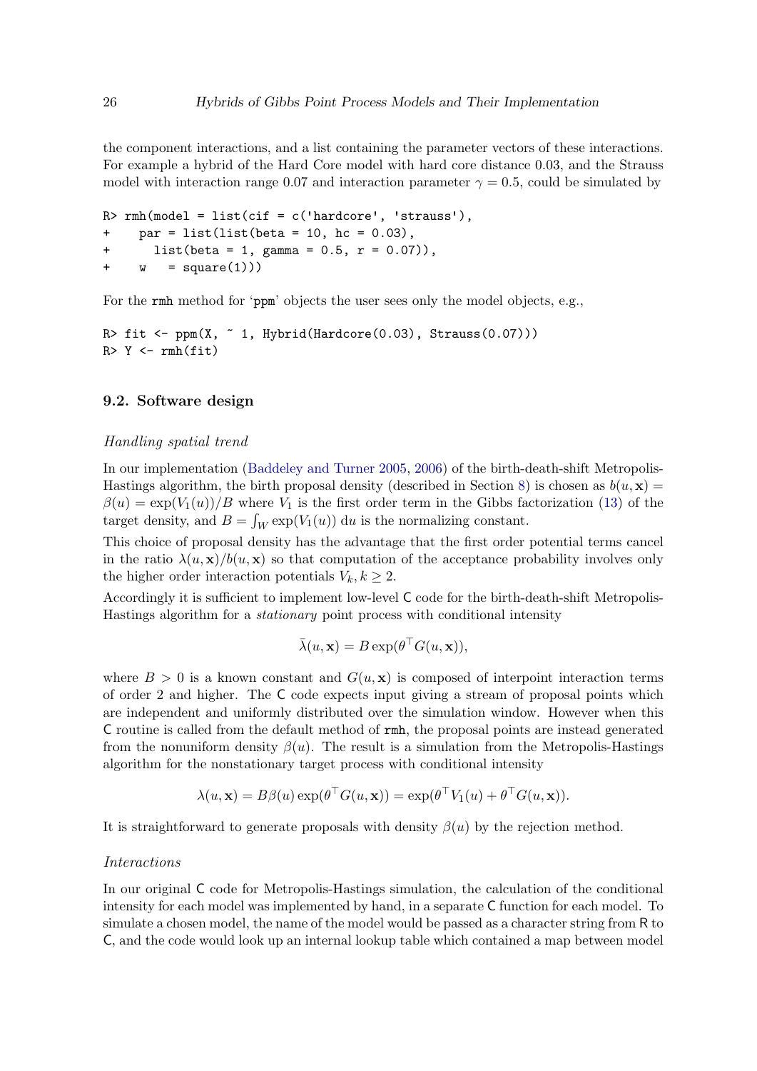the component interactions, and a list containing the parameter vectors of these interactions. For example a hybrid of the Hard Core model with hard core distance 0.03, and the Strauss model with interaction range 0.07 and interaction parameter $\gamma = 0.5$, could be simulated by

```
R> rmh(model = list(cif = c('hardcore', 'strauss'),
+    par = list(list(beta = 10, hc = 0.03),
+      list(beta = 1, gamma = 0.5, r = 0.07)),
+    w   = square(1)))
```

For the rmh method for 'ppm' objects the user sees only the model objects, e.g.,

```
R> fit <- ppm(X, ~ 1, Hybrid(Hardcore(0.03), Strauss(0.07)))
R> Y <- rmh(fit)
```

### 9.2. Software design

*Handling spatial trend*

In our implementation (Baddeley and Turner 2005, 2006) of the birth-death-shift Metropolis-Hastings algorithm, the birth proposal density (described in Section 8) is chosen as $b(u, \mathbf{x}) = \beta(u) = \exp(V_1(u))/B$ where $V_1$ is the first order term in the Gibbs factorization (13) of the target density, and $B = \int_W \exp(V_1(u))\, \mathrm{d}u$ is the normalizing constant.

This choice of proposal density has the advantage that the first order potential terms cancel in the ratio $\lambda(u, \mathbf{x})/b(u, \mathbf{x})$ so that computation of the acceptance probability involves only the higher order interaction potentials $V_k, k \geq 2$.

Accordingly it is sufficient to implement low-level C code for the birth-death-shift Metropolis-Hastings algorithm for a *stationary* point process with conditional intensity

$$\bar{\lambda}(u, \mathbf{x}) = B \exp(\theta^\top G(u, \mathbf{x})),$$

where $B > 0$ is a known constant and $G(u, \mathbf{x})$ is composed of interpoint interaction terms of order 2 and higher. The C code expects input giving a stream of proposal points which are independent and uniformly distributed over the simulation window. However when this C routine is called from the default method of rmh, the proposal points are instead generated from the nonuniform density $\beta(u)$. The result is a simulation from the Metropolis-Hastings algorithm for the nonstationary target process with conditional intensity

$$\lambda(u, \mathbf{x}) = B\beta(u) \exp(\theta^\top G(u, \mathbf{x})) = \exp(\theta^\top V_1(u) + \theta^\top G(u, \mathbf{x})).$$

It is straightforward to generate proposals with density $\beta(u)$ by the rejection method.

*Interactions*

In our original C code for Metropolis-Hastings simulation, the calculation of the conditional intensity for each model was implemented by hand, in a separate C function for each model. To simulate a chosen model, the name of the model would be passed as a character string from R to C, and the code would look up an internal lookup table which contained a map between model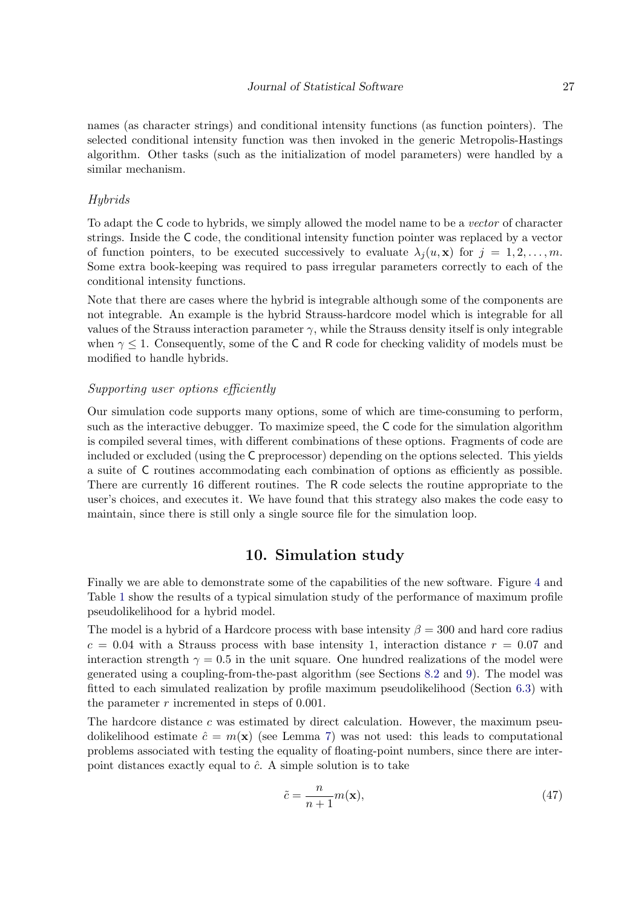names (as character strings) and conditional intensity functions (as function pointers). The selected conditional intensity function was then invoked in the generic Metropolis-Hastings algorithm. Other tasks (such as the initialization of model parameters) were handled by a similar mechanism.

### *Hybrids*

To adapt the C code to hybrids, we simply allowed the model name to be a *vector* of character strings. Inside the C code, the conditional intensity function pointer was replaced by a vector of function pointers, to be executed successively to evaluate $\lambda_j(u, \mathbf{x})$ for $j = 1, 2, \dots, m$. Some extra book-keeping was required to pass irregular parameters correctly to each of the conditional intensity functions.

Note that there are cases where the hybrid is integrable although some of the components are not integrable. An example is the hybrid Strauss-hardcore model which is integrable for all values of the Strauss interaction parameter $\gamma$, while the Strauss density itself is only integrable when $\gamma \leq 1$. Consequently, some of the C and R code for checking validity of models must be modified to handle hybrids.

### *Supporting user options efficiently*

Our simulation code supports many options, some of which are time-consuming to perform, such as the interactive debugger. To maximize speed, the C code for the simulation algorithm is compiled several times, with different combinations of these options. Fragments of code are included or excluded (using the C preprocessor) depending on the options selected. This yields a suite of C routines accommodating each combination of options as efficiently as possible. There are currently 16 different routines. The R code selects the routine appropriate to the user's choices, and executes it. We have found that this strategy also makes the code easy to maintain, since there is still only a single source file for the simulation loop.

## 10. Simulation study

Finally we are able to demonstrate some of the capabilities of the new software. Figure 4 and Table 1 show the results of a typical simulation study of the performance of maximum profile pseudolikelihood for a hybrid model.

The model is a hybrid of a Hardcore process with base intensity $\beta = 300$ and hard core radius $c = 0.04$ with a Strauss process with base intensity 1, interaction distance $r = 0.07$ and interaction strength $\gamma = 0.5$ in the unit square. One hundred realizations of the model were generated using a coupling-from-the-past algorithm (see Sections 8.2 and 9). The model was fitted to each simulated realization by profile maximum pseudolikelihood (Section 6.3) with the parameter $r$ incremented in steps of 0.001.

The hardcore distance $c$ was estimated by direct calculation. However, the maximum pseudolikelihood estimate $\hat{c} = m(\mathbf{x})$ (see Lemma 7) was not used: this leads to computational problems associated with testing the equality of floating-point numbers, since there are inter-point distances exactly equal to $\hat{c}$. A simple solution is to take

$$\tilde{c} = \frac{n}{n+1} m(\mathbf{x}), \tag{47}$$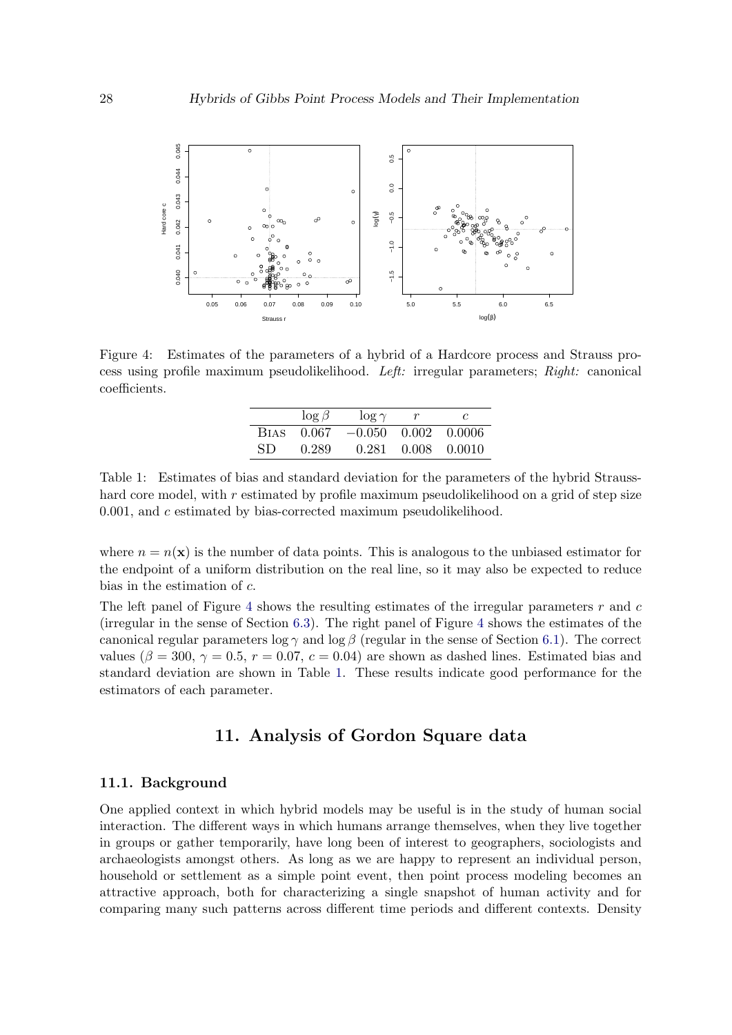Figure 4: Estimates of the parameters of a hybrid of a Hardcore process and Strauss process using profile maximum pseudolikelihood. *Left:* irregular parameters; *Right:* canonical coefficients.

| | $\log \beta$ | $\log \gamma$ | $r$ | $c$ |
|---|---|---|---|---|
| Bias | 0.067 | −0.050 | 0.002 | 0.0006 |
| SD | 0.289 | 0.281 | 0.008 | 0.0010 |

Table 1: Estimates of bias and standard deviation for the parameters of the hybrid Strauss-hard core model, with $r$ estimated by profile maximum pseudolikelihood on a grid of step size 0.001, and $c$ estimated by bias-corrected maximum pseudolikelihood.

where $n = n(\mathbf{x})$ is the number of data points. This is analogous to the unbiased estimator for the endpoint of a uniform distribution on the real line, so it may also be expected to reduce bias in the estimation of $c$.

The left panel of Figure 4 shows the resulting estimates of the irregular parameters $r$ and $c$ (irregular in the sense of Section 6.3). The right panel of Figure 4 shows the estimates of the canonical regular parameters $\log \gamma$ and $\log \beta$ (regular in the sense of Section 6.1). The correct values ($\beta = 300$, $\gamma = 0.5$, $r = 0.07$, $c = 0.04$) are shown as dashed lines. Estimated bias and standard deviation are shown in Table 1. These results indicate good performance for the estimators of each parameter.

## 11. Analysis of Gordon Square data

### 11.1. Background

One applied context in which hybrid models may be useful is in the study of human social interaction. The different ways in which humans arrange themselves, when they live together in groups or gather temporarily, have long been of interest to geographers, sociologists and archaeologists amongst others. As long as we are happy to represent an individual person, household or settlement as a simple point event, then point process modeling becomes an attractive approach, both for characterizing a single snapshot of human activity and for comparing many such patterns across different time periods and different contexts. Density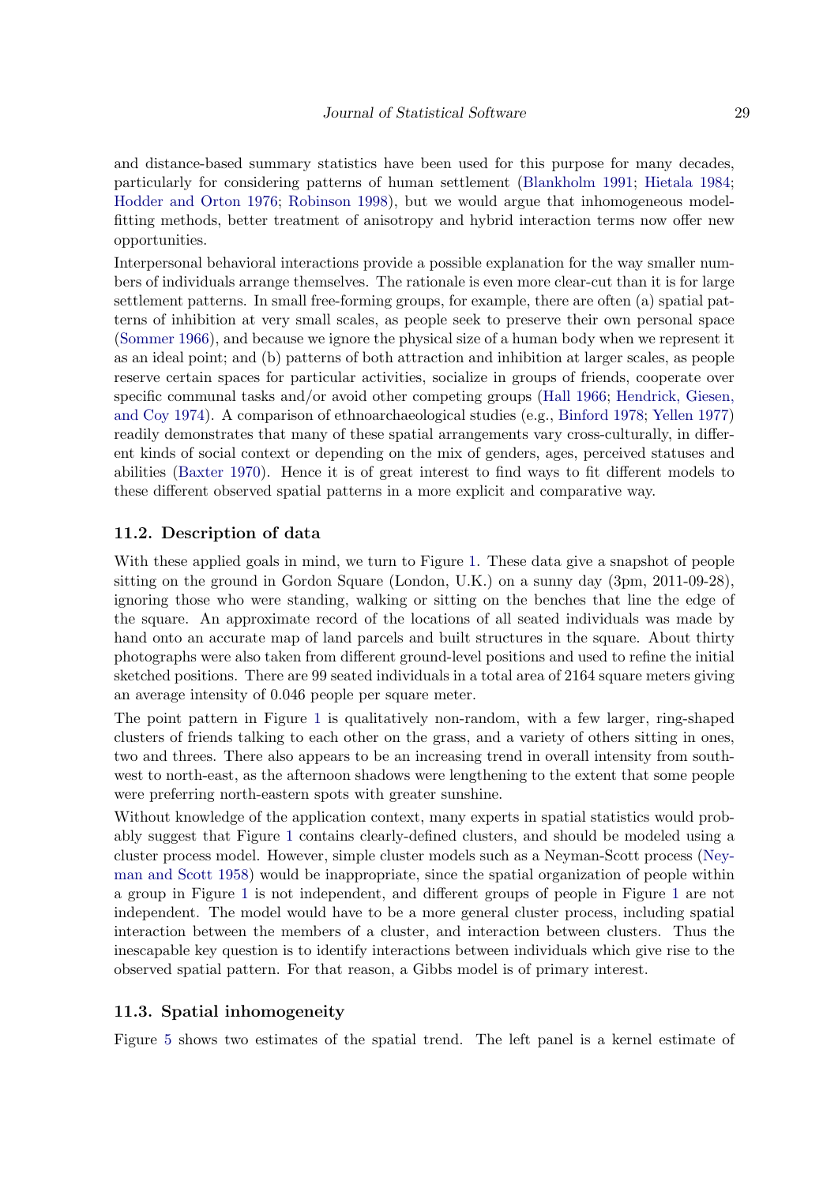and distance-based summary statistics have been used for this purpose for many decades, particularly for considering patterns of human settlement (Blankholm 1991; Hietala 1984; Hodder and Orton 1976; Robinson 1998), but we would argue that inhomogeneous model-fitting methods, better treatment of anisotropy and hybrid interaction terms now offer new opportunities.

Interpersonal behavioral interactions provide a possible explanation for the way smaller numbers of individuals arrange themselves. The rationale is even more clear-cut than it is for large settlement patterns. In small free-forming groups, for example, there are often (a) spatial patterns of inhibition at very small scales, as people seek to preserve their own personal space (Sommer 1966), and because we ignore the physical size of a human body when we represent it as an ideal point; and (b) patterns of both attraction and inhibition at larger scales, as people reserve certain spaces for particular activities, socialize in groups of friends, cooperate over specific communal tasks and/or avoid other competing groups (Hall 1966; Hendrick, Giesen, and Coy 1974). A comparison of ethnoarchaeological studies (e.g., Binford 1978; Yellen 1977) readily demonstrates that many of these spatial arrangements vary cross-culturally, in different kinds of social context or depending on the mix of genders, ages, perceived statuses and abilities (Baxter 1970). Hence it is of great interest to find ways to fit different models to these different observed spatial patterns in a more explicit and comparative way.

### 11.2. Description of data

With these applied goals in mind, we turn to Figure 1. These data give a snapshot of people sitting on the ground in Gordon Square (London, U.K.) on a sunny day (3pm, 2011-09-28), ignoring those who were standing, walking or sitting on the benches that line the edge of the square. An approximate record of the locations of all seated individuals was made by hand onto an accurate map of land parcels and built structures in the square. About thirty photographs were also taken from different ground-level positions and used to refine the initial sketched positions. There are 99 seated individuals in a total area of 2164 square meters giving an average intensity of 0.046 people per square meter.

The point pattern in Figure 1 is qualitatively non-random, with a few larger, ring-shaped clusters of friends talking to each other on the grass, and a variety of others sitting in ones, two and threes. There also appears to be an increasing trend in overall intensity from south-west to north-east, as the afternoon shadows were lengthening to the extent that some people were preferring north-eastern spots with greater sunshine.

Without knowledge of the application context, many experts in spatial statistics would probably suggest that Figure 1 contains clearly-defined clusters, and should be modeled using a cluster process model. However, simple cluster models such as a Neyman-Scott process (Neyman and Scott 1958) would be inappropriate, since the spatial organization of people within a group in Figure 1 is not independent, and different groups of people in Figure 1 are not independent. The model would have to be a more general cluster process, including spatial interaction between the members of a cluster, and interaction between clusters. Thus the inescapable key question is to identify interactions between individuals which give rise to the observed spatial pattern. For that reason, a Gibbs model is of primary interest.

### 11.3. Spatial inhomogeneity

Figure 5 shows two estimates of the spatial trend. The left panel is a kernel estimate of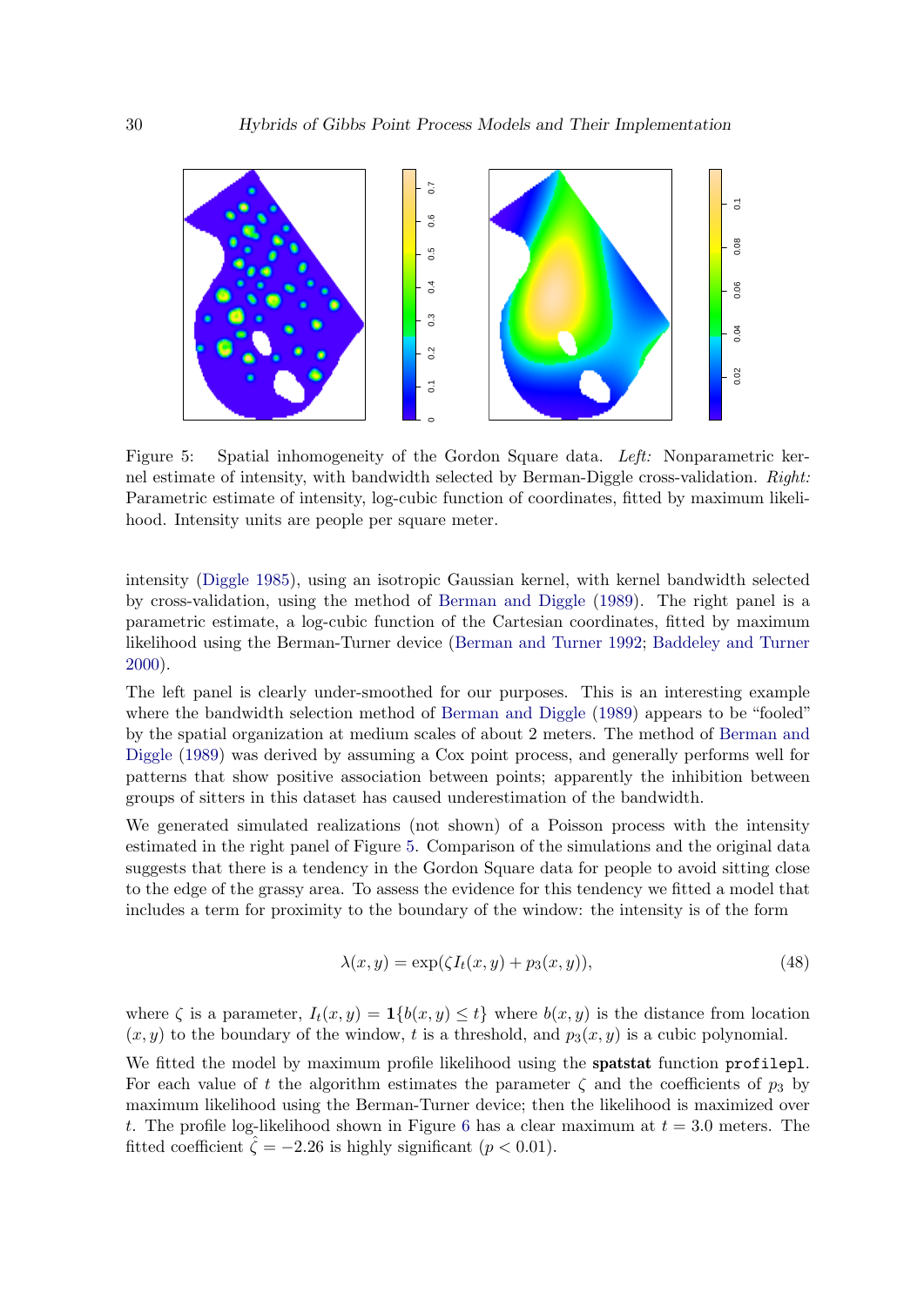Figure 5: Spatial inhomogeneity of the Gordon Square data. *Left:* Nonparametric kernel estimate of intensity, with bandwidth selected by Berman-Diggle cross-validation. *Right:* Parametric estimate of intensity, log-cubic function of coordinates, fitted by maximum likelihood. Intensity units are people per square meter.

intensity (Diggle 1985), using an isotropic Gaussian kernel, with kernel bandwidth selected by cross-validation, using the method of Berman and Diggle (1989). The right panel is a parametric estimate, a log-cubic function of the Cartesian coordinates, fitted by maximum likelihood using the Berman-Turner device (Berman and Turner 1992; Baddeley and Turner 2000).

The left panel is clearly under-smoothed for our purposes. This is an interesting example where the bandwidth selection method of Berman and Diggle (1989) appears to be "fooled" by the spatial organization at medium scales of about 2 meters. The method of Berman and Diggle (1989) was derived by assuming a Cox point process, and generally performs well for patterns that show positive association between points; apparently the inhibition between groups of sitters in this dataset has caused underestimation of the bandwidth.

We generated simulated realizations (not shown) of a Poisson process with the intensity estimated in the right panel of Figure 5. Comparison of the simulations and the original data suggests that there is a tendency in the Gordon Square data for people to avoid sitting close to the edge of the grassy area. To assess the evidence for this tendency we fitted a model that includes a term for proximity to the boundary of the window: the intensity is of the form

$$\lambda(x, y) = \exp(\zeta I_t(x, y) + p_3(x, y)), \tag{48}$$

where $\zeta$ is a parameter, $I_t(x, y) = \mathbf{1}\{b(x, y) \leq t\}$ where $b(x, y)$ is the distance from location $(x, y)$ to the boundary of the window, $t$ is a threshold, and $p_3(x, y)$ is a cubic polynomial.

We fitted the model by maximum profile likelihood using the **spatstat** function `profilepl`. For each value of $t$ the algorithm estimates the parameter $\zeta$ and the coefficients of $p_3$ by maximum likelihood using the Berman-Turner device; then the likelihood is maximized over $t$. The profile log-likelihood shown in Figure 6 has a clear maximum at $t = 3.0$ meters. The fitted coefficient $\hat{\zeta} = -2.26$ is highly significant ($p < 0.01$).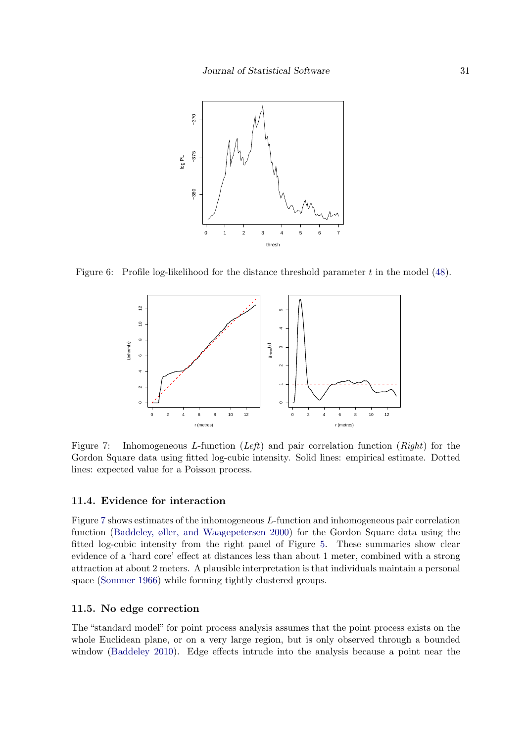Figure 6: Profile log-likelihood for the distance threshold parameter $t$ in the model (48).

Figure 7: Inhomogeneous $L$-function (*Left*) and pair correlation function (*Right*) for the Gordon Square data using fitted log-cubic intensity. Solid lines: empirical estimate. Dotted lines: expected value for a Poisson process.

### 11.4. Evidence for interaction

Figure 7 shows estimates of the inhomogeneous $L$-function and inhomogeneous pair correlation function (Baddeley, øller, and Waagepetersen 2000) for the Gordon Square data using the fitted log-cubic intensity from the right panel of Figure 5. These summaries show clear evidence of a 'hard core' effect at distances less than about 1 meter, combined with a strong attraction at about 2 meters. A plausible interpretation is that individuals maintain a personal space (Sommer 1966) while forming tightly clustered groups.

### 11.5. No edge correction

The "standard model" for point process analysis assumes that the point process exists on the whole Euclidean plane, or on a very large region, but is only observed through a bounded window (Baddeley 2010). Edge effects intrude into the analysis because a point near the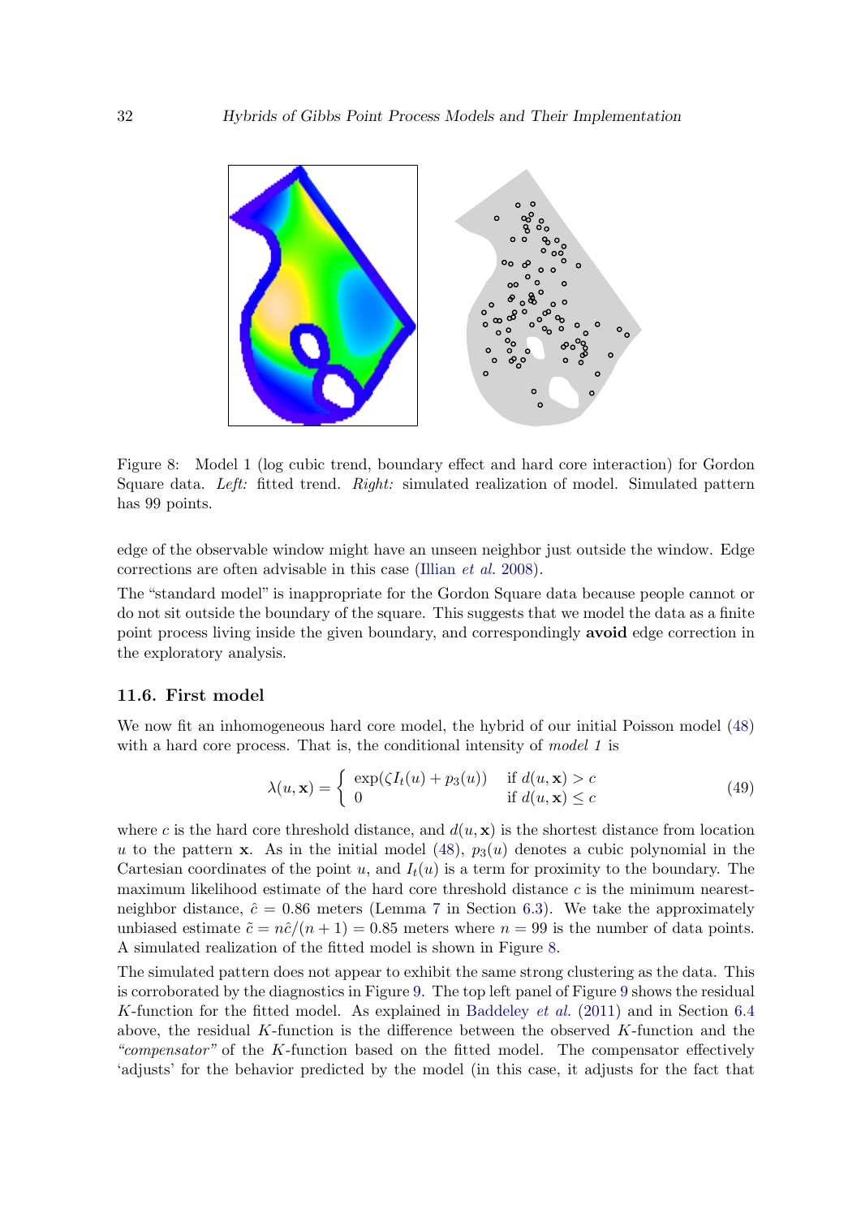Figure 8: Model 1 (log cubic trend, boundary effect and hard core interaction) for Gordon Square data. *Left:* fitted trend. *Right:* simulated realization of model. Simulated pattern has 99 points.

edge of the observable window might have an unseen neighbor just outside the window. Edge corrections are often advisable in this case (Illian *et al.* 2008).

The "standard model" is inappropriate for the Gordon Square data because people cannot or do not sit outside the boundary of the square. This suggests that we model the data as a finite point process living inside the given boundary, and correspondingly **avoid** edge correction in the exploratory analysis.

### 11.6. First model

We now fit an inhomogeneous hard core model, the hybrid of our initial Poisson model (48) with a hard core process. That is, the conditional intensity of *model 1* is

$$\lambda(u, \mathbf{x}) = \begin{cases} \exp(\zeta I_t(u) + p_3(u)) & \text{if } d(u, \mathbf{x}) > c \\ 0 & \text{if } d(u, \mathbf{x}) \le c \end{cases} \tag{49}$$

where $c$ is the hard core threshold distance, and $d(u, \mathbf{x})$ is the shortest distance from location $u$ to the pattern $\mathbf{x}$. As in the initial model (48), $p_3(u)$ denotes a cubic polynomial in the Cartesian coordinates of the point $u$, and $I_t(u)$ is a term for proximity to the boundary. The maximum likelihood estimate of the hard core threshold distance $c$ is the minimum nearest-neighbor distance, $\hat{c} = 0.86$ meters (Lemma 7 in Section 6.3). We take the approximately unbiased estimate $\tilde{c} = n\hat{c}/(n + 1) = 0.85$ meters where $n = 99$ is the number of data points. A simulated realization of the fitted model is shown in Figure 8.

The simulated pattern does not appear to exhibit the same strong clustering as the data. This is corroborated by the diagnostics in Figure 9. The top left panel of Figure 9 shows the residual $K$-function for the fitted model. As explained in Baddeley *et al.* (2011) and in Section 6.4 above, the residual $K$-function is the difference between the observed $K$-function and the *"compensator"* of the $K$-function based on the fitted model. The compensator effectively 'adjusts' for the behavior predicted by the model (in this case, it adjusts for the fact that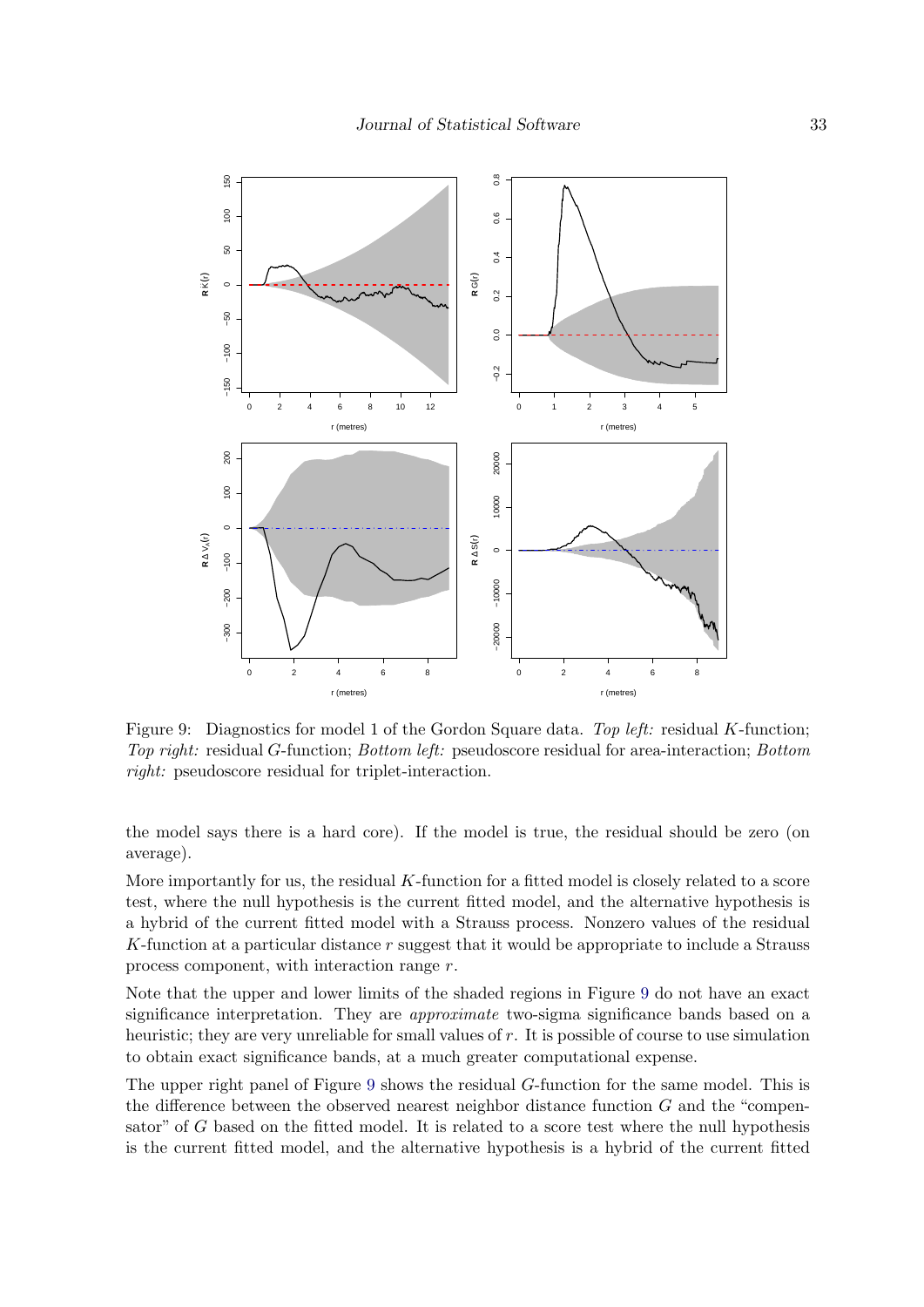Figure 9: Diagnostics for model 1 of the Gordon Square data. *Top left:* residual $K$-function; *Top right:* residual $G$-function; *Bottom left:* pseudoscore residual for area-interaction; *Bottom right:* pseudoscore residual for triplet-interaction.

the model says there is a hard core). If the model is true, the residual should be zero (on average).

More importantly for us, the residual $K$-function for a fitted model is closely related to a score test, where the null hypothesis is the current fitted model, and the alternative hypothesis is a hybrid of the current fitted model with a Strauss process. Nonzero values of the residual $K$-function at a particular distance $r$ suggest that it would be appropriate to include a Strauss process component, with interaction range $r$.

Note that the upper and lower limits of the shaded regions in Figure 9 do not have an exact significance interpretation. They are *approximate* two-sigma significance bands based on a heuristic; they are very unreliable for small values of $r$. It is possible of course to use simulation to obtain exact significance bands, at a much greater computational expense.

The upper right panel of Figure 9 shows the residual $G$-function for the same model. This is the difference between the observed nearest neighbor distance function $G$ and the "compensator" of $G$ based on the fitted model. It is related to a score test where the null hypothesis is the current fitted model, and the alternative hypothesis is a hybrid of the current fitted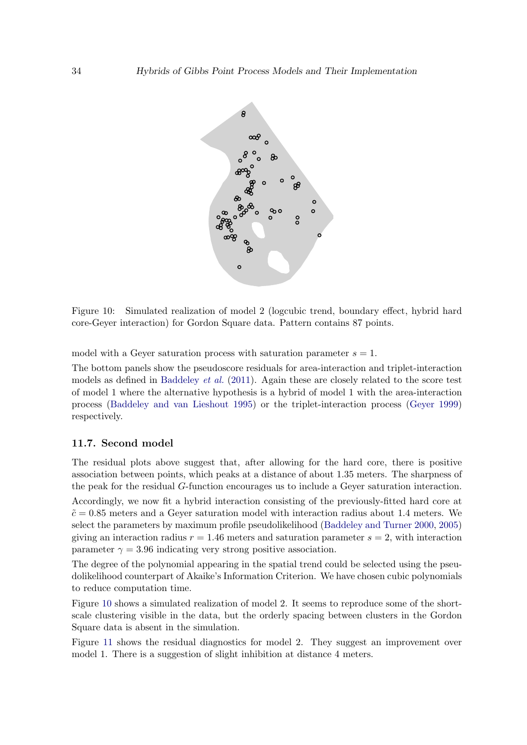Figure 10: Simulated realization of model 2 (logcubic trend, boundary effect, hybrid hard core-Geyer interaction) for Gordon Square data. Pattern contains 87 points.

model with a Geyer saturation process with saturation parameter $s = 1$.

The bottom panels show the pseudoscore residuals for area-interaction and triplet-interaction models as defined in Baddeley *et al.* (2011). Again these are closely related to the score test of model 1 where the alternative hypothesis is a hybrid of model 1 with the area-interaction process (Baddeley and van Lieshout 1995) or the triplet-interaction process (Geyer 1999) respectively.

### 11.7. Second model

The residual plots above suggest that, after allowing for the hard core, there is positive association between points, which peaks at a distance of about 1.35 meters. The sharpness of the peak for the residual $G$-function encourages us to include a Geyer saturation interaction.

Accordingly, we now fit a hybrid interaction consisting of the previously-fitted hard core at $\tilde{c} = 0.85$ meters and a Geyer saturation model with interaction radius about 1.4 meters. We select the parameters by maximum profile pseudolikelihood (Baddeley and Turner 2000, 2005) giving an interaction radius $r = 1.46$ meters and saturation parameter $s = 2$, with interaction parameter $\gamma = 3.96$ indicating very strong positive association.

The degree of the polynomial appearing in the spatial trend could be selected using the pseudolikelihood counterpart of Akaike's Information Criterion. We have chosen cubic polynomials to reduce computation time.

Figure 10 shows a simulated realization of model 2. It seems to reproduce some of the short-scale clustering visible in the data, but the orderly spacing between clusters in the Gordon Square data is absent in the simulation.

Figure 11 shows the residual diagnostics for model 2. They suggest an improvement over model 1. There is a suggestion of slight inhibition at distance 4 meters.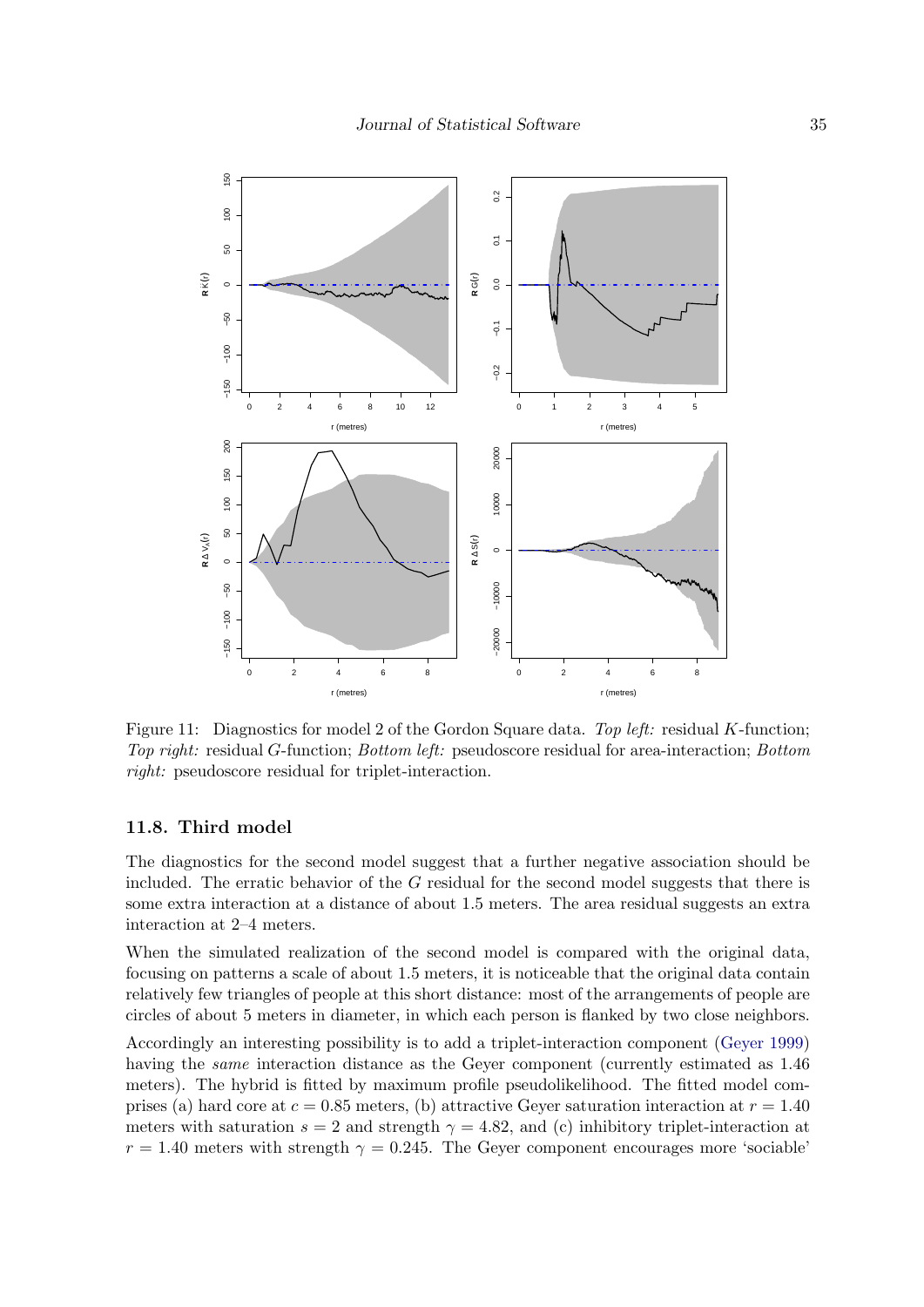Figure 11: Diagnostics for model 2 of the Gordon Square data. *Top left:* residual $K$-function; *Top right:* residual $G$-function; *Bottom left:* pseudoscore residual for area-interaction; *Bottom right:* pseudoscore residual for triplet-interaction.

### 11.8. Third model

The diagnostics for the second model suggest that a further negative association should be included. The erratic behavior of the $G$ residual for the second model suggests that there is some extra interaction at a distance of about 1.5 meters. The area residual suggests an extra interaction at 2–4 meters.

When the simulated realization of the second model is compared with the original data, focusing on patterns a scale of about 1.5 meters, it is noticeable that the original data contain relatively few triangles of people at this short distance: most of the arrangements of people are circles of about 5 meters in diameter, in which each person is flanked by two close neighbors.

Accordingly an interesting possibility is to add a triplet-interaction component (Geyer 1999) having the *same* interaction distance as the Geyer component (currently estimated as 1.46 meters). The hybrid is fitted by maximum profile pseudolikelihood. The fitted model comprises (a) hard core at $c = 0.85$ meters, (b) attractive Geyer saturation interaction at $r = 1.40$ meters with saturation $s = 2$ and strength $\gamma = 4.82$, and (c) inhibitory triplet-interaction at $r = 1.40$ meters with strength $\gamma = 0.245$. The Geyer component encourages more 'sociable'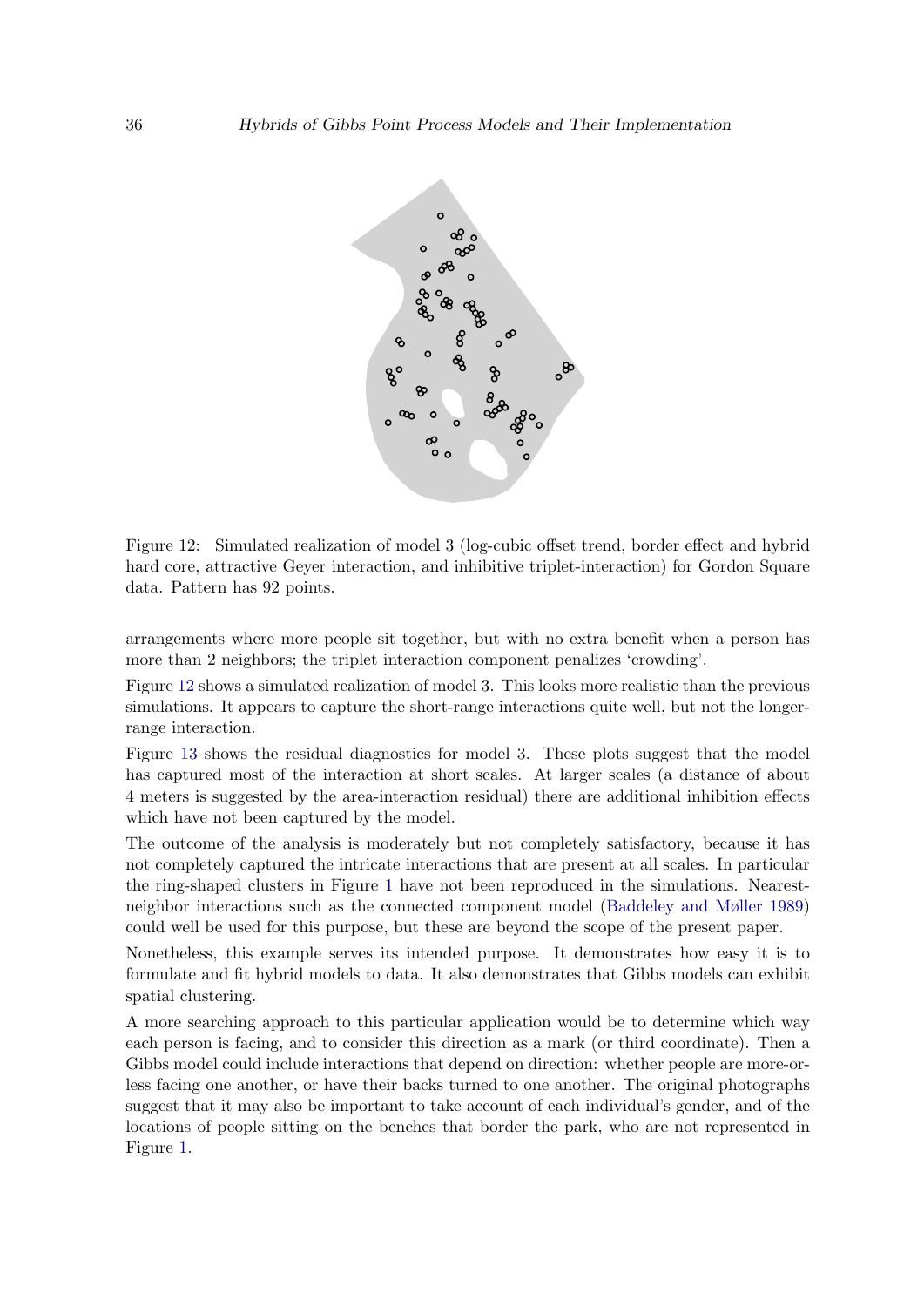Figure 12: Simulated realization of model 3 (log-cubic offset trend, border effect and hybrid hard core, attractive Geyer interaction, and inhibitive triplet-interaction) for Gordon Square data. Pattern has 92 points.

arrangements where more people sit together, but with no extra benefit when a person has more than 2 neighbors; the triplet interaction component penalizes 'crowding'.

Figure 12 shows a simulated realization of model 3. This looks more realistic than the previous simulations. It appears to capture the short-range interactions quite well, but not the longer-range interaction.

Figure 13 shows the residual diagnostics for model 3. These plots suggest that the model has captured most of the interaction at short scales. At larger scales (a distance of about 4 meters is suggested by the area-interaction residual) there are additional inhibition effects which have not been captured by the model.

The outcome of the analysis is moderately but not completely satisfactory, because it has not completely captured the intricate interactions that are present at all scales. In particular the ring-shaped clusters in Figure 1 have not been reproduced in the simulations. Nearest-neighbor interactions such as the connected component model (Baddeley and Møller 1989) could well be used for this purpose, but these are beyond the scope of the present paper.

Nonetheless, this example serves its intended purpose. It demonstrates how easy it is to formulate and fit hybrid models to data. It also demonstrates that Gibbs models can exhibit spatial clustering.

A more searching approach to this particular application would be to determine which way each person is facing, and to consider this direction as a mark (or third coordinate). Then a Gibbs model could include interactions that depend on direction: whether people are more-or-less facing one another, or have their backs turned to one another. The original photographs suggest that it may also be important to take account of each individual's gender, and of the locations of people sitting on the benches that border the park, who are not represented in Figure 1.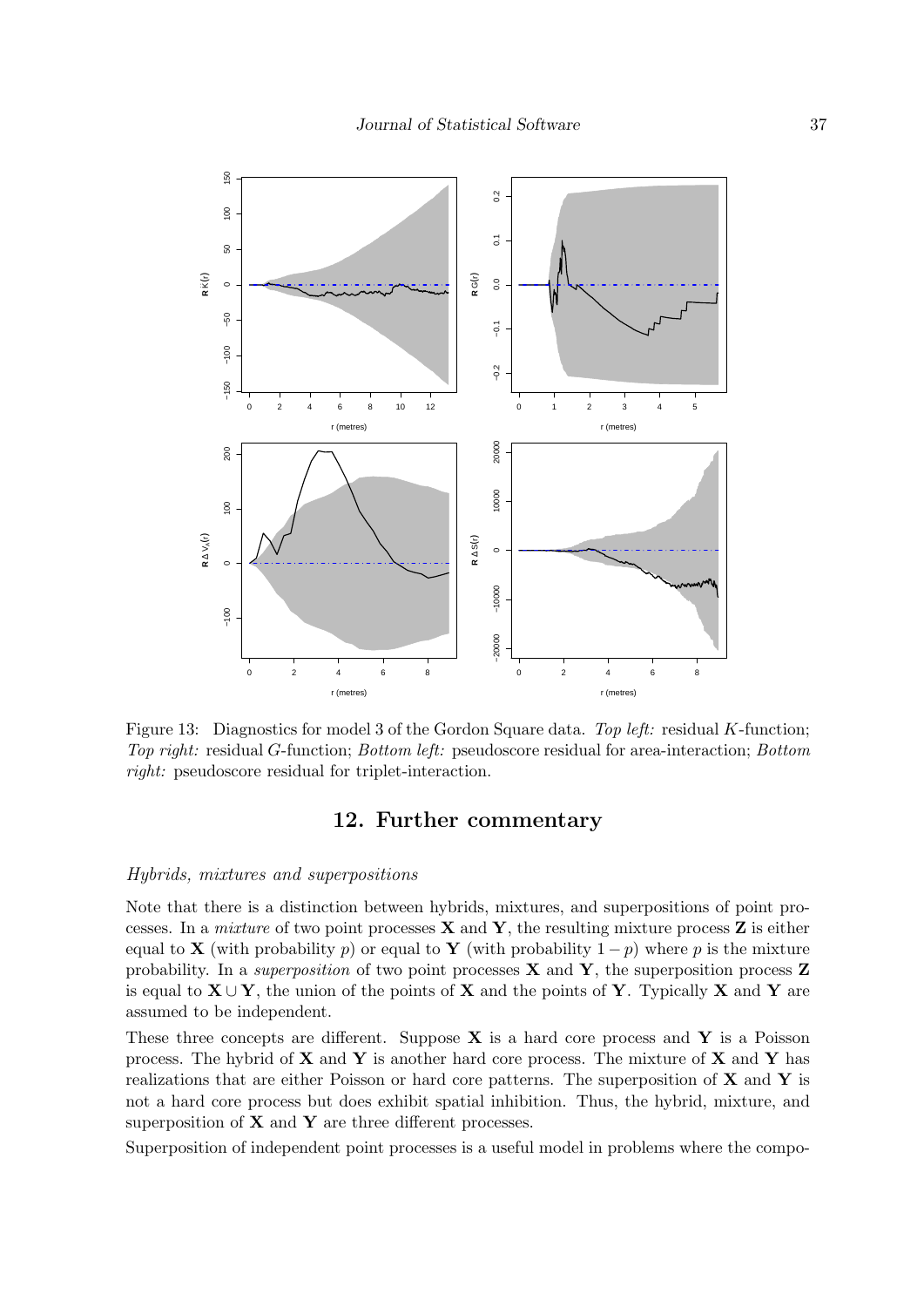Figure 13: Diagnostics for model 3 of the Gordon Square data. *Top left:* residual $K$-function; *Top right:* residual $G$-function; *Bottom left:* pseudoscore residual for area-interaction; *Bottom right:* pseudoscore residual for triplet-interaction.

# 12. Further commentary

### *Hybrids, mixtures and superpositions*

Note that there is a distinction between hybrids, mixtures, and superpositions of point processes. In a *mixture* of two point processes $\mathbf{X}$ and $\mathbf{Y}$, the resulting mixture process $\mathbf{Z}$ is either equal to $\mathbf{X}$ (with probability $p$) or equal to $\mathbf{Y}$ (with probability $1-p$) where $p$ is the mixture probability. In a *superposition* of two point processes $\mathbf{X}$ and $\mathbf{Y}$, the superposition process $\mathbf{Z}$ is equal to $\mathbf{X} \cup \mathbf{Y}$, the union of the points of $\mathbf{X}$ and the points of $\mathbf{Y}$. Typically $\mathbf{X}$ and $\mathbf{Y}$ are assumed to be independent.

These three concepts are different. Suppose $\mathbf{X}$ is a hard core process and $\mathbf{Y}$ is a Poisson process. The hybrid of $\mathbf{X}$ and $\mathbf{Y}$ is another hard core process. The mixture of $\mathbf{X}$ and $\mathbf{Y}$ has realizations that are either Poisson or hard core patterns. The superposition of $\mathbf{X}$ and $\mathbf{Y}$ is not a hard core process but does exhibit spatial inhibition. Thus, the hybrid, mixture, and superposition of $\mathbf{X}$ and $\mathbf{Y}$ are three different processes.

Superposition of independent point processes is a useful model in problems where the compo-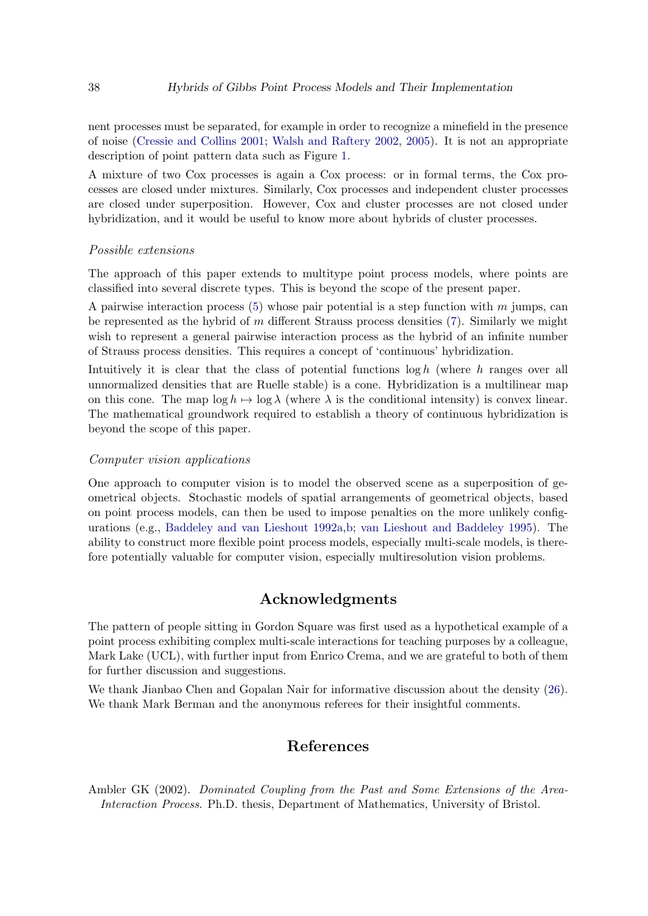nent processes must be separated, for example in order to recognize a minefield in the presence of noise (Cressie and Collins 2001; Walsh and Raftery 2002, 2005). It is not an appropriate description of point pattern data such as Figure 1.

A mixture of two Cox processes is again a Cox process: or in formal terms, the Cox processes are closed under mixtures. Similarly, Cox processes and independent cluster processes are closed under superposition. However, Cox and cluster processes are not closed under hybridization, and it would be useful to know more about hybrids of cluster processes.

### *Possible extensions*

The approach of this paper extends to multitype point process models, where points are classified into several discrete types. This is beyond the scope of the present paper.

A pairwise interaction process (5) whose pair potential is a step function with $m$ jumps, can be represented as the hybrid of $m$ different Strauss process densities (7). Similarly we might wish to represent a general pairwise interaction process as the hybrid of an infinite number of Strauss process densities. This requires a concept of 'continuous' hybridization.

Intuitively it is clear that the class of potential functions $\log h$ (where $h$ ranges over all unnormalized densities that are Ruelle stable) is a cone. Hybridization is a multilinear map on this cone. The map $\log h \mapsto \log \lambda$ (where $\lambda$ is the conditional intensity) is convex linear. The mathematical groundwork required to establish a theory of continuous hybridization is beyond the scope of this paper.

### *Computer vision applications*

One approach to computer vision is to model the observed scene as a superposition of geometrical objects. Stochastic models of spatial arrangements of geometrical objects, based on point process models, can then be used to impose penalties on the more unlikely configurations (e.g., Baddeley and van Lieshout 1992a,b; van Lieshout and Baddeley 1995). The ability to construct more flexible point process models, especially multi-scale models, is therefore potentially valuable for computer vision, especially multiresolution vision problems.

## Acknowledgments

The pattern of people sitting in Gordon Square was first used as a hypothetical example of a point process exhibiting complex multi-scale interactions for teaching purposes by a colleague, Mark Lake (UCL), with further input from Enrico Crema, and we are grateful to both of them for further discussion and suggestions.

We thank Jianbao Chen and Gopalan Nair for informative discussion about the density (26). We thank Mark Berman and the anonymous referees for their insightful comments.

## References

Ambler GK (2002). *Dominated Coupling from the Past and Some Extensions of the Area-Interaction Process*. Ph.D. thesis, Department of Mathematics, University of Bristol.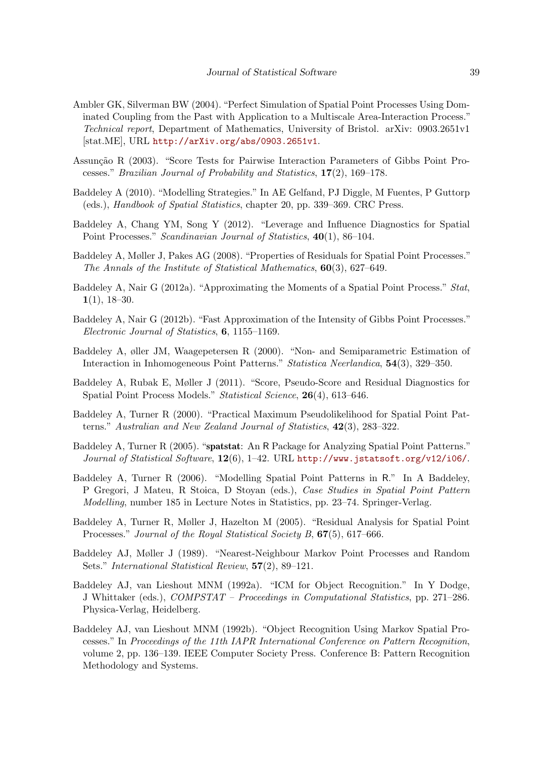Ambler GK, Silverman BW (2004). "Perfect Simulation of Spatial Point Processes Using Dominated Coupling from the Past with Application to a Multiscale Area-Interaction Process." *Technical report*, Department of Mathematics, University of Bristol. arXiv: 0903.2651v1 [stat.ME], URL http://arXiv.org/abs/0903.2651v1.

Assunção R (2003). "Score Tests for Pairwise Interaction Parameters of Gibbs Point Processes." *Brazilian Journal of Probability and Statistics*, **17**(2), 169–178.

Baddeley A (2010). "Modelling Strategies." In AE Gelfand, PJ Diggle, M Fuentes, P Guttorp (eds.), *Handbook of Spatial Statistics*, chapter 20, pp. 339–369. CRC Press.

Baddeley A, Chang YM, Song Y (2012). "Leverage and Influence Diagnostics for Spatial Point Processes." *Scandinavian Journal of Statistics*, **40**(1), 86–104.

Baddeley A, Møller J, Pakes AG (2008). "Properties of Residuals for Spatial Point Processes." *The Annals of the Institute of Statistical Mathematics*, **60**(3), 627–649.

Baddeley A, Nair G (2012a). "Approximating the Moments of a Spatial Point Process." *Stat*, **1**(1), 18–30.

Baddeley A, Nair G (2012b). "Fast Approximation of the Intensity of Gibbs Point Processes." *Electronic Journal of Statistics*, **6**, 1155–1169.

Baddeley A, øller JM, Waagepetersen R (2000). "Non- and Semiparametric Estimation of Interaction in Inhomogeneous Point Patterns." *Statistica Neerlandica*, **54**(3), 329–350.

Baddeley A, Rubak E, Møller J (2011). "Score, Pseudo-Score and Residual Diagnostics for Spatial Point Process Models." *Statistical Science*, **26**(4), 613–646.

Baddeley A, Turner R (2000). "Practical Maximum Pseudolikelihood for Spatial Point Patterns." *Australian and New Zealand Journal of Statistics*, **42**(3), 283–322.

Baddeley A, Turner R (2005). "**spatstat**: An R Package for Analyzing Spatial Point Patterns." *Journal of Statistical Software*, **12**(6), 1–42. URL http://www.jstatsoft.org/v12/i06/.

Baddeley A, Turner R (2006). "Modelling Spatial Point Patterns in R." In A Baddeley, P Gregori, J Mateu, R Stoica, D Stoyan (eds.), *Case Studies in Spatial Point Pattern Modelling*, number 185 in Lecture Notes in Statistics, pp. 23–74. Springer-Verlag.

Baddeley A, Turner R, Møller J, Hazelton M (2005). "Residual Analysis for Spatial Point Processes." *Journal of the Royal Statistical Society B*, **67**(5), 617–666.

Baddeley AJ, Møller J (1989). "Nearest-Neighbour Markov Point Processes and Random Sets." *International Statistical Review*, **57**(2), 89–121.

Baddeley AJ, van Lieshout MNM (1992a). "ICM for Object Recognition." In Y Dodge, J Whittaker (eds.), *COMPSTAT – Proceedings in Computational Statistics*, pp. 271–286. Physica-Verlag, Heidelberg.

Baddeley AJ, van Lieshout MNM (1992b). "Object Recognition Using Markov Spatial Processes." In *Proceedings of the 11th IAPR International Conference on Pattern Recognition*, volume 2, pp. 136–139. IEEE Computer Society Press. Conference B: Pattern Recognition Methodology and Systems.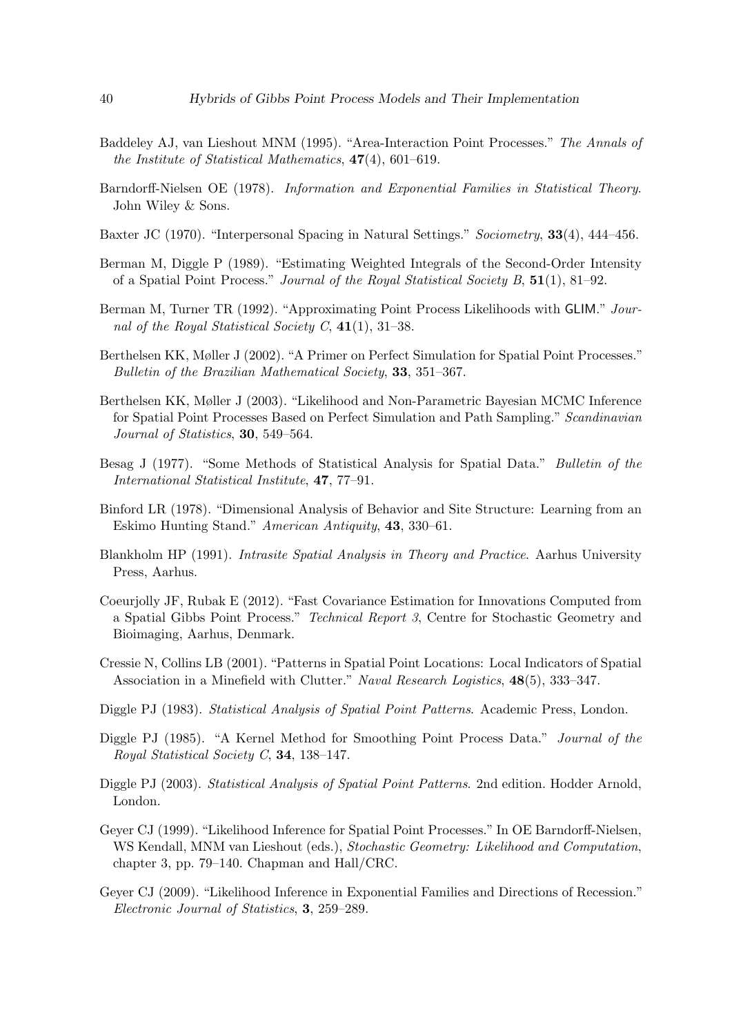Baddeley AJ, van Lieshout MNM (1995). "Area-Interaction Point Processes." *The Annals of the Institute of Statistical Mathematics*, **47**(4), 601–619.

Barndorff-Nielsen OE (1978). *Information and Exponential Families in Statistical Theory*. John Wiley & Sons.

Baxter JC (1970). "Interpersonal Spacing in Natural Settings." *Sociometry*, **33**(4), 444–456.

Berman M, Diggle P (1989). "Estimating Weighted Integrals of the Second-Order Intensity of a Spatial Point Process." *Journal of the Royal Statistical Society B*, **51**(1), 81–92.

Berman M, Turner TR (1992). "Approximating Point Process Likelihoods with GLIM." *Journal of the Royal Statistical Society C*, **41**(1), 31–38.

Berthelsen KK, Møller J (2002). "A Primer on Perfect Simulation for Spatial Point Processes." *Bulletin of the Brazilian Mathematical Society*, **33**, 351–367.

Berthelsen KK, Møller J (2003). "Likelihood and Non-Parametric Bayesian MCMC Inference for Spatial Point Processes Based on Perfect Simulation and Path Sampling." *Scandinavian Journal of Statistics*, **30**, 549–564.

Besag J (1977). "Some Methods of Statistical Analysis for Spatial Data." *Bulletin of the International Statistical Institute*, **47**, 77–91.

Binford LR (1978). "Dimensional Analysis of Behavior and Site Structure: Learning from an Eskimo Hunting Stand." *American Antiquity*, **43**, 330–61.

Blankholm HP (1991). *Intrasite Spatial Analysis in Theory and Practice*. Aarhus University Press, Aarhus.

Coeurjolly JF, Rubak E (2012). "Fast Covariance Estimation for Innovations Computed from a Spatial Gibbs Point Process." *Technical Report 3*, Centre for Stochastic Geometry and Bioimaging, Aarhus, Denmark.

Cressie N, Collins LB (2001). "Patterns in Spatial Point Locations: Local Indicators of Spatial Association in a Minefield with Clutter." *Naval Research Logistics*, **48**(5), 333–347.

Diggle PJ (1983). *Statistical Analysis of Spatial Point Patterns*. Academic Press, London.

Diggle PJ (1985). "A Kernel Method for Smoothing Point Process Data." *Journal of the Royal Statistical Society C*, **34**, 138–147.

Diggle PJ (2003). *Statistical Analysis of Spatial Point Patterns*. 2nd edition. Hodder Arnold, London.

Geyer CJ (1999). "Likelihood Inference for Spatial Point Processes." In OE Barndorff-Nielsen, WS Kendall, MNM van Lieshout (eds.), *Stochastic Geometry: Likelihood and Computation*, chapter 3, pp. 79–140. Chapman and Hall/CRC.

Geyer CJ (2009). "Likelihood Inference in Exponential Families and Directions of Recession." *Electronic Journal of Statistics*, **3**, 259–289.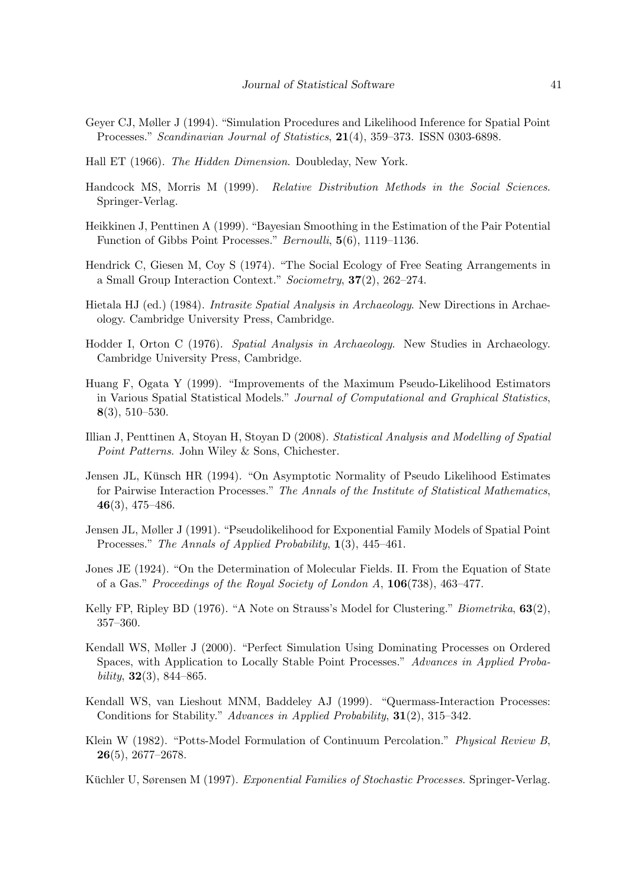Geyer CJ, Møller J (1994). "Simulation Procedures and Likelihood Inference for Spatial Point Processes." *Scandinavian Journal of Statistics*, **21**(4), 359–373. ISSN 0303-6898.

Hall ET (1966). *The Hidden Dimension*. Doubleday, New York.

Handcock MS, Morris M (1999). *Relative Distribution Methods in the Social Sciences*. Springer-Verlag.

Heikkinen J, Penttinen A (1999). "Bayesian Smoothing in the Estimation of the Pair Potential Function of Gibbs Point Processes." *Bernoulli*, **5**(6), 1119–1136.

Hendrick C, Giesen M, Coy S (1974). "The Social Ecology of Free Seating Arrangements in a Small Group Interaction Context." *Sociometry*, **37**(2), 262–274.

Hietala HJ (ed.) (1984). *Intrasite Spatial Analysis in Archaeology*. New Directions in Archaeology. Cambridge University Press, Cambridge.

Hodder I, Orton C (1976). *Spatial Analysis in Archaeology*. New Studies in Archaeology. Cambridge University Press, Cambridge.

Huang F, Ogata Y (1999). "Improvements of the Maximum Pseudo-Likelihood Estimators in Various Spatial Statistical Models." *Journal of Computational and Graphical Statistics*, **8**(3), 510–530.

Illian J, Penttinen A, Stoyan H, Stoyan D (2008). *Statistical Analysis and Modelling of Spatial Point Patterns*. John Wiley & Sons, Chichester.

Jensen JL, Künsch HR (1994). "On Asymptotic Normality of Pseudo Likelihood Estimates for Pairwise Interaction Processes." *The Annals of the Institute of Statistical Mathematics*, **46**(3), 475–486.

Jensen JL, Møller J (1991). "Pseudolikelihood for Exponential Family Models of Spatial Point Processes." *The Annals of Applied Probability*, **1**(3), 445–461.

Jones JE (1924). "On the Determination of Molecular Fields. II. From the Equation of State of a Gas." *Proceedings of the Royal Society of London A*, **106**(738), 463–477.

Kelly FP, Ripley BD (1976). "A Note on Strauss's Model for Clustering." *Biometrika*, **63**(2), 357–360.

Kendall WS, Møller J (2000). "Perfect Simulation Using Dominating Processes on Ordered Spaces, with Application to Locally Stable Point Processes." *Advances in Applied Probability*, **32**(3), 844–865.

Kendall WS, van Lieshout MNM, Baddeley AJ (1999). "Quermass-Interaction Processes: Conditions for Stability." *Advances in Applied Probability*, **31**(2), 315–342.

Klein W (1982). "Potts-Model Formulation of Continuum Percolation." *Physical Review B*, **26**(5), 2677–2678.

Küchler U, Sørensen M (1997). *Exponential Families of Stochastic Processes*. Springer-Verlag.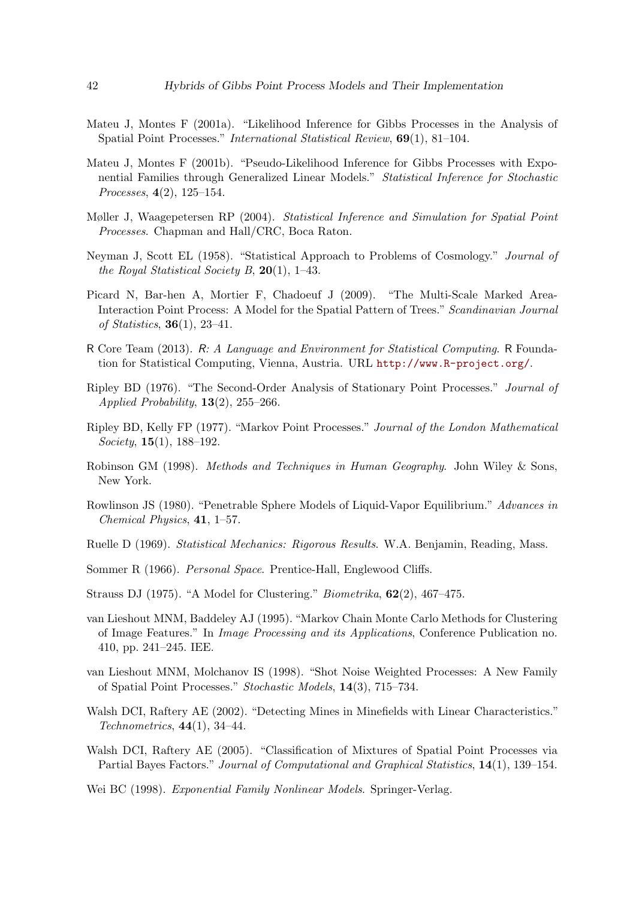Mateu J, Montes F (2001a). "Likelihood Inference for Gibbs Processes in the Analysis of Spatial Point Processes." *International Statistical Review*, **69**(1), 81–104.

Mateu J, Montes F (2001b). "Pseudo-Likelihood Inference for Gibbs Processes with Exponential Families through Generalized Linear Models." *Statistical Inference for Stochastic Processes*, **4**(2), 125–154.

Møller J, Waagepetersen RP (2004). *Statistical Inference and Simulation for Spatial Point Processes*. Chapman and Hall/CRC, Boca Raton.

Neyman J, Scott EL (1958). "Statistical Approach to Problems of Cosmology." *Journal of the Royal Statistical Society B*, **20**(1), 1–43.

Picard N, Bar-hen A, Mortier F, Chadoeuf J (2009). "The Multi-Scale Marked Area-Interaction Point Process: A Model for the Spatial Pattern of Trees." *Scandinavian Journal of Statistics*, **36**(1), 23–41.

R Core Team (2013). *R: A Language and Environment for Statistical Computing*. R Foundation for Statistical Computing, Vienna, Austria. URL http://www.R-project.org/.

Ripley BD (1976). "The Second-Order Analysis of Stationary Point Processes." *Journal of Applied Probability*, **13**(2), 255–266.

Ripley BD, Kelly FP (1977). "Markov Point Processes." *Journal of the London Mathematical Society*, **15**(1), 188–192.

Robinson GM (1998). *Methods and Techniques in Human Geography*. John Wiley & Sons, New York.

Rowlinson JS (1980). "Penetrable Sphere Models of Liquid-Vapor Equilibrium." *Advances in Chemical Physics*, **41**, 1–57.

Ruelle D (1969). *Statistical Mechanics: Rigorous Results*. W.A. Benjamin, Reading, Mass.

Sommer R (1966). *Personal Space*. Prentice-Hall, Englewood Cliffs.

Strauss DJ (1975). "A Model for Clustering." *Biometrika*, **62**(2), 467–475.

van Lieshout MNM, Baddeley AJ (1995). "Markov Chain Monte Carlo Methods for Clustering of Image Features." In *Image Processing and its Applications*, Conference Publication no. 410, pp. 241–245. IEE.

van Lieshout MNM, Molchanov IS (1998). "Shot Noise Weighted Processes: A New Family of Spatial Point Processes." *Stochastic Models*, **14**(3), 715–734.

Walsh DCI, Raftery AE (2002). "Detecting Mines in Minefields with Linear Characteristics." *Technometrics*, **44**(1), 34–44.

Walsh DCI, Raftery AE (2005). "Classification of Mixtures of Spatial Point Processes via Partial Bayes Factors." *Journal of Computational and Graphical Statistics*, **14**(1), 139–154.

Wei BC (1998). *Exponential Family Nonlinear Models*. Springer-Verlag.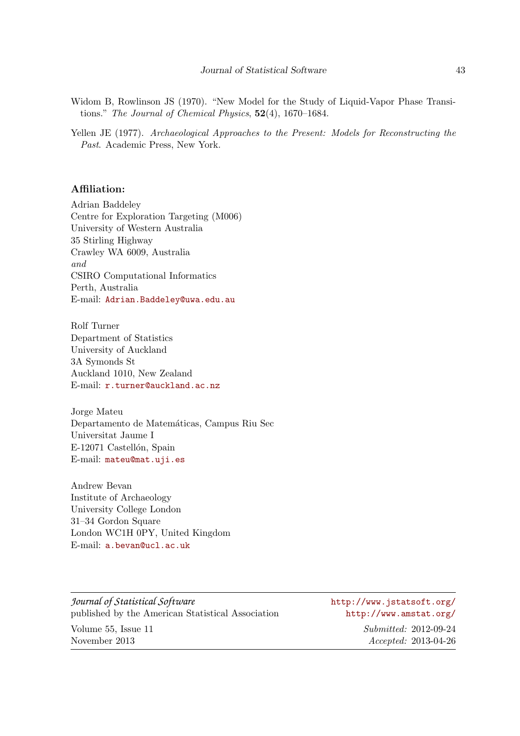Widom B, Rowlinson JS (1970). "New Model for the Study of Liquid-Vapor Phase Transitions." *The Journal of Chemical Physics*, **52**(4), 1670–1684.

Yellen JE (1977). *Archaeological Approaches to the Present: Models for Reconstructing the Past*. Academic Press, New York.

**Affiliation:**

Adrian Baddeley
Centre for Exploration Targeting (M006)
University of Western Australia
35 Stirling Highway
Crawley WA 6009, Australia
*and*
CSIRO Computational Informatics
Perth, Australia
E-mail: Adrian.Baddeley@uwa.edu.au

Rolf Turner
Department of Statistics
University of Auckland
3A Symonds St
Auckland 1010, New Zealand
E-mail: r.turner@auckland.ac.nz

Jorge Mateu
Departamento de Matemáticas, Campus Riu Sec
Universitat Jaume I
E-12071 Castellón, Spain
E-mail: mateu@mat.uji.es

Andrew Bevan
Institute of Archaeology
University College London
31–34 Gordon Square
London WC1H 0PY, United Kingdom
E-mail: a.bevan@ucl.ac.uk

*Journal of Statistical Software* http://www.jstatsoft.org/
published by the American Statistical Association http://www.amstat.org/
Volume 55, Issue 11 *Submitted:* 2012-09-24
November 2013 *Accepted:* 2013-04-26